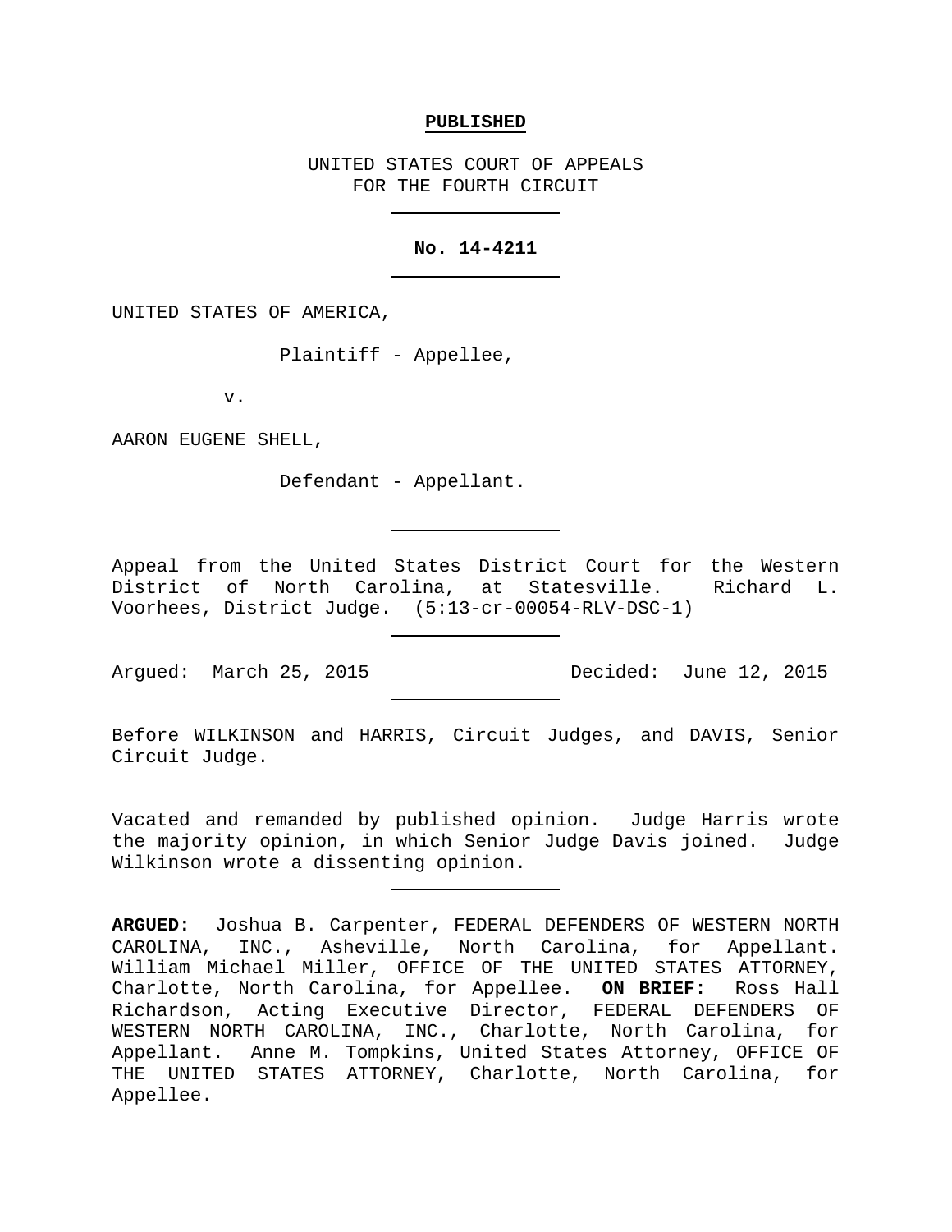**PUBLISHED**

UNITED STATES COURT OF APPEALS
FOR THE FOURTH CIRCUIT

---

**No. 14-4211**

---

UNITED STATES OF AMERICA,

Plaintiff - Appellee,

v.

AARON EUGENE SHELL,

Defendant - Appellant.

---

Appeal from the United States District Court for the Western District of North Carolina, at Statesville. Richard L. Voorhees, District Judge. (5:13-cr-00054-RLV-DSC-1)

---

Argued: March 25, 2015    Decided: June 12, 2015

---

Before WILKINSON and HARRIS, Circuit Judges, and DAVIS, Senior Circuit Judge.

---

Vacated and remanded by published opinion. Judge Harris wrote the majority opinion, in which Senior Judge Davis joined. Judge Wilkinson wrote a dissenting opinion.

---

**ARGUED:** Joshua B. Carpenter, FEDERAL DEFENDERS OF WESTERN NORTH CAROLINA, INC., Asheville, North Carolina, for Appellant. William Michael Miller, OFFICE OF THE UNITED STATES ATTORNEY, Charlotte, North Carolina, for Appellee. **ON BRIEF:** Ross Hall Richardson, Acting Executive Director, FEDERAL DEFENDERS OF WESTERN NORTH CAROLINA, INC., Charlotte, North Carolina, for Appellant. Anne M. Tompkins, United States Attorney, OFFICE OF THE UNITED STATES ATTORNEY, Charlotte, North Carolina, for Appellee.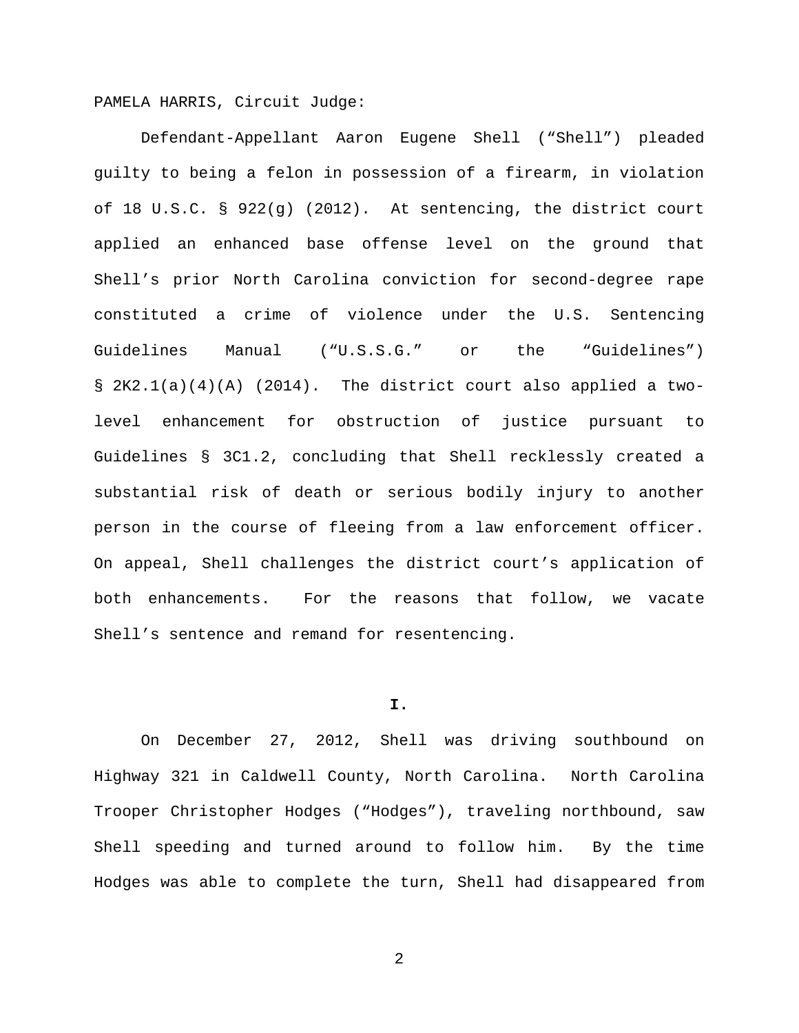PAMELA HARRIS, Circuit Judge:

Defendant-Appellant Aaron Eugene Shell ("Shell") pleaded guilty to being a felon in possession of a firearm, in violation of 18 U.S.C. § 922(g) (2012). At sentencing, the district court applied an enhanced base offense level on the ground that Shell's prior North Carolina conviction for second-degree rape constituted a crime of violence under the U.S. Sentencing Guidelines Manual ("U.S.S.G." or the "Guidelines") § 2K2.1(a)(4)(A) (2014). The district court also applied a two-level enhancement for obstruction of justice pursuant to Guidelines § 3C1.2, concluding that Shell recklessly created a substantial risk of death or serious bodily injury to another person in the course of fleeing from a law enforcement officer. On appeal, Shell challenges the district court's application of both enhancements. For the reasons that follow, we vacate Shell's sentence and remand for resentencing.

**I.**

On December 27, 2012, Shell was driving southbound on Highway 321 in Caldwell County, North Carolina. North Carolina Trooper Christopher Hodges ("Hodges"), traveling northbound, saw Shell speeding and turned around to follow him. By the time Hodges was able to complete the turn, Shell had disappeared from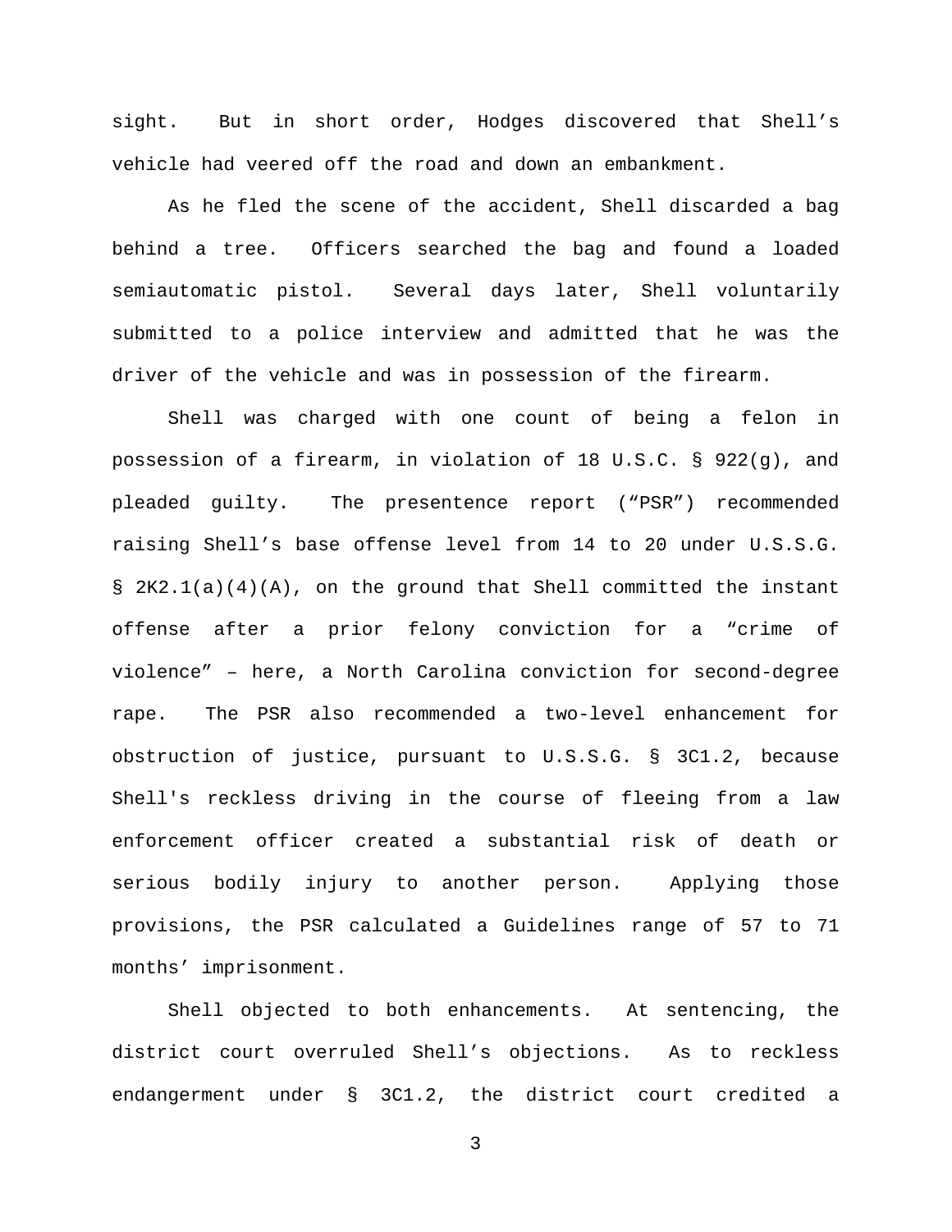sight. But in short order, Hodges discovered that Shell's vehicle had veered off the road and down an embankment.

As he fled the scene of the accident, Shell discarded a bag behind a tree. Officers searched the bag and found a loaded semiautomatic pistol. Several days later, Shell voluntarily submitted to a police interview and admitted that he was the driver of the vehicle and was in possession of the firearm.

Shell was charged with one count of being a felon in possession of a firearm, in violation of 18 U.S.C. § 922(g), and pleaded guilty. The presentence report ("PSR") recommended raising Shell's base offense level from 14 to 20 under U.S.S.G. § 2K2.1(a)(4)(A), on the ground that Shell committed the instant offense after a prior felony conviction for a "crime of violence" – here, a North Carolina conviction for second-degree rape. The PSR also recommended a two-level enhancement for obstruction of justice, pursuant to U.S.S.G. § 3C1.2, because Shell's reckless driving in the course of fleeing from a law enforcement officer created a substantial risk of death or serious bodily injury to another person. Applying those provisions, the PSR calculated a Guidelines range of 57 to 71 months' imprisonment.

Shell objected to both enhancements. At sentencing, the district court overruled Shell's objections. As to reckless endangerment under § 3C1.2, the district court credited a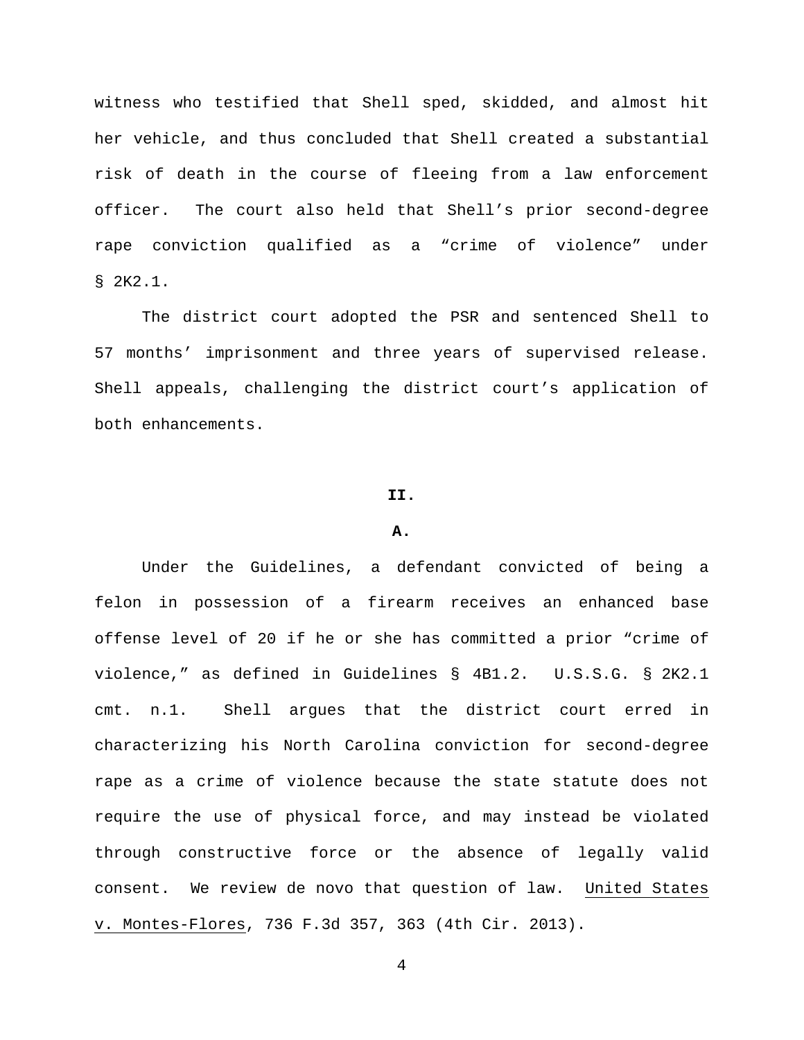witness who testified that Shell sped, skidded, and almost hit her vehicle, and thus concluded that Shell created a substantial risk of death in the course of fleeing from a law enforcement officer. The court also held that Shell's prior second-degree rape conviction qualified as a "crime of violence" under § 2K2.1.

The district court adopted the PSR and sentenced Shell to 57 months' imprisonment and three years of supervised release. Shell appeals, challenging the district court's application of both enhancements.

## II.

### A.

Under the Guidelines, a defendant convicted of being a felon in possession of a firearm receives an enhanced base offense level of 20 if he or she has committed a prior "crime of violence," as defined in Guidelines § 4B1.2. U.S.S.G. § 2K2.1 cmt. n.1. Shell argues that the district court erred in characterizing his North Carolina conviction for second-degree rape as a crime of violence because the state statute does not require the use of physical force, and may instead be violated through constructive force or the absence of legally valid consent. We review de novo that question of law. United States v. Montes-Flores, 736 F.3d 357, 363 (4th Cir. 2013).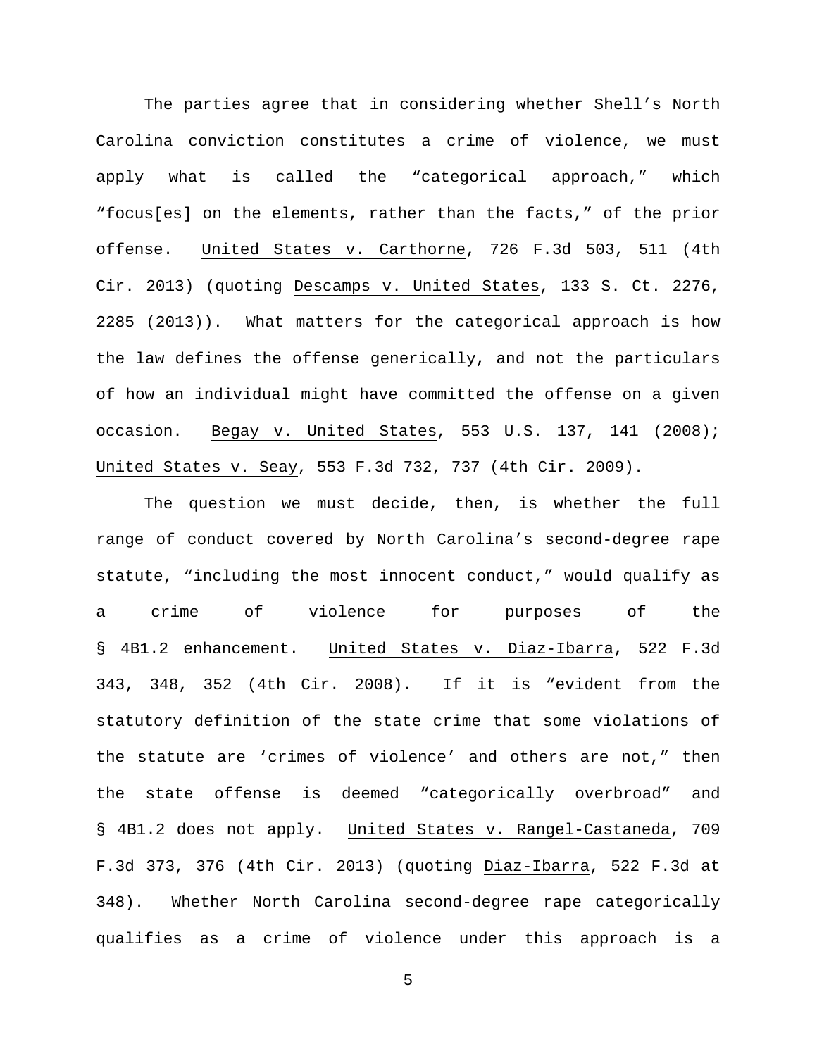The parties agree that in considering whether Shell's North Carolina conviction constitutes a crime of violence, we must apply what is called the "categorical approach," which "focus[es] on the elements, rather than the facts," of the prior offense. United States v. Carthorne, 726 F.3d 503, 511 (4th Cir. 2013) (quoting Descamps v. United States, 133 S. Ct. 2276, 2285 (2013)). What matters for the categorical approach is how the law defines the offense generically, and not the particulars of how an individual might have committed the offense on a given occasion. Begay v. United States, 553 U.S. 137, 141 (2008); United States v. Seay, 553 F.3d 732, 737 (4th Cir. 2009).

The question we must decide, then, is whether the full range of conduct covered by North Carolina's second-degree rape statute, "including the most innocent conduct," would qualify as a crime of violence for purposes of the § 4B1.2 enhancement. United States v. Diaz-Ibarra, 522 F.3d 343, 348, 352 (4th Cir. 2008). If it is "evident from the statutory definition of the state crime that some violations of the statute are 'crimes of violence' and others are not," then the state offense is deemed "categorically overbroad" and § 4B1.2 does not apply. United States v. Rangel-Castaneda, 709 F.3d 373, 376 (4th Cir. 2013) (quoting Diaz-Ibarra, 522 F.3d at 348). Whether North Carolina second-degree rape categorically qualifies as a crime of violence under this approach is a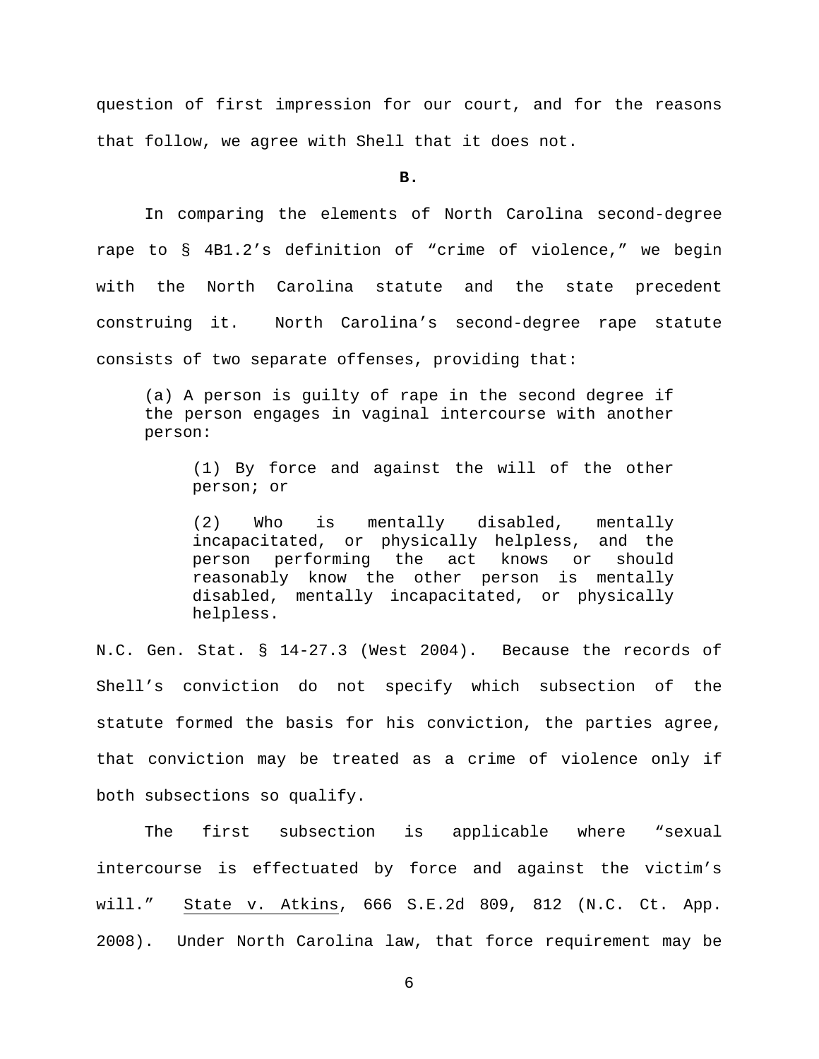question of first impression for our court, and for the reasons that follow, we agree with Shell that it does not.

**B.**

In comparing the elements of North Carolina second-degree rape to § 4B1.2's definition of "crime of violence," we begin with the North Carolina statute and the state precedent construing it. North Carolina's second-degree rape statute consists of two separate offenses, providing that:

> (a) A person is guilty of rape in the second degree if the person engages in vaginal intercourse with another person:
>
> > (1) By force and against the will of the other person; or
> >
> > (2) Who is mentally disabled, mentally incapacitated, or physically helpless, and the person performing the act knows or should reasonably know the other person is mentally disabled, mentally incapacitated, or physically helpless.

N.C. Gen. Stat. § 14-27.3 (West 2004). Because the records of Shell's conviction do not specify which subsection of the statute formed the basis for his conviction, the parties agree, that conviction may be treated as a crime of violence only if both subsections so qualify.

The first subsection is applicable where "sexual intercourse is effectuated by force and against the victim's will." State v. Atkins, 666 S.E.2d 809, 812 (N.C. Ct. App. 2008). Under North Carolina law, that force requirement may be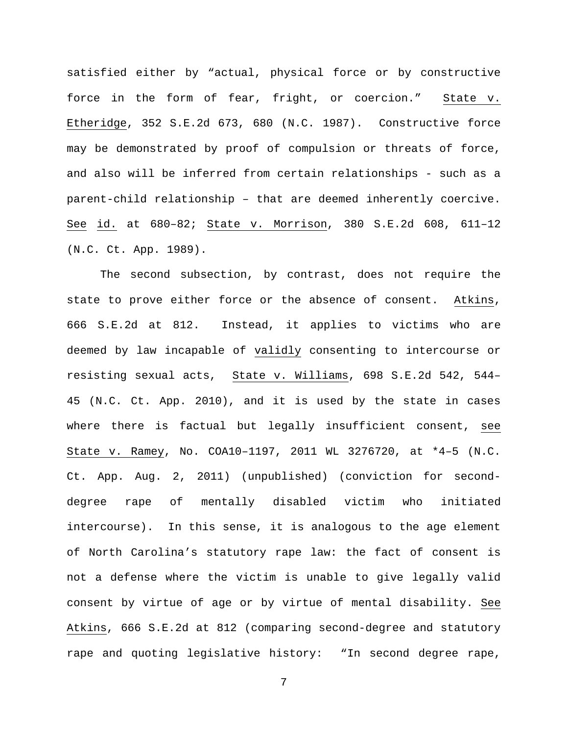satisfied either by "actual, physical force or by constructive force in the form of fear, fright, or coercion." State v. Etheridge, 352 S.E.2d 673, 680 (N.C. 1987). Constructive force may be demonstrated by proof of compulsion or threats of force, and also will be inferred from certain relationships - such as a parent-child relationship – that are deemed inherently coercive. See id. at 680–82; State v. Morrison, 380 S.E.2d 608, 611–12 (N.C. Ct. App. 1989).

The second subsection, by contrast, does not require the state to prove either force or the absence of consent. Atkins, 666 S.E.2d at 812. Instead, it applies to victims who are deemed by law incapable of validly consenting to intercourse or resisting sexual acts, State v. Williams, 698 S.E.2d 542, 544–45 (N.C. Ct. App. 2010), and it is used by the state in cases where there is factual but legally insufficient consent, see State v. Ramey, No. COA10–1197, 2011 WL 3276720, at *4–5 (N.C. Ct. App. Aug. 2, 2011) (unpublished) (conviction for second-degree rape of mentally disabled victim who initiated intercourse). In this sense, it is analogous to the age element of North Carolina's statutory rape law: the fact of consent is not a defense where the victim is unable to give legally valid consent by virtue of age or by virtue of mental disability. See Atkins, 666 S.E.2d at 812 (comparing second-degree and statutory rape and quoting legislative history: "In second degree rape,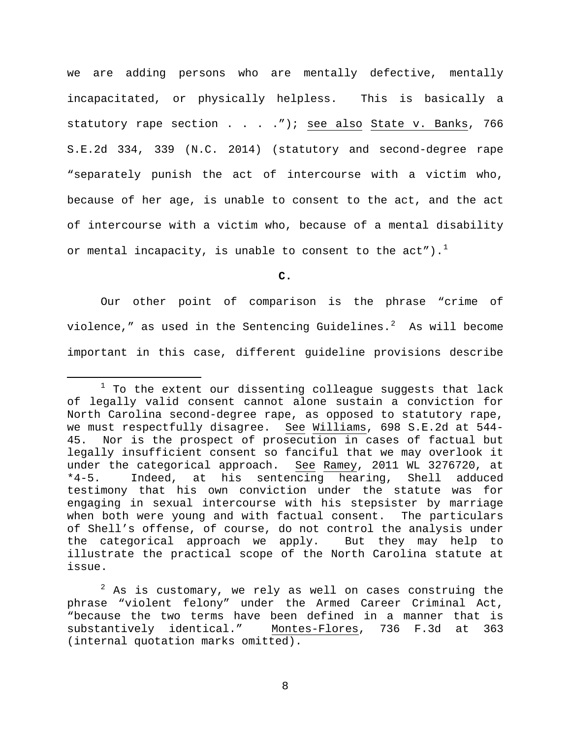we are adding persons who are mentally defective, mentally incapacitated, or physically helpless. This is basically a statutory rape section . . . ."); see also State v. Banks, 766 S.E.2d 334, 339 (N.C. 2014) (statutory and second-degree rape "separately punish the act of intercourse with a victim who, because of her age, is unable to consent to the act, and the act of intercourse with a victim who, because of a mental disability or mental incapacity, is unable to consent to the act").[1]

**C.**

Our other point of comparison is the phrase "crime of violence," as used in the Sentencing Guidelines.[2] As will become important in this case, different guideline provisions describe

---

[1] To the extent our dissenting colleague suggests that lack of legally valid consent cannot alone sustain a conviction for North Carolina second-degree rape, as opposed to statutory rape, we must respectfully disagree. See Williams, 698 S.E.2d at 544-45. Nor is the prospect of prosecution in cases of factual but legally insufficient consent so fanciful that we may overlook it under the categorical approach. See Ramey, 2011 WL 3276720, at *4-5. Indeed, at his sentencing hearing, Shell adduced testimony that his own conviction under the statute was for engaging in sexual intercourse with his stepsister by marriage when both were young and with factual consent. The particulars of Shell's offense, of course, do not control the analysis under the categorical approach we apply. But they may help to illustrate the practical scope of the North Carolina statute at issue.

[2] As is customary, we rely as well on cases construing the phrase "violent felony" under the Armed Career Criminal Act, "because the two terms have been defined in a manner that is substantively identical." Montes-Flores, 736 F.3d at 363 (internal quotation marks omitted).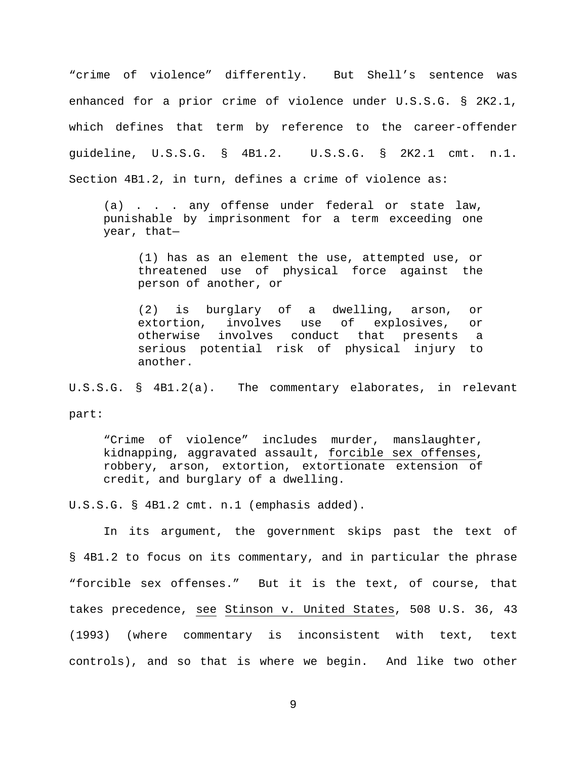"crime of violence" differently. But Shell's sentence was enhanced for a prior crime of violence under U.S.S.G. § 2K2.1, which defines that term by reference to the career-offender guideline, U.S.S.G. § 4B1.2. U.S.S.G. § 2K2.1 cmt. n.1. Section 4B1.2, in turn, defines a crime of violence as:

> (a) . . . any offense under federal or state law, punishable by imprisonment for a term exceeding one year, that—
>
> > (1) has as an element the use, attempted use, or threatened use of physical force against the person of another, or
> >
> > (2) is burglary of a dwelling, arson, or extortion, involves use of explosives, or otherwise involves conduct that presents a serious potential risk of physical injury to another.

U.S.S.G. § 4B1.2(a). The commentary elaborates, in relevant part:

> "Crime of violence" includes murder, manslaughter, kidnapping, aggravated assault, <u>forcible sex offenses</u>, robbery, arson, extortion, extortionate extension of credit, and burglary of a dwelling.

U.S.S.G. § 4B1.2 cmt. n.1 (emphasis added).

In its argument, the government skips past the text of § 4B1.2 to focus on its commentary, and in particular the phrase "forcible sex offenses." But it is the text, of course, that takes precedence, *see* *Stinson v. United States*, 508 U.S. 36, 43 (1993) (where commentary is inconsistent with text, text controls), and so that is where we begin. And like two other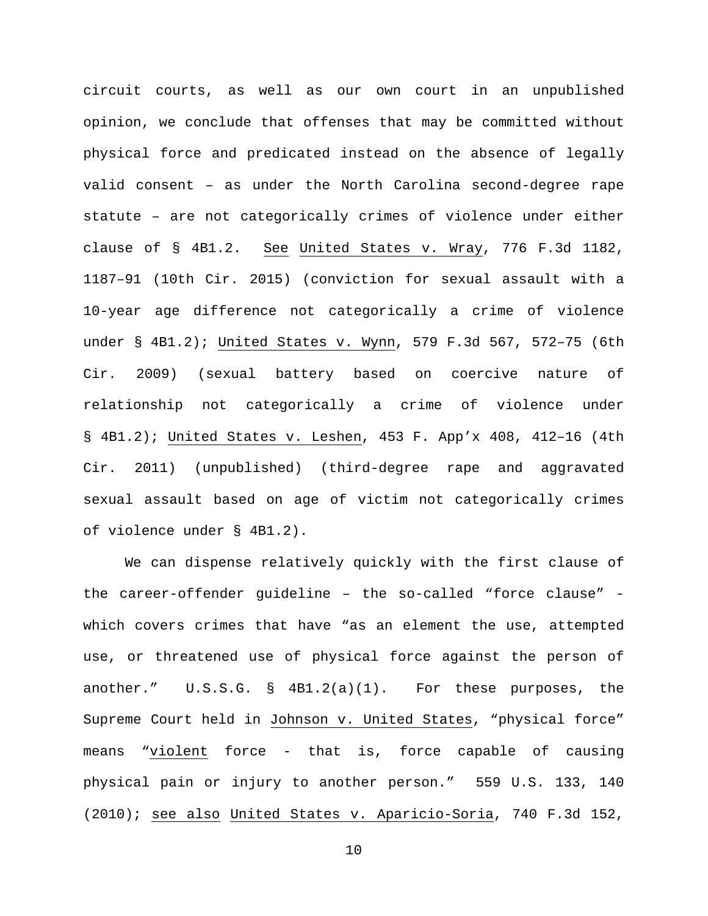circuit courts, as well as our own court in an unpublished opinion, we conclude that offenses that may be committed without physical force and predicated instead on the absence of legally valid consent – as under the North Carolina second-degree rape statute – are not categorically crimes of violence under either clause of § 4B1.2. See United States v. Wray, 776 F.3d 1182, 1187–91 (10th Cir. 2015) (conviction for sexual assault with a 10-year age difference not categorically a crime of violence under § 4B1.2); United States v. Wynn, 579 F.3d 567, 572–75 (6th Cir. 2009) (sexual battery based on coercive nature of relationship not categorically a crime of violence under § 4B1.2); United States v. Leshen, 453 F. App'x 408, 412–16 (4th Cir. 2011) (unpublished) (third-degree rape and aggravated sexual assault based on age of victim not categorically crimes of violence under § 4B1.2).

We can dispense relatively quickly with the first clause of the career-offender guideline – the so-called "force clause" - which covers crimes that have "as an element the use, attempted use, or threatened use of physical force against the person of another." U.S.S.G. § 4B1.2(a)(1). For these purposes, the Supreme Court held in Johnson v. United States, "physical force" means "violent force - that is, force capable of causing physical pain or injury to another person." 559 U.S. 133, 140 (2010); see also United States v. Aparicio-Soria, 740 F.3d 152,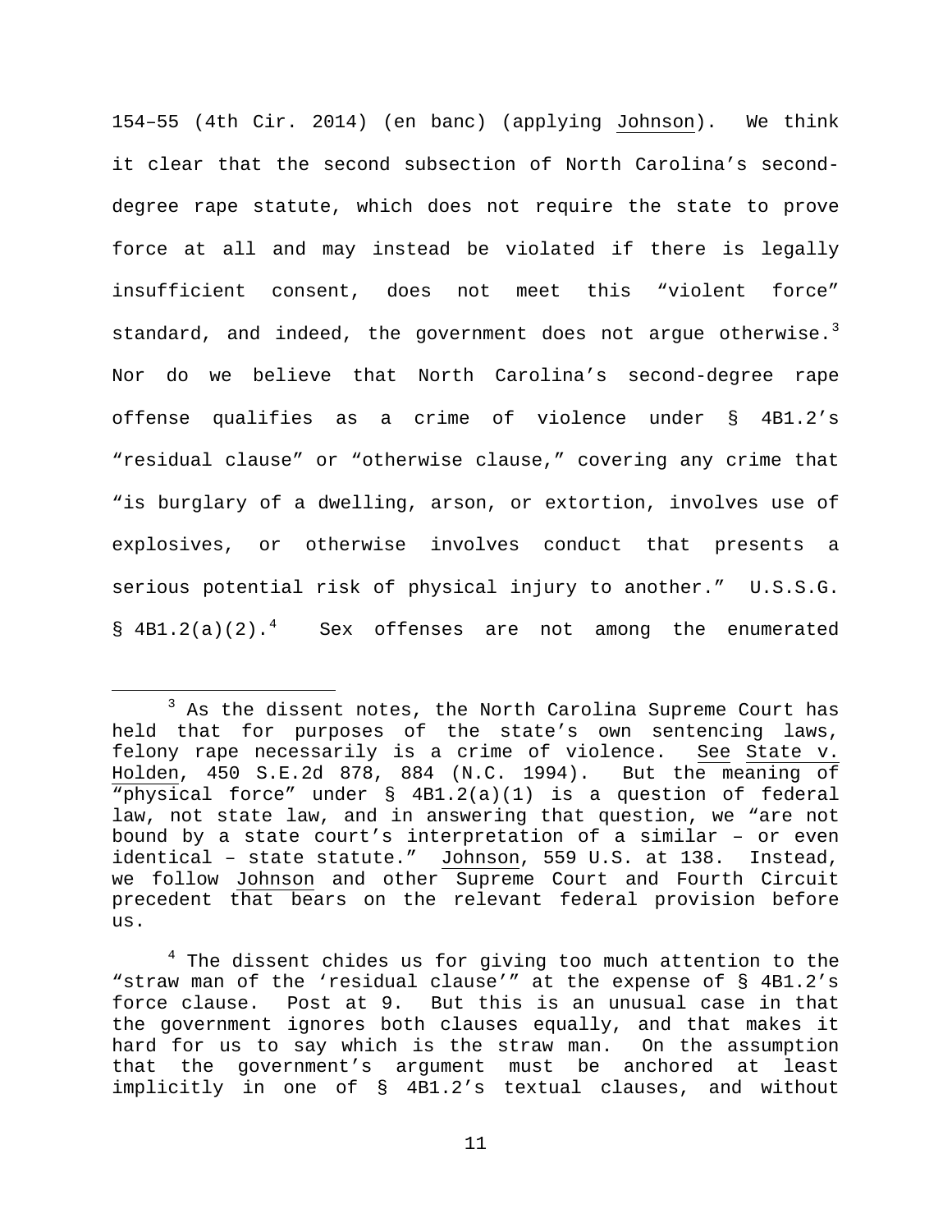154–55 (4th Cir. 2014) (en banc) (applying Johnson). We think it clear that the second subsection of North Carolina's second-degree rape statute, which does not require the state to prove force at all and may instead be violated if there is legally insufficient consent, does not meet this "violent force" standard, and indeed, the government does not argue otherwise.[3] Nor do we believe that North Carolina's second-degree rape offense qualifies as a crime of violence under § 4B1.2's "residual clause" or "otherwise clause," covering any crime that "is burglary of a dwelling, arson, or extortion, involves use of explosives, or otherwise involves conduct that presents a serious potential risk of physical injury to another." U.S.S.G. § 4B1.2(a)(2).[4] Sex offenses are not among the enumerated

[3] As the dissent notes, the North Carolina Supreme Court has held that for purposes of the state's own sentencing laws, felony rape necessarily is a crime of violence. See State v. Holden, 450 S.E.2d 878, 884 (N.C. 1994). But the meaning of "physical force" under § 4B1.2(a)(1) is a question of federal law, not state law, and in answering that question, we "are not bound by a state court's interpretation of a similar – or even identical – state statute." Johnson, 559 U.S. at 138. Instead, we follow Johnson and other Supreme Court and Fourth Circuit precedent that bears on the relevant federal provision before us.

[4] The dissent chides us for giving too much attention to the "straw man of the 'residual clause'" at the expense of § 4B1.2's force clause. Post at 9. But this is an unusual case in that the government ignores both clauses equally, and that makes it hard for us to say which is the straw man. On the assumption that the government's argument must be anchored at least implicitly in one of § 4B1.2's textual clauses, and without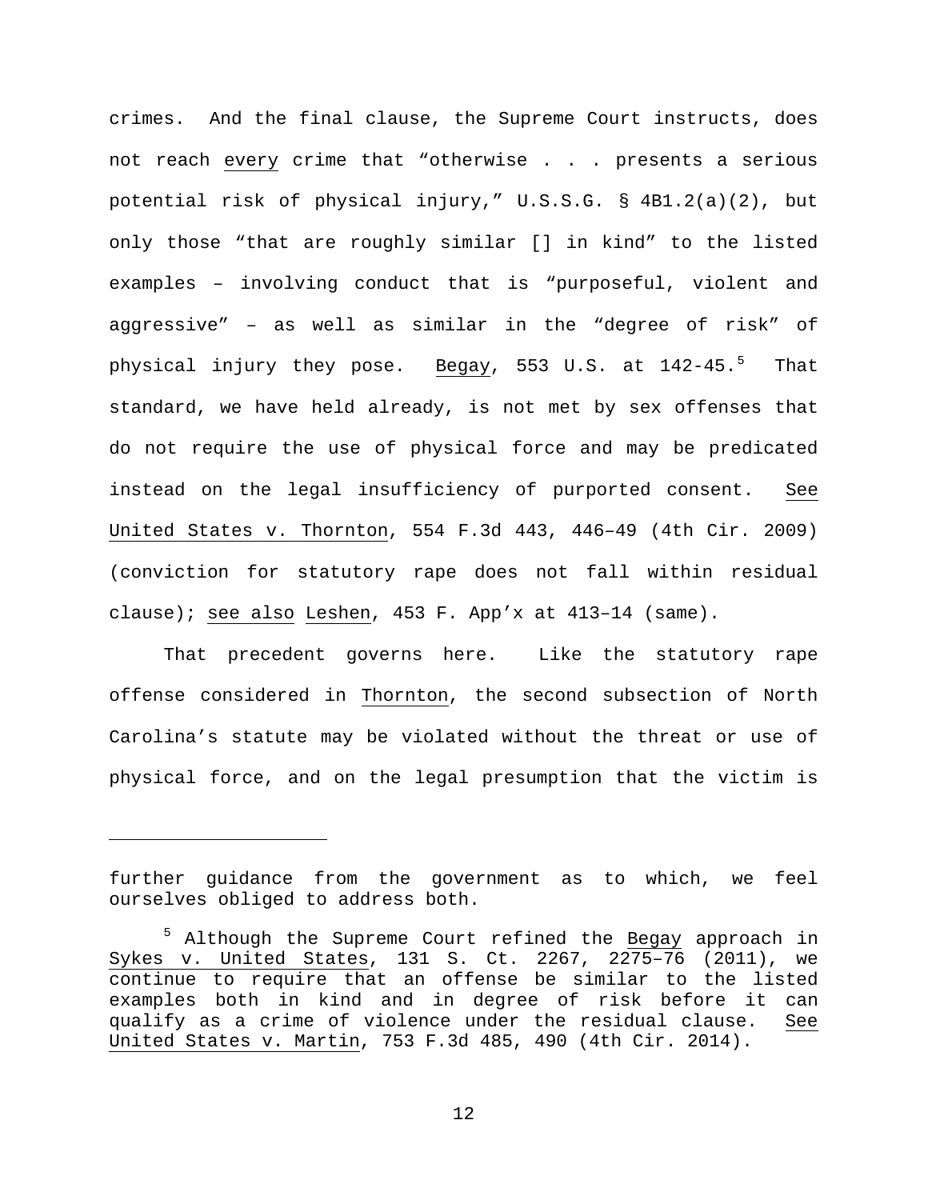crimes. And the final clause, the Supreme Court instructs, does not reach every crime that "otherwise . . . presents a serious potential risk of physical injury," U.S.S.G. § 4B1.2(a)(2), but only those "that are roughly similar [] in kind" to the listed examples – involving conduct that is "purposeful, violent and aggressive" – as well as similar in the "degree of risk" of physical injury they pose. Begay, 553 U.S. at 142-45.[5] That standard, we have held already, is not met by sex offenses that do not require the use of physical force and may be predicated instead on the legal insufficiency of purported consent. See United States v. Thornton, 554 F.3d 443, 446–49 (4th Cir. 2009) (conviction for statutory rape does not fall within residual clause); see also Leshen, 453 F. App'x at 413–14 (same).

That precedent governs here. Like the statutory rape offense considered in Thornton, the second subsection of North Carolina's statute may be violated without the threat or use of physical force, and on the legal presumption that the victim is

---

further guidance from the government as to which, we feel ourselves obliged to address both.

[5] Although the Supreme Court refined the Begay approach in Sykes v. United States, 131 S. Ct. 2267, 2275–76 (2011), we continue to require that an offense be similar to the listed examples both in kind and in degree of risk before it can qualify as a crime of violence under the residual clause. See United States v. Martin, 753 F.3d 485, 490 (4th Cir. 2014).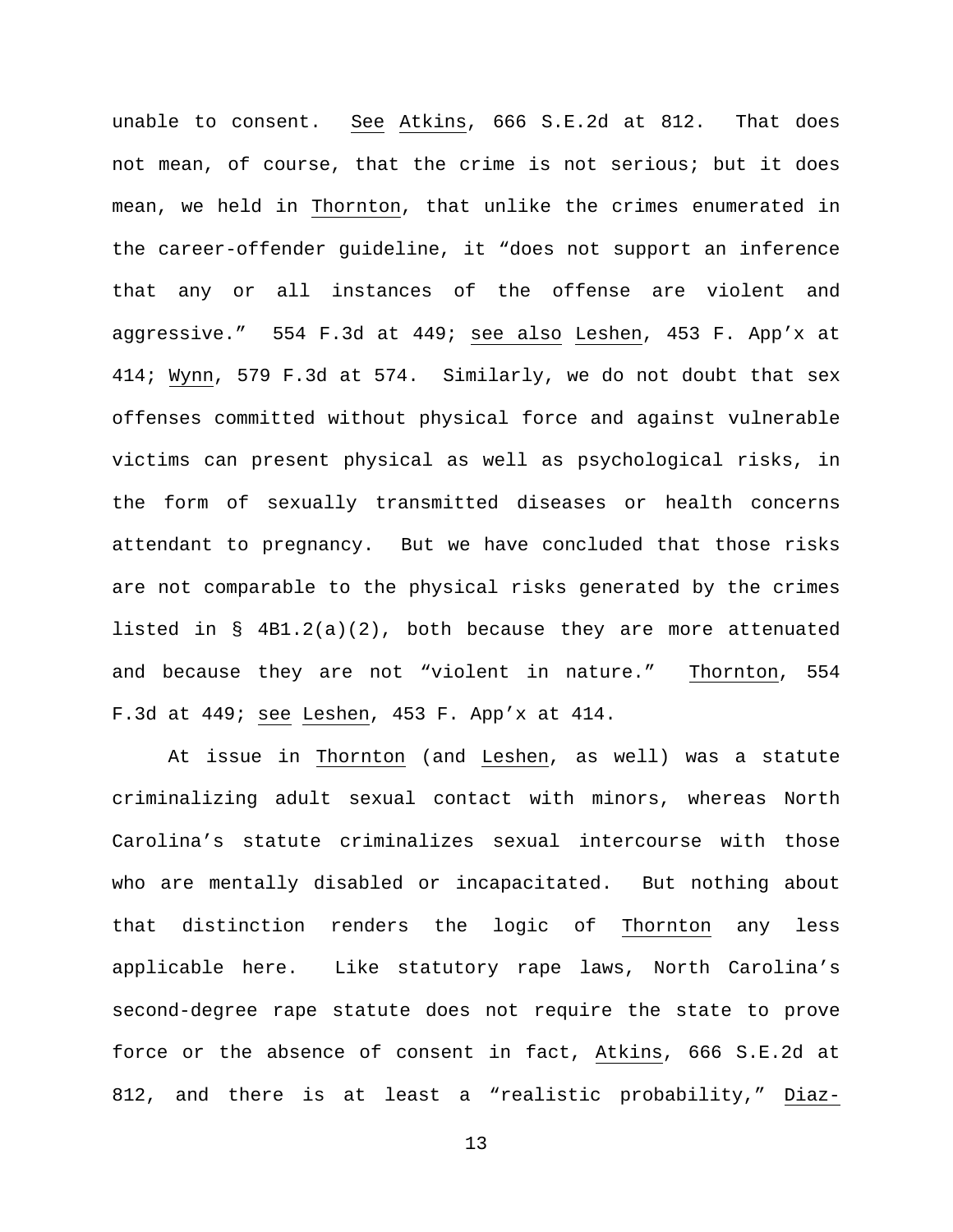unable to consent. *See* *Atkins*, 666 S.E.2d at 812. That does not mean, of course, that the crime is not serious; but it does mean, we held in *Thornton*, that unlike the crimes enumerated in the career-offender guideline, it "does not support an inference that any or all instances of the offense are violent and aggressive." 554 F.3d at 449; *see also* *Leshen*, 453 F. App'x at 414; *Wynn*, 579 F.3d at 574. Similarly, we do not doubt that sex offenses committed without physical force and against vulnerable victims can present physical as well as psychological risks, in the form of sexually transmitted diseases or health concerns attendant to pregnancy. But we have concluded that those risks are not comparable to the physical risks generated by the crimes listed in § 4B1.2(a)(2), both because they are more attenuated and because they are not "violent in nature." *Thornton*, 554 F.3d at 449; *see* *Leshen*, 453 F. App'x at 414.

At issue in *Thornton* (and *Leshen*, as well) was a statute criminalizing adult sexual contact with minors, whereas North Carolina's statute criminalizes sexual intercourse with those who are mentally disabled or incapacitated. But nothing about that distinction renders the logic of *Thornton* any less applicable here. Like statutory rape laws, North Carolina's second-degree rape statute does not require the state to prove force or the absence of consent in fact, *Atkins*, 666 S.E.2d at 812, and there is at least a "realistic probability," *Diaz-*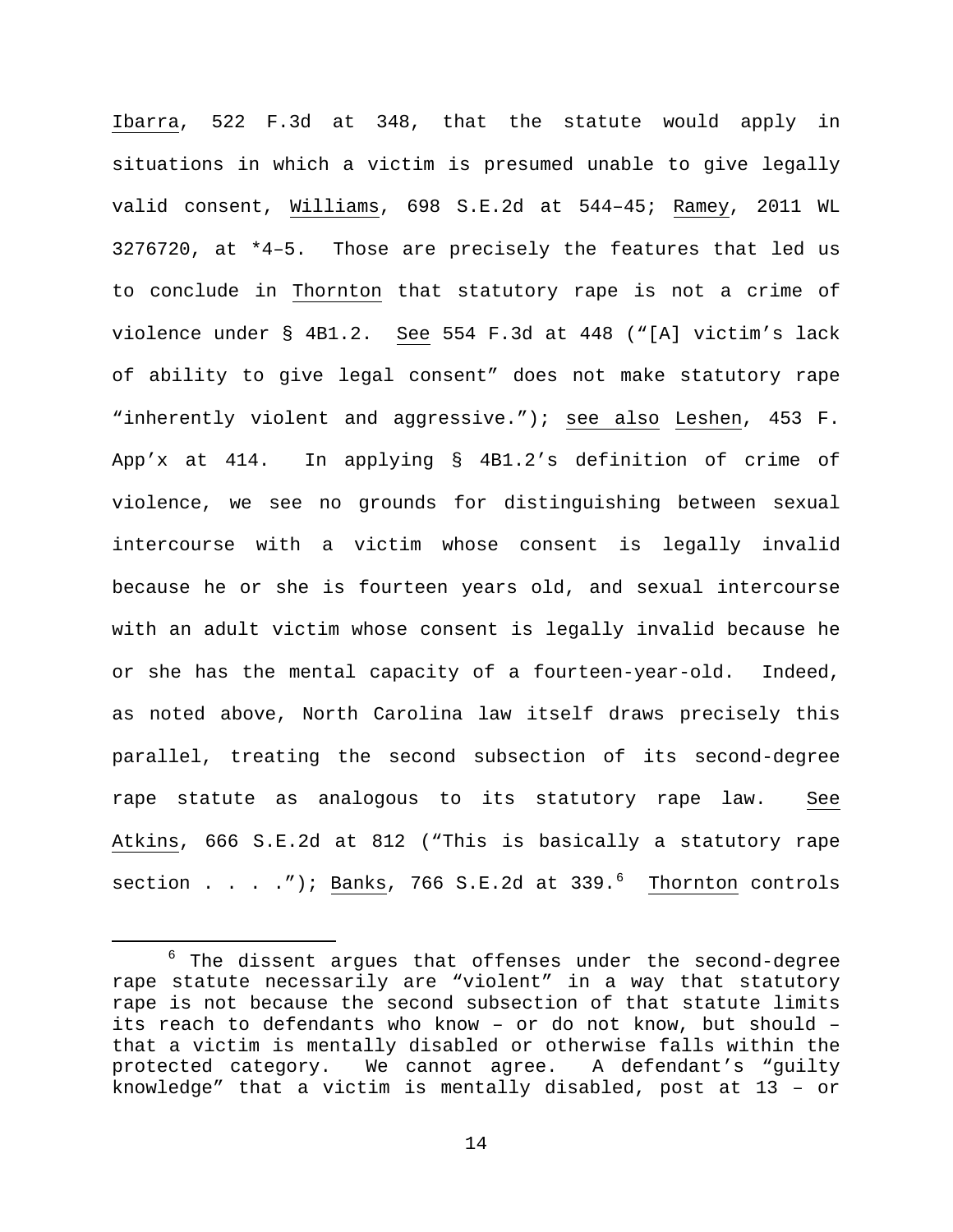Ibarra, 522 F.3d at 348, that the statute would apply in situations in which a victim is presumed unable to give legally valid consent, Williams, 698 S.E.2d at 544–45; Ramey, 2011 WL 3276720, at *4–5. Those are precisely the features that led us to conclude in Thornton that statutory rape is not a crime of violence under § 4B1.2. See 554 F.3d at 448 ("[A] victim's lack of ability to give legal consent" does not make statutory rape "inherently violent and aggressive."); see also Leshen, 453 F. App'x at 414. In applying § 4B1.2's definition of crime of violence, we see no grounds for distinguishing between sexual intercourse with a victim whose consent is legally invalid because he or she is fourteen years old, and sexual intercourse with an adult victim whose consent is legally invalid because he or she has the mental capacity of a fourteen-year-old. Indeed, as noted above, North Carolina law itself draws precisely this parallel, treating the second subsection of its second-degree rape statute as analogous to its statutory rape law. See Atkins, 666 S.E.2d at 812 ("This is basically a statutory rape section . . . ."); Banks, 766 S.E.2d at 339.[6] Thornton controls

[6] The dissent argues that offenses under the second-degree rape statute necessarily are "violent" in a way that statutory rape is not because the second subsection of that statute limits its reach to defendants who know – or do not know, but should – that a victim is mentally disabled or otherwise falls within the protected category. We cannot agree. A defendant's "guilty knowledge" that a victim is mentally disabled, post at 13 – or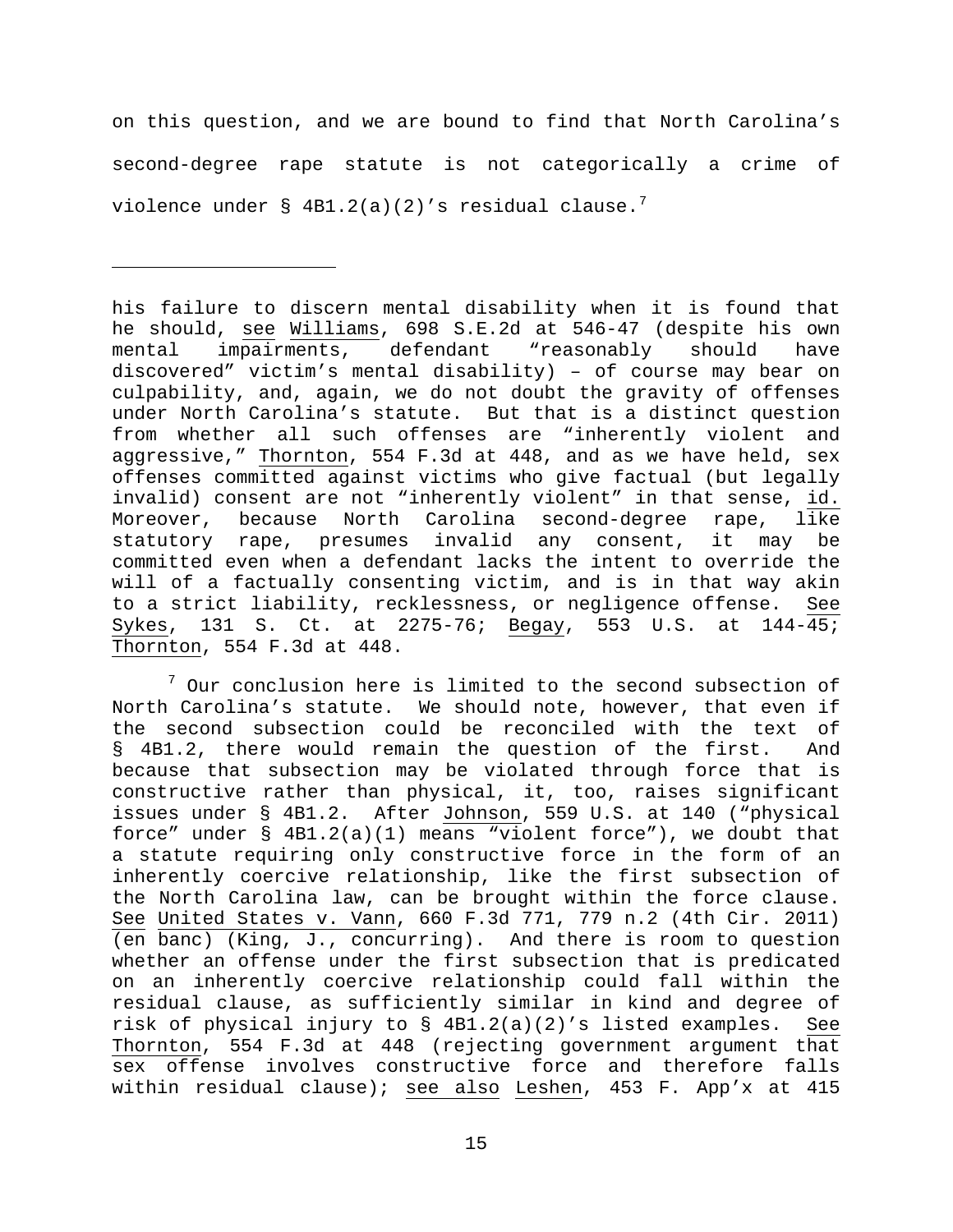on this question, and we are bound to find that North Carolina's second-degree rape statute is not categorically a crime of violence under § 4B1.2(a)(2)'s residual clause.[7]

---

his failure to discern mental disability when it is found that he should, see Williams, 698 S.E.2d at 546-47 (despite his own mental impairments, defendant "reasonably should have discovered" victim's mental disability) – of course may bear on culpability, and, again, we do not doubt the gravity of offenses under North Carolina's statute. But that is a distinct question from whether all such offenses are "inherently violent and aggressive," Thornton, 554 F.3d at 448, and as we have held, sex offenses committed against victims who give factual (but legally invalid) consent are not "inherently violent" in that sense, id. Moreover, because North Carolina second-degree rape, like statutory rape, presumes invalid any consent, it may be committed even when a defendant lacks the intent to override the will of a factually consenting victim, and is in that way akin to a strict liability, recklessness, or negligence offense. See Sykes, 131 S. Ct. at 2275-76; Begay, 553 U.S. at 144-45; Thornton, 554 F.3d at 448.

[7] Our conclusion here is limited to the second subsection of North Carolina's statute. We should note, however, that even if the second subsection could be reconciled with the text of § 4B1.2, there would remain the question of the first. And because that subsection may be violated through force that is constructive rather than physical, it, too, raises significant issues under § 4B1.2. After Johnson, 559 U.S. at 140 ("physical force" under § 4B1.2(a)(1) means "violent force"), we doubt that a statute requiring only constructive force in the form of an inherently coercive relationship, like the first subsection of the North Carolina law, can be brought within the force clause. See United States v. Vann, 660 F.3d 771, 779 n.2 (4th Cir. 2011) (en banc) (King, J., concurring). And there is room to question whether an offense under the first subsection that is predicated on an inherently coercive relationship could fall within the residual clause, as sufficiently similar in kind and degree of risk of physical injury to § 4B1.2(a)(2)'s listed examples. See Thornton, 554 F.3d at 448 (rejecting government argument that sex offense involves constructive force and therefore falls within residual clause); see also Leshen, 453 F. App'x at 415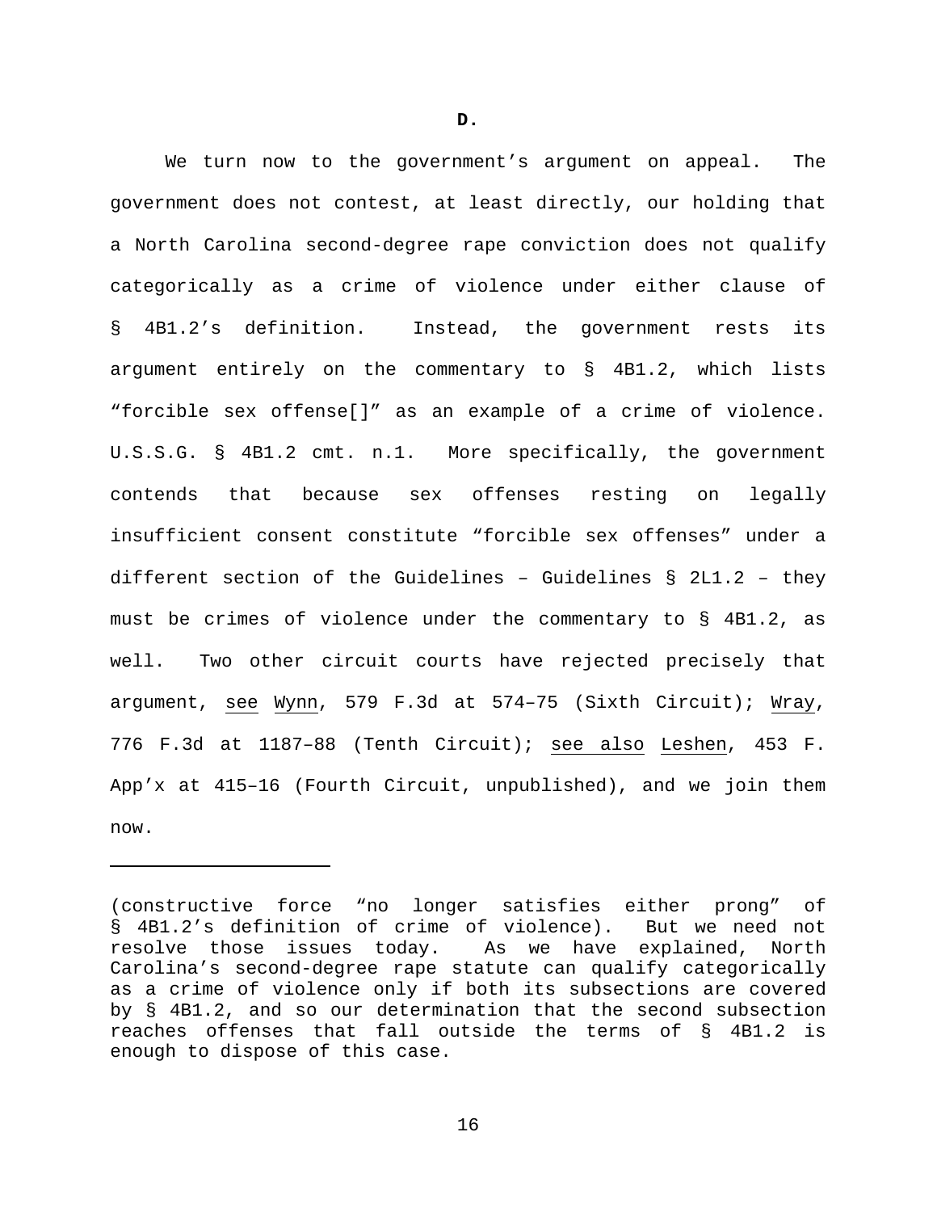**D.**

We turn now to the government's argument on appeal. The government does not contest, at least directly, our holding that a North Carolina second-degree rape conviction does not qualify categorically as a crime of violence under either clause of § 4B1.2's definition. Instead, the government rests its argument entirely on the commentary to § 4B1.2, which lists "forcible sex offense[]" as an example of a crime of violence. U.S.S.G. § 4B1.2 cmt. n.1. More specifically, the government contends that because sex offenses resting on legally insufficient consent constitute "forcible sex offenses" under a different section of the Guidelines – Guidelines § 2L1.2 – they must be crimes of violence under the commentary to § 4B1.2, as well. Two other circuit courts have rejected precisely that argument, see Wynn, 579 F.3d at 574–75 (Sixth Circuit); Wray, 776 F.3d at 1187–88 (Tenth Circuit); see also Leshen, 453 F. App'x at 415–16 (Fourth Circuit, unpublished), and we join them now.

---

(constructive force "no longer satisfies either prong" of § 4B1.2's definition of crime of violence). But we need not resolve those issues today. As we have explained, North Carolina's second-degree rape statute can qualify categorically as a crime of violence only if both its subsections are covered by § 4B1.2, and so our determination that the second subsection reaches offenses that fall outside the terms of § 4B1.2 is enough to dispose of this case.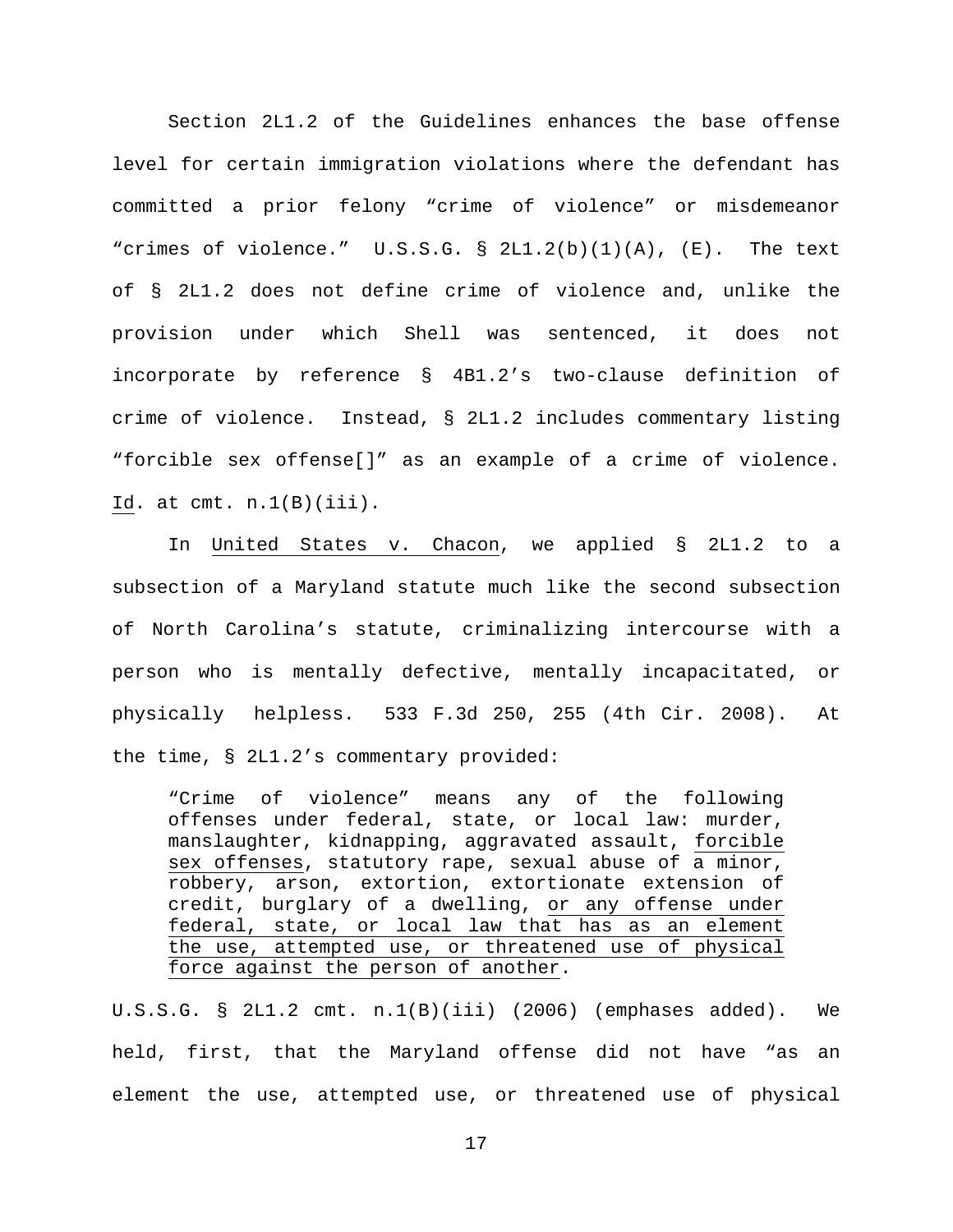Section 2L1.2 of the Guidelines enhances the base offense level for certain immigration violations where the defendant has committed a prior felony "crime of violence" or misdemeanor "crimes of violence." U.S.S.G. § 2L1.2(b)(1)(A), (E). The text of § 2L1.2 does not define crime of violence and, unlike the provision under which Shell was sentenced, it does not incorporate by reference § 4B1.2's two-clause definition of crime of violence. Instead, § 2L1.2 includes commentary listing "forcible sex offense[]" as an example of a crime of violence. Id. at cmt. n.1(B)(iii).

In United States v. Chacon, we applied § 2L1.2 to a subsection of a Maryland statute much like the second subsection of North Carolina's statute, criminalizing intercourse with a person who is mentally defective, mentally incapacitated, or physically helpless. 533 F.3d 250, 255 (4th Cir. 2008). At the time, § 2L1.2's commentary provided:

> "Crime of violence" means any of the following offenses under federal, state, or local law: murder, manslaughter, kidnapping, aggravated assault, forcible sex offenses, statutory rape, sexual abuse of a minor, robbery, arson, extortion, extortionate extension of credit, burglary of a dwelling, or any offense under federal, state, or local law that has as an element the use, attempted use, or threatened use of physical force against the person of another.

U.S.S.G. § 2L1.2 cmt. n.1(B)(iii) (2006) (emphases added). We held, first, that the Maryland offense did not have "as an element the use, attempted use, or threatened use of physical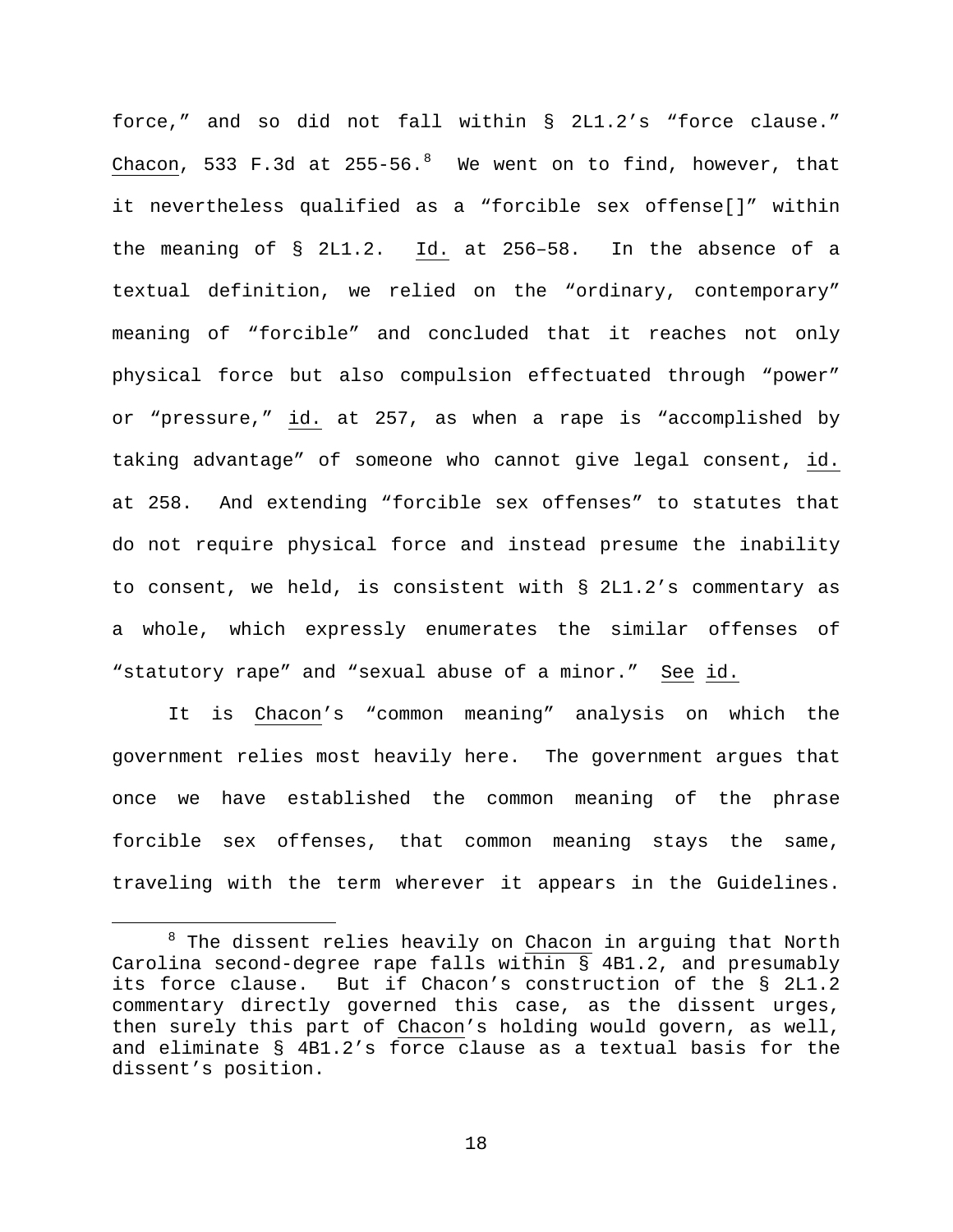force," and so did not fall within § 2L1.2's "force clause." Chacon, 533 F.3d at 255-56.[8] We went on to find, however, that it nevertheless qualified as a "forcible sex offense[]" within the meaning of § 2L1.2. Id. at 256–58. In the absence of a textual definition, we relied on the "ordinary, contemporary" meaning of "forcible" and concluded that it reaches not only physical force but also compulsion effectuated through "power" or "pressure," id. at 257, as when a rape is "accomplished by taking advantage" of someone who cannot give legal consent, id. at 258. And extending "forcible sex offenses" to statutes that do not require physical force and instead presume the inability to consent, we held, is consistent with § 2L1.2's commentary as a whole, which expressly enumerates the similar offenses of "statutory rape" and "sexual abuse of a minor." See id.

It is Chacon's "common meaning" analysis on which the government relies most heavily here. The government argues that once we have established the common meaning of the phrase forcible sex offenses, that common meaning stays the same, traveling with the term wherever it appears in the Guidelines.

[8] The dissent relies heavily on Chacon in arguing that North Carolina second-degree rape falls within § 4B1.2, and presumably its force clause. But if Chacon's construction of the § 2L1.2 commentary directly governed this case, as the dissent urges, then surely this part of Chacon's holding would govern, as well, and eliminate § 4B1.2's force clause as a textual basis for the dissent's position.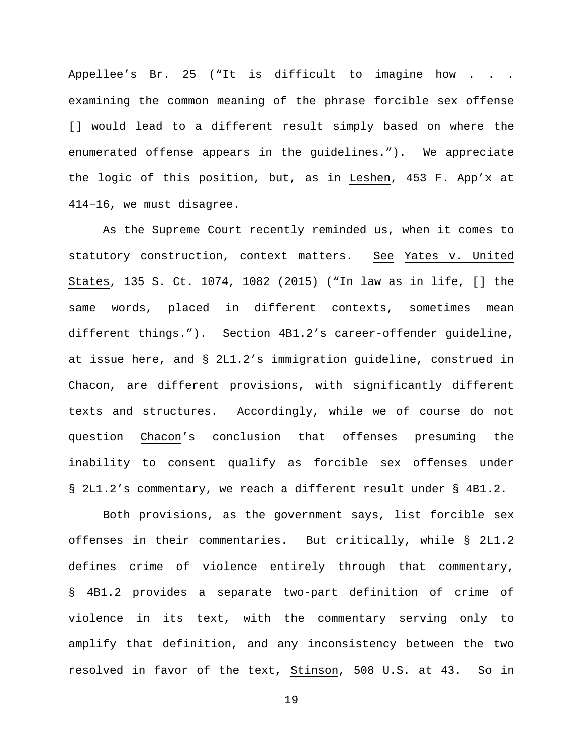Appellee's Br. 25 ("It is difficult to imagine how . . . examining the common meaning of the phrase forcible sex offense [] would lead to a different result simply based on where the enumerated offense appears in the guidelines."). We appreciate the logic of this position, but, as in Leshen, 453 F. App'x at 414–16, we must disagree.

As the Supreme Court recently reminded us, when it comes to statutory construction, context matters. See Yates v. United States, 135 S. Ct. 1074, 1082 (2015) ("In law as in life, [] the same words, placed in different contexts, sometimes mean different things."). Section 4B1.2's career-offender guideline, at issue here, and § 2L1.2's immigration guideline, construed in Chacon, are different provisions, with significantly different texts and structures. Accordingly, while we of course do not question Chacon's conclusion that offenses presuming the inability to consent qualify as forcible sex offenses under § 2L1.2's commentary, we reach a different result under § 4B1.2.

Both provisions, as the government says, list forcible sex offenses in their commentaries. But critically, while § 2L1.2 defines crime of violence entirely through that commentary, § 4B1.2 provides a separate two-part definition of crime of violence in its text, with the commentary serving only to amplify that definition, and any inconsistency between the two resolved in favor of the text, Stinson, 508 U.S. at 43. So in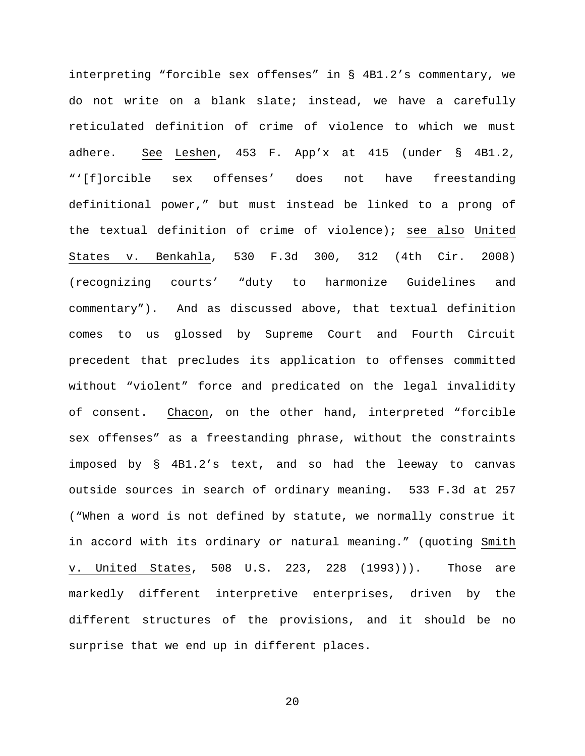interpreting "forcible sex offenses" in § 4B1.2's commentary, we do not write on a blank slate; instead, we have a carefully reticulated definition of crime of violence to which we must adhere. See Leshen, 453 F. App'x at 415 (under § 4B1.2, "'[f]orcible sex offenses' does not have freestanding definitional power," but must instead be linked to a prong of the textual definition of crime of violence); see also United States v. Benkahla, 530 F.3d 300, 312 (4th Cir. 2008) (recognizing courts' "duty to harmonize Guidelines and commentary"). And as discussed above, that textual definition comes to us glossed by Supreme Court and Fourth Circuit precedent that precludes its application to offenses committed without "violent" force and predicated on the legal invalidity of consent. Chacon, on the other hand, interpreted "forcible sex offenses" as a freestanding phrase, without the constraints imposed by § 4B1.2's text, and so had the leeway to canvas outside sources in search of ordinary meaning. 533 F.3d at 257 ("When a word is not defined by statute, we normally construe it in accord with its ordinary or natural meaning." (quoting Smith v. United States, 508 U.S. 223, 228 (1993))). Those are markedly different interpretive enterprises, driven by the different structures of the provisions, and it should be no surprise that we end up in different places.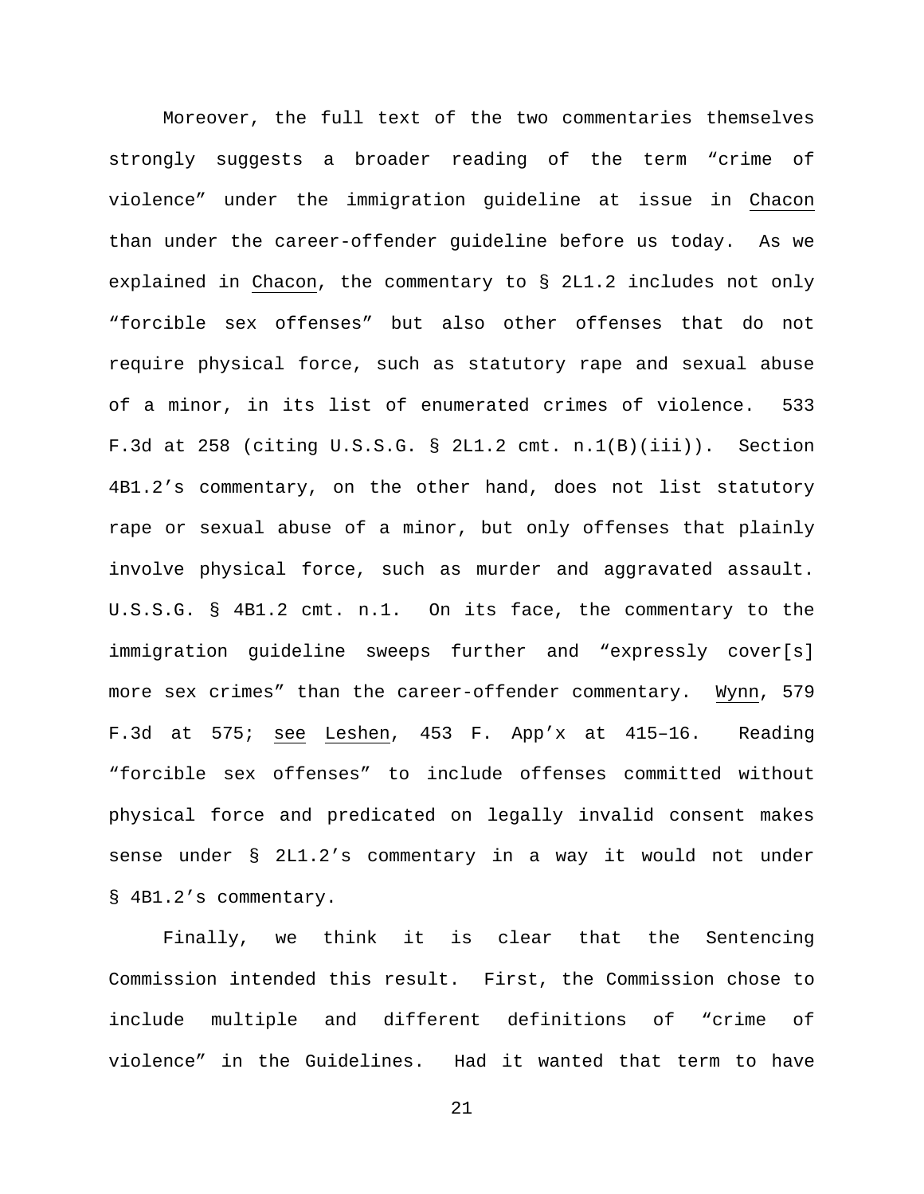Moreover, the full text of the two commentaries themselves strongly suggests a broader reading of the term "crime of violence" under the immigration guideline at issue in Chacon than under the career-offender guideline before us today. As we explained in Chacon, the commentary to § 2L1.2 includes not only "forcible sex offenses" but also other offenses that do not require physical force, such as statutory rape and sexual abuse of a minor, in its list of enumerated crimes of violence. 533 F.3d at 258 (citing U.S.S.G. § 2L1.2 cmt. n.1(B)(iii)). Section 4B1.2's commentary, on the other hand, does not list statutory rape or sexual abuse of a minor, but only offenses that plainly involve physical force, such as murder and aggravated assault. U.S.S.G. § 4B1.2 cmt. n.1. On its face, the commentary to the immigration guideline sweeps further and "expressly cover[s] more sex crimes" than the career-offender commentary. Wynn, 579 F.3d at 575; see Leshen, 453 F. App'x at 415–16. Reading "forcible sex offenses" to include offenses committed without physical force and predicated on legally invalid consent makes sense under § 2L1.2's commentary in a way it would not under § 4B1.2's commentary.

Finally, we think it is clear that the Sentencing Commission intended this result. First, the Commission chose to include multiple and different definitions of "crime of violence" in the Guidelines. Had it wanted that term to have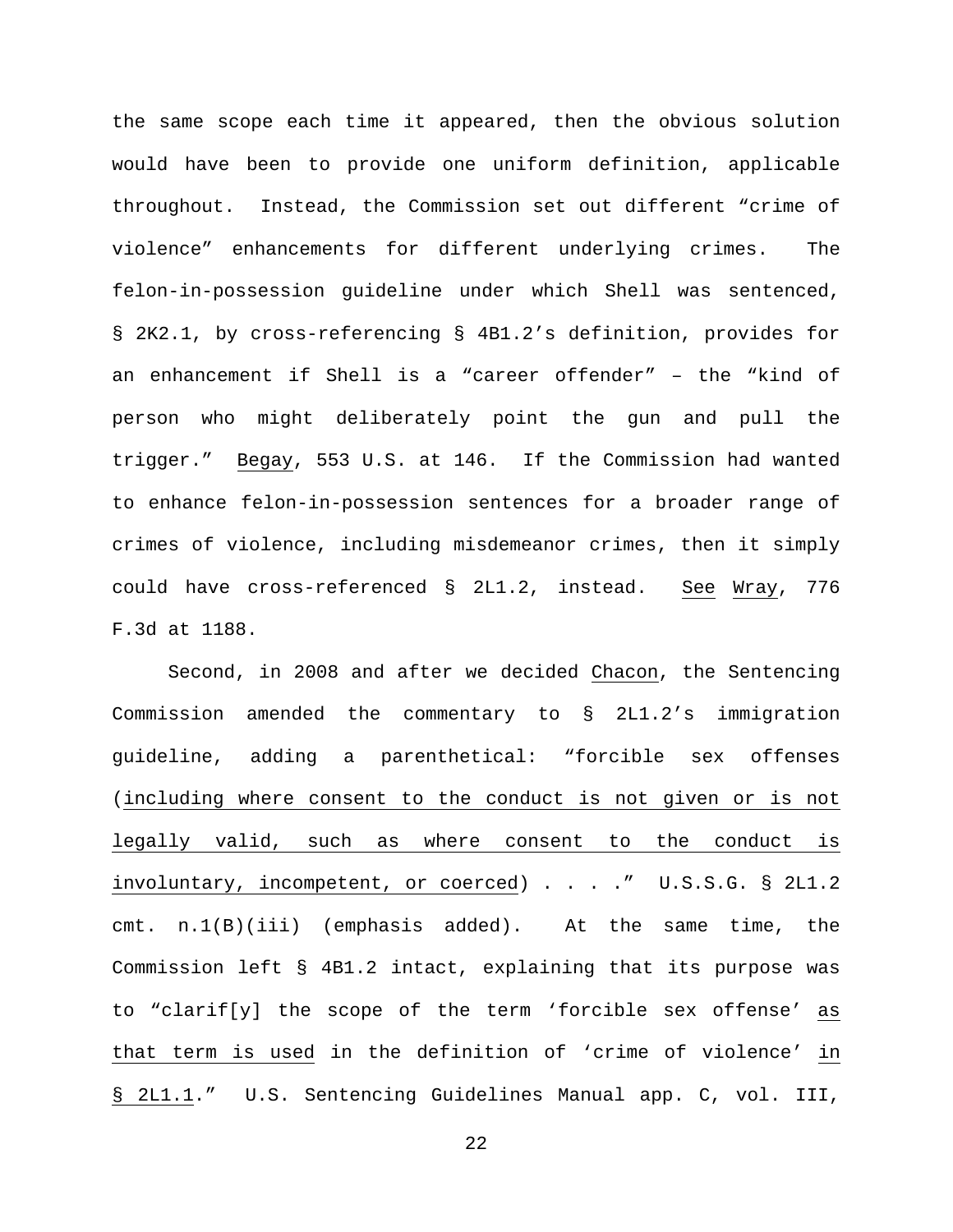the same scope each time it appeared, then the obvious solution would have been to provide one uniform definition, applicable throughout. Instead, the Commission set out different "crime of violence" enhancements for different underlying crimes. The felon-in-possession guideline under which Shell was sentenced, § 2K2.1, by cross-referencing § 4B1.2's definition, provides for an enhancement if Shell is a "career offender" – the "kind of person who might deliberately point the gun and pull the trigger." Begay, 553 U.S. at 146. If the Commission had wanted to enhance felon-in-possession sentences for a broader range of crimes of violence, including misdemeanor crimes, then it simply could have cross-referenced § 2L1.2, instead. See Wray, 776 F.3d at 1188.

Second, in 2008 and after we decided Chacon, the Sentencing Commission amended the commentary to § 2L1.2's immigration guideline, adding a parenthetical: "forcible sex offenses (including where consent to the conduct is not given or is not legally valid, such as where consent to the conduct is involuntary, incompetent, or coerced) . . . ." U.S.S.G. § 2L1.2 cmt. n.1(B)(iii) (emphasis added). At the same time, the Commission left § 4B1.2 intact, explaining that its purpose was to "clarif[y] the scope of the term 'forcible sex offense' as that term is used in the definition of 'crime of violence' in § 2L1.1." U.S. Sentencing Guidelines Manual app. C, vol. III,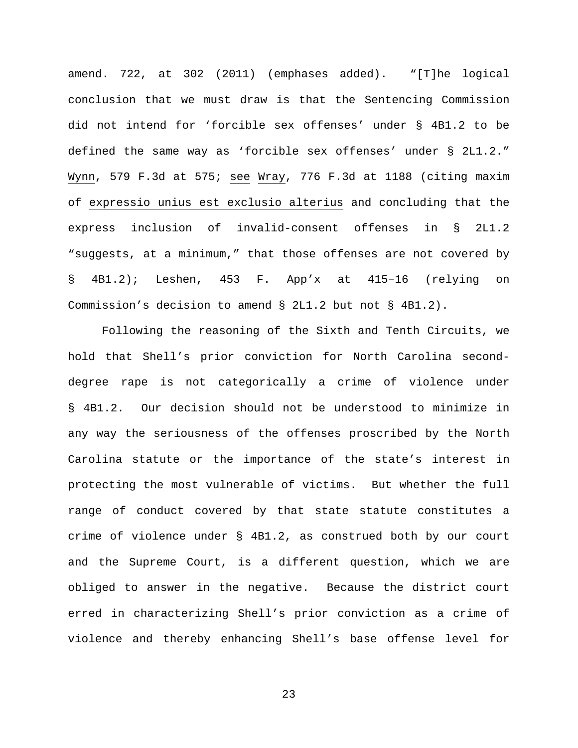amend. 722, at 302 (2011) (emphases added). "[T]he logical conclusion that we must draw is that the Sentencing Commission did not intend for 'forcible sex offenses' under § 4B1.2 to be defined the same way as 'forcible sex offenses' under § 2L1.2." Wynn, 579 F.3d at 575; see Wray, 776 F.3d at 1188 (citing maxim of expressio unius est exclusio alterius and concluding that the express inclusion of invalid-consent offenses in § 2L1.2 "suggests, at a minimum," that those offenses are not covered by § 4B1.2); Leshen, 453 F. App'x at 415–16 (relying on Commission's decision to amend § 2L1.2 but not § 4B1.2).

Following the reasoning of the Sixth and Tenth Circuits, we hold that Shell's prior conviction for North Carolina second-degree rape is not categorically a crime of violence under § 4B1.2. Our decision should not be understood to minimize in any way the seriousness of the offenses proscribed by the North Carolina statute or the importance of the state's interest in protecting the most vulnerable of victims. But whether the full range of conduct covered by that state statute constitutes a crime of violence under § 4B1.2, as construed both by our court and the Supreme Court, is a different question, which we are obliged to answer in the negative. Because the district court erred in characterizing Shell's prior conviction as a crime of violence and thereby enhancing Shell's base offense level for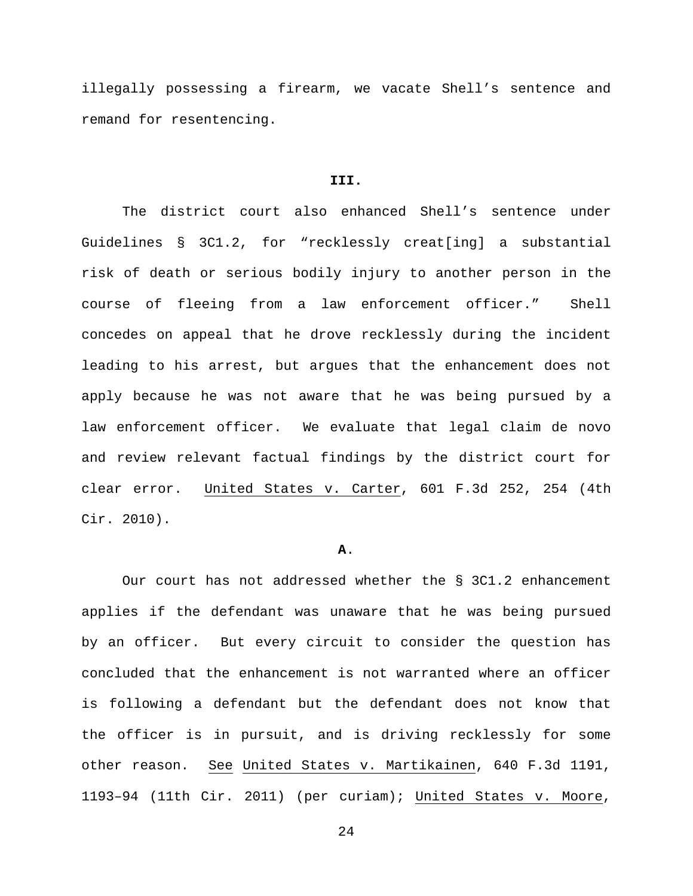illegally possessing a firearm, we vacate Shell's sentence and remand for resentencing.

## III.

The district court also enhanced Shell's sentence under Guidelines § 3C1.2, for "recklessly creat[ing] a substantial risk of death or serious bodily injury to another person in the course of fleeing from a law enforcement officer." Shell concedes on appeal that he drove recklessly during the incident leading to his arrest, but argues that the enhancement does not apply because he was not aware that he was being pursued by a law enforcement officer. We evaluate that legal claim de novo and review relevant factual findings by the district court for clear error. United States v. Carter, 601 F.3d 252, 254 (4th Cir. 2010).

### A.

Our court has not addressed whether the § 3C1.2 enhancement applies if the defendant was unaware that he was being pursued by an officer. But every circuit to consider the question has concluded that the enhancement is not warranted where an officer is following a defendant but the defendant does not know that the officer is in pursuit, and is driving recklessly for some other reason. See United States v. Martikainen, 640 F.3d 1191, 1193–94 (11th Cir. 2011) (per curiam); United States v. Moore,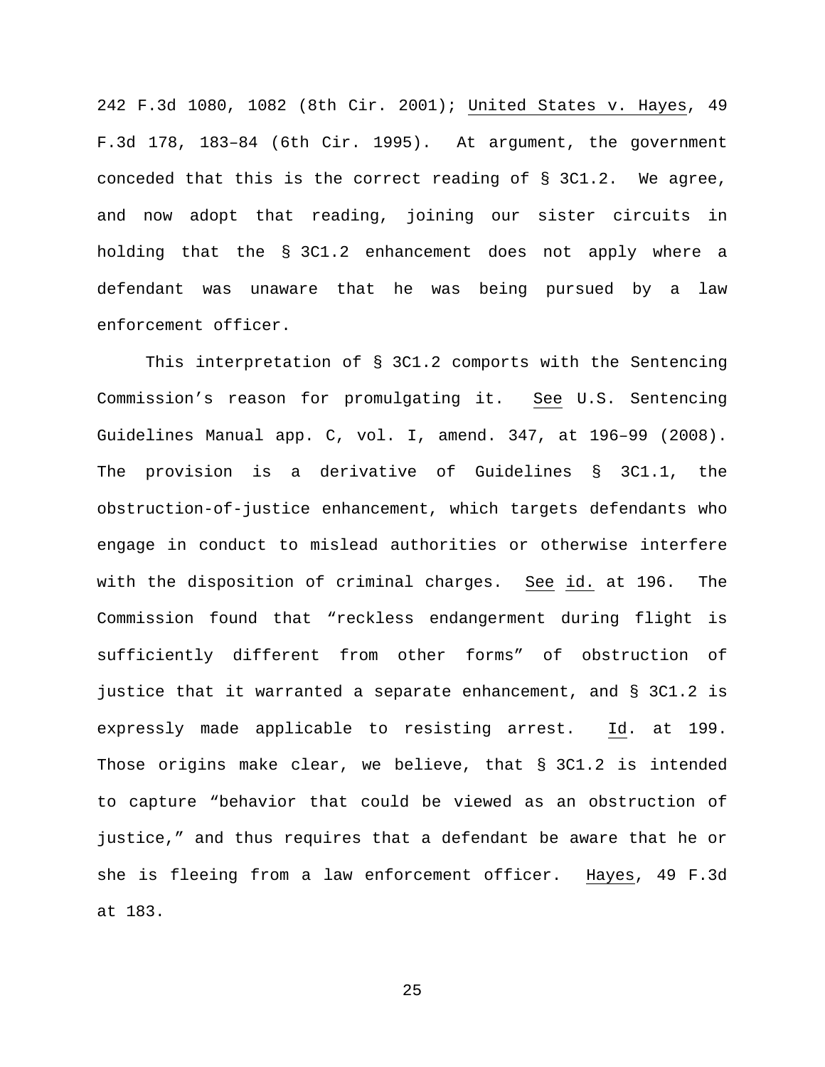242 F.3d 1080, 1082 (8th Cir. 2001); United States v. Hayes, 49 F.3d 178, 183–84 (6th Cir. 1995). At argument, the government conceded that this is the correct reading of § 3C1.2. We agree, and now adopt that reading, joining our sister circuits in holding that the § 3C1.2 enhancement does not apply where a defendant was unaware that he was being pursued by a law enforcement officer.

This interpretation of § 3C1.2 comports with the Sentencing Commission's reason for promulgating it. See U.S. Sentencing Guidelines Manual app. C, vol. I, amend. 347, at 196–99 (2008). The provision is a derivative of Guidelines § 3C1.1, the obstruction-of-justice enhancement, which targets defendants who engage in conduct to mislead authorities or otherwise interfere with the disposition of criminal charges. See id. at 196. The Commission found that "reckless endangerment during flight is sufficiently different from other forms" of obstruction of justice that it warranted a separate enhancement, and § 3C1.2 is expressly made applicable to resisting arrest. Id. at 199. Those origins make clear, we believe, that § 3C1.2 is intended to capture "behavior that could be viewed as an obstruction of justice," and thus requires that a defendant be aware that he or she is fleeing from a law enforcement officer. Hayes, 49 F.3d at 183.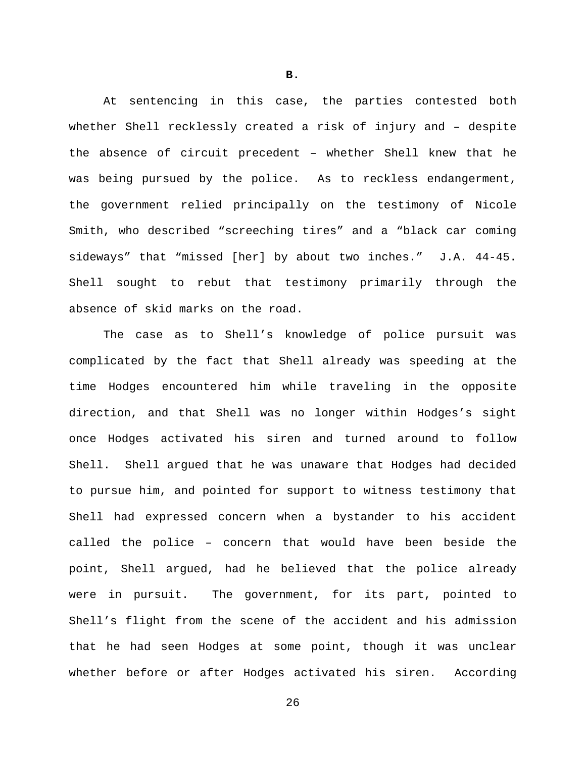**B.**

At sentencing in this case, the parties contested both whether Shell recklessly created a risk of injury and – despite the absence of circuit precedent – whether Shell knew that he was being pursued by the police. As to reckless endangerment, the government relied principally on the testimony of Nicole Smith, who described “screeching tires” and a “black car coming sideways” that “missed [her] by about two inches.” J.A. 44-45. Shell sought to rebut that testimony primarily through the absence of skid marks on the road.

The case as to Shell’s knowledge of police pursuit was complicated by the fact that Shell already was speeding at the time Hodges encountered him while traveling in the opposite direction, and that Shell was no longer within Hodges’s sight once Hodges activated his siren and turned around to follow Shell. Shell argued that he was unaware that Hodges had decided to pursue him, and pointed for support to witness testimony that Shell had expressed concern when a bystander to his accident called the police – concern that would have been beside the point, Shell argued, had he believed that the police already were in pursuit. The government, for its part, pointed to Shell’s flight from the scene of the accident and his admission that he had seen Hodges at some point, though it was unclear whether before or after Hodges activated his siren. According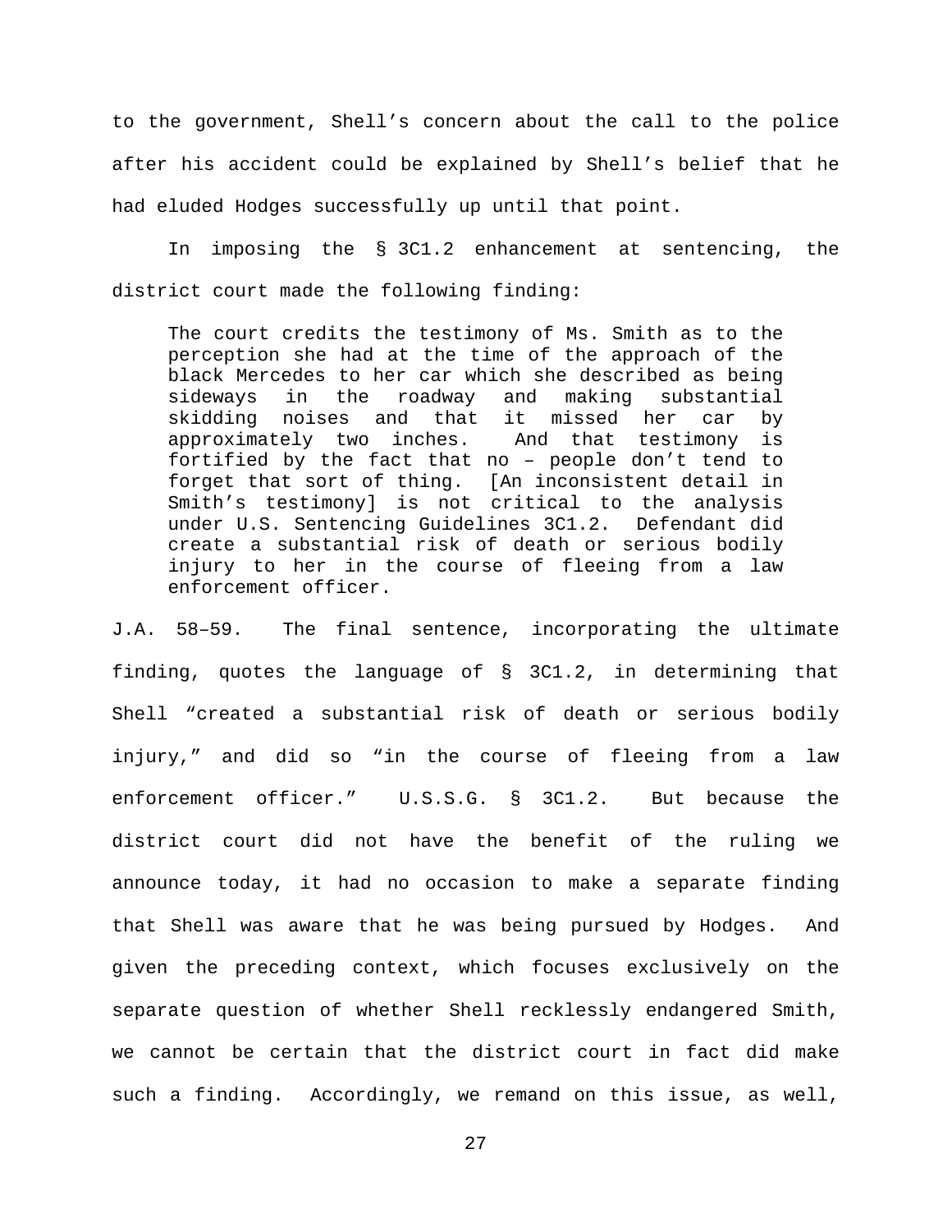to the government, Shell's concern about the call to the police after his accident could be explained by Shell's belief that he had eluded Hodges successfully up until that point.

In imposing the § 3C1.2 enhancement at sentencing, the district court made the following finding:

> The court credits the testimony of Ms. Smith as to the perception she had at the time of the approach of the black Mercedes to her car which she described as being sideways in the roadway and making substantial skidding noises and that it missed her car by approximately two inches. And that testimony is fortified by the fact that no – people don't tend to forget that sort of thing. [An inconsistent detail in Smith's testimony] is not critical to the analysis under U.S. Sentencing Guidelines 3C1.2. Defendant did create a substantial risk of death or serious bodily injury to her in the course of fleeing from a law enforcement officer.

J.A. 58–59. The final sentence, incorporating the ultimate finding, quotes the language of § 3C1.2, in determining that Shell "created a substantial risk of death or serious bodily injury," and did so "in the course of fleeing from a law enforcement officer." U.S.S.G. § 3C1.2. But because the district court did not have the benefit of the ruling we announce today, it had no occasion to make a separate finding that Shell was aware that he was being pursued by Hodges. And given the preceding context, which focuses exclusively on the separate question of whether Shell recklessly endangered Smith, we cannot be certain that the district court in fact did make such a finding. Accordingly, we remand on this issue, as well,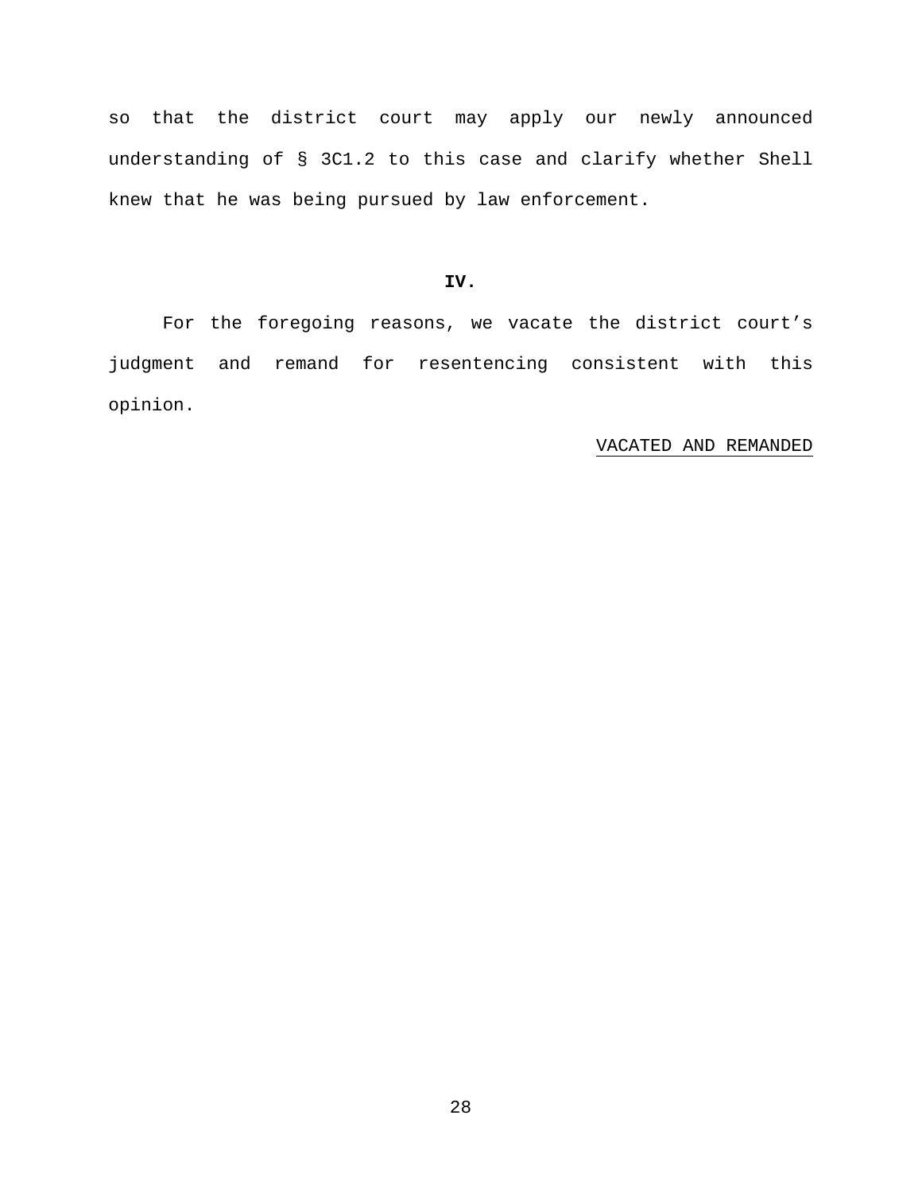so that the district court may apply our newly announced understanding of § 3C1.2 to this case and clarify whether Shell knew that he was being pursued by law enforcement.

## IV.

For the foregoing reasons, we vacate the district court's judgment and remand for resentencing consistent with this opinion.

VACATED AND REMANDED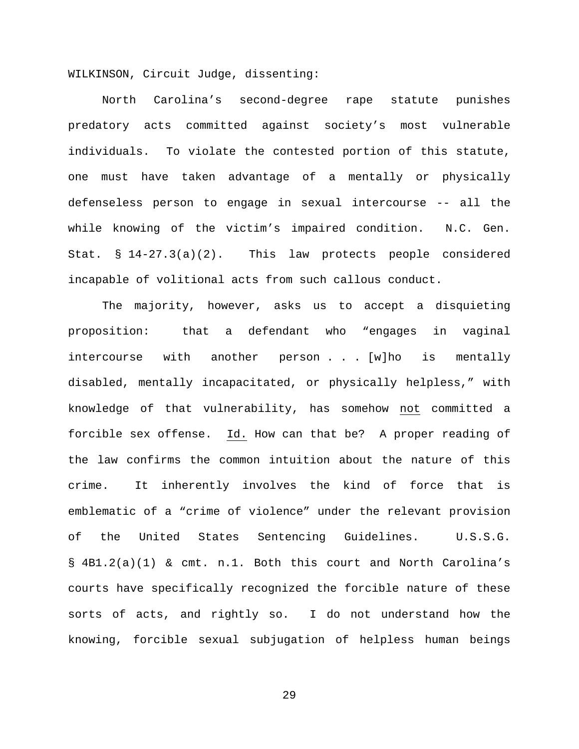WILKINSON, Circuit Judge, dissenting:

North Carolina's second-degree rape statute punishes predatory acts committed against society's most vulnerable individuals. To violate the contested portion of this statute, one must have taken advantage of a mentally or physically defenseless person to engage in sexual intercourse -- all the while knowing of the victim's impaired condition. N.C. Gen. Stat. § 14-27.3(a)(2). This law protects people considered incapable of volitional acts from such callous conduct.

The majority, however, asks us to accept a disquieting proposition: that a defendant who "engages in vaginal intercourse with another person . . . [w]ho is mentally disabled, mentally incapacitated, or physically helpless," with knowledge of that vulnerability, has somehow <u>not</u> committed a forcible sex offense. <u>Id.</u> How can that be? A proper reading of the law confirms the common intuition about the nature of this crime. It inherently involves the kind of force that is emblematic of a "crime of violence" under the relevant provision of the United States Sentencing Guidelines. U.S.S.G. § 4B1.2(a)(1) & cmt. n.1. Both this court and North Carolina's courts have specifically recognized the forcible nature of these sorts of acts, and rightly so. I do not understand how the knowing, forcible sexual subjugation of helpless human beings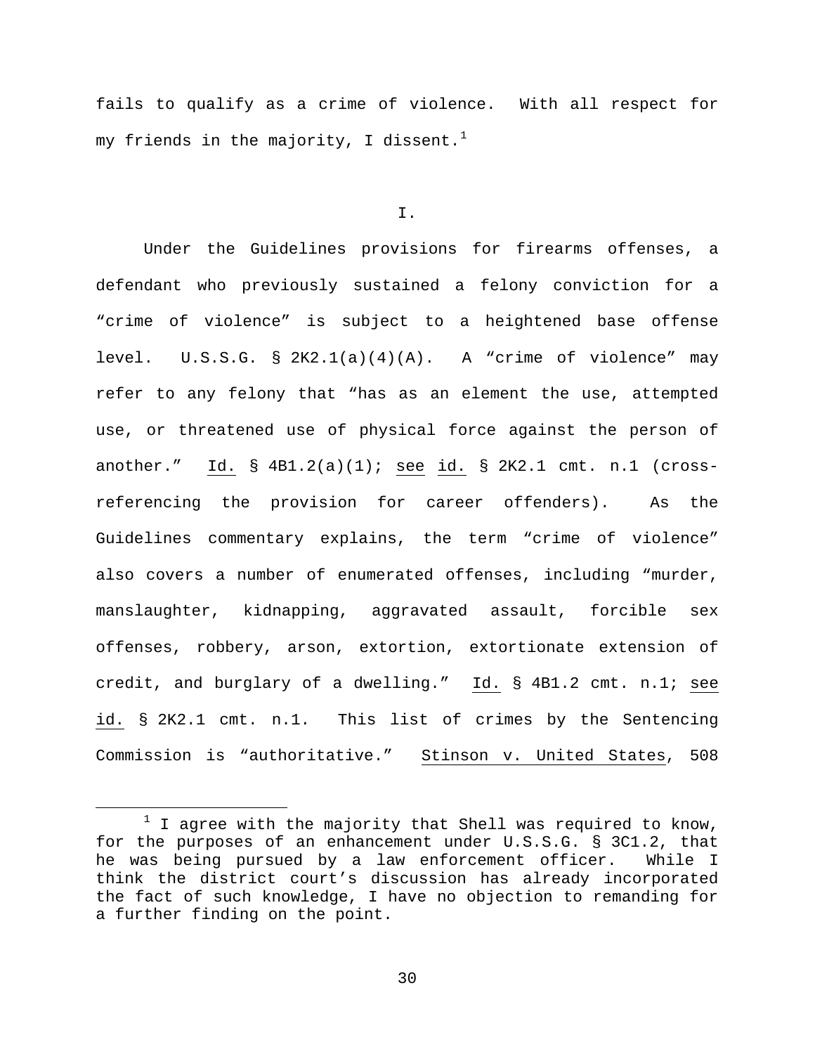fails to qualify as a crime of violence. With all respect for my friends in the majority, I dissent.[1]

I.

Under the Guidelines provisions for firearms offenses, a defendant who previously sustained a felony conviction for a "crime of violence" is subject to a heightened base offense level. U.S.S.G. § 2K2.1(a)(4)(A). A "crime of violence" may refer to any felony that "has as an element the use, attempted use, or threatened use of physical force against the person of another." Id. § 4B1.2(a)(1); see id. § 2K2.1 cmt. n.1 (cross-referencing the provision for career offenders). As the Guidelines commentary explains, the term "crime of violence" also covers a number of enumerated offenses, including "murder, manslaughter, kidnapping, aggravated assault, forcible sex offenses, robbery, arson, extortion, extortionate extension of credit, and burglary of a dwelling." Id. § 4B1.2 cmt. n.1; see id. § 2K2.1 cmt. n.1. This list of crimes by the Sentencing Commission is "authoritative." Stinson v. United States, 508

[1] I agree with the majority that Shell was required to know, for the purposes of an enhancement under U.S.S.G. § 3C1.2, that he was being pursued by a law enforcement officer. While I think the district court's discussion has already incorporated the fact of such knowledge, I have no objection to remanding for a further finding on the point.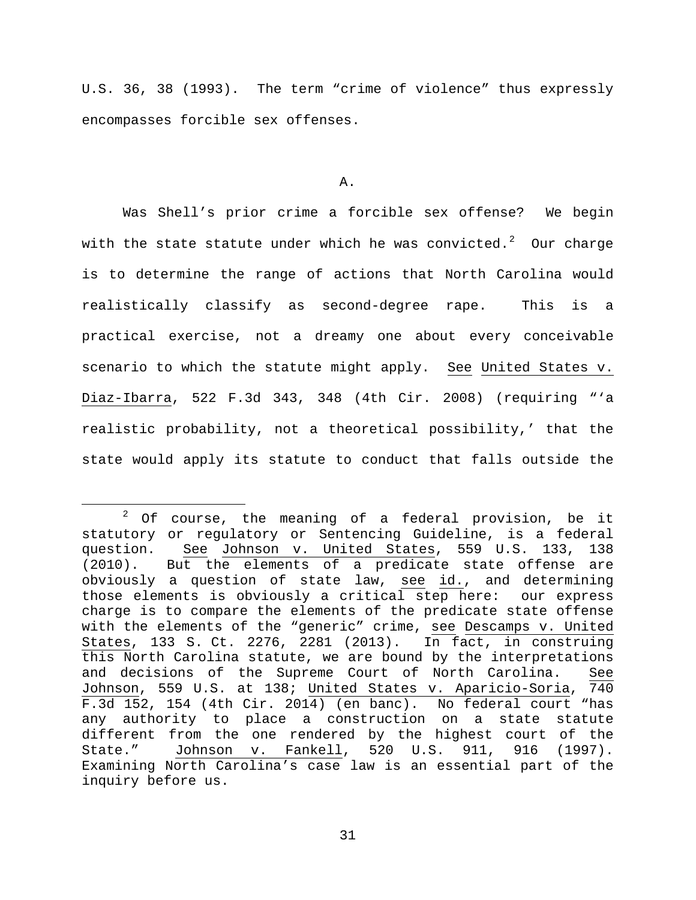U.S. 36, 38 (1993). The term "crime of violence" thus expressly encompasses forcible sex offenses.

### A.

Was Shell's prior crime a forcible sex offense? We begin with the state statute under which he was convicted.[2] Our charge is to determine the range of actions that North Carolina would realistically classify as second-degree rape. This is a practical exercise, not a dreamy one about every conceivable scenario to which the statute might apply. See United States v. Diaz-Ibarra, 522 F.3d 343, 348 (4th Cir. 2008) (requiring "'a realistic probability, not a theoretical possibility,' that the state would apply its statute to conduct that falls outside the

---

[2] Of course, the meaning of a federal provision, be it statutory or regulatory or Sentencing Guideline, is a federal question. See Johnson v. United States, 559 U.S. 133, 138 (2010). But the elements of a predicate state offense are obviously a question of state law, see id., and determining those elements is obviously a critical step here: our express charge is to compare the elements of the predicate state offense with the elements of the "generic" crime, see Descamps v. United States, 133 S. Ct. 2276, 2281 (2013). In fact, in construing this North Carolina statute, we are bound by the interpretations and decisions of the Supreme Court of North Carolina. See Johnson, 559 U.S. at 138; United States v. Aparicio-Soria, 740 F.3d 152, 154 (4th Cir. 2014) (en banc). No federal court "has any authority to place a construction on a state statute different from the one rendered by the highest court of the State." Johnson v. Fankell, 520 U.S. 911, 916 (1997). Examining North Carolina's case law is an essential part of the inquiry before us.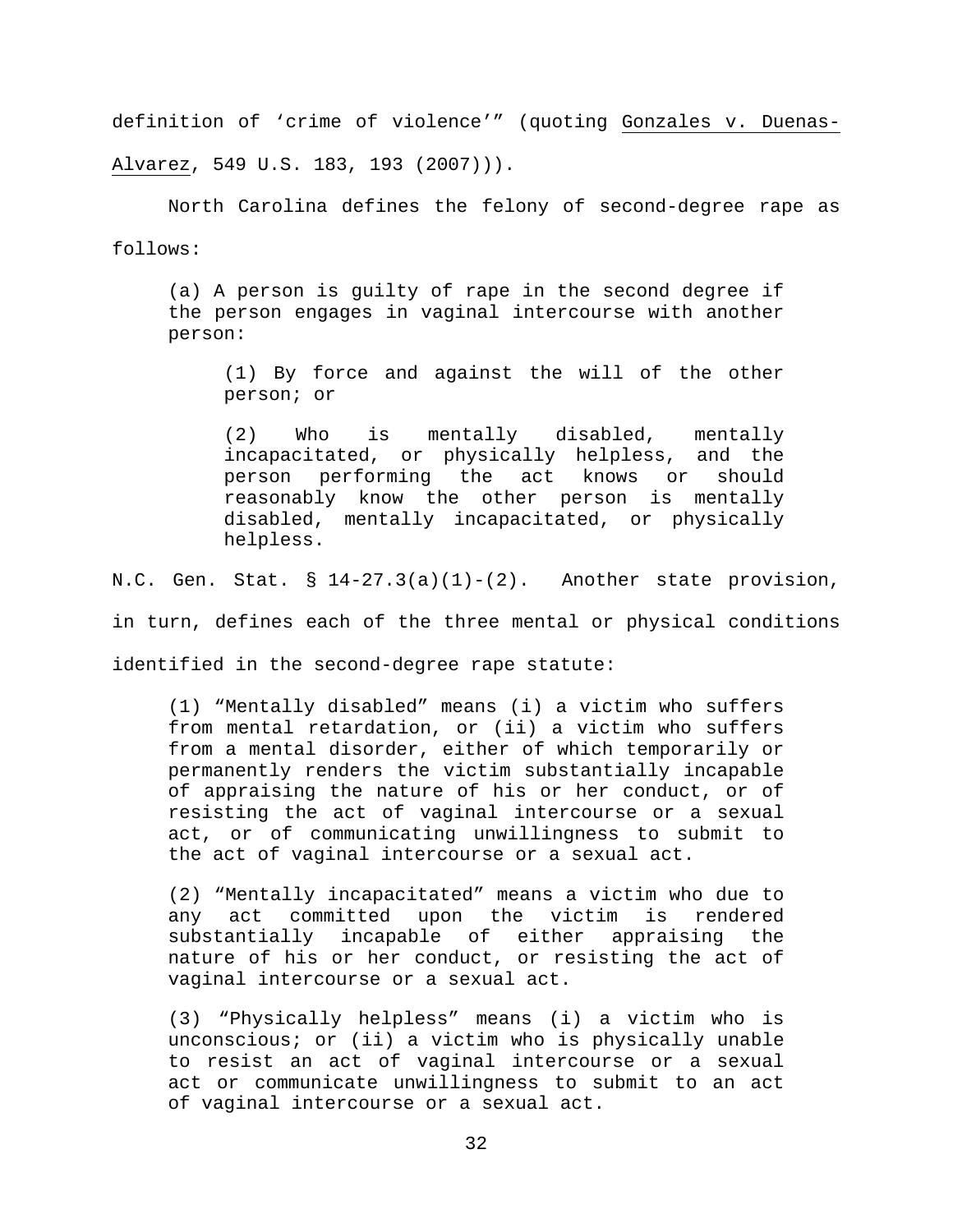definition of 'crime of violence'" (quoting Gonzales v. Duenas-Alvarez, 549 U.S. 183, 193 (2007))).

North Carolina defines the felony of second-degree rape as follows:

> (a) A person is guilty of rape in the second degree if the person engages in vaginal intercourse with another person:
>
> > (1) By force and against the will of the other person; or
> >
> > (2) Who is mentally disabled, mentally incapacitated, or physically helpless, and the person performing the act knows or should reasonably know the other person is mentally disabled, mentally incapacitated, or physically helpless.

N.C. Gen. Stat. § 14-27.3(a)(1)-(2). Another state provision, in turn, defines each of the three mental or physical conditions identified in the second-degree rape statute:

> (1) "Mentally disabled" means (i) a victim who suffers from mental retardation, or (ii) a victim who suffers from a mental disorder, either of which temporarily or permanently renders the victim substantially incapable of appraising the nature of his or her conduct, or of resisting the act of vaginal intercourse or a sexual act, or of communicating unwillingness to submit to the act of vaginal intercourse or a sexual act.
>
> (2) "Mentally incapacitated" means a victim who due to any act committed upon the victim is rendered substantially incapable of either appraising the nature of his or her conduct, or resisting the act of vaginal intercourse or a sexual act.
>
> (3) "Physically helpless" means (i) a victim who is unconscious; or (ii) a victim who is physically unable to resist an act of vaginal intercourse or a sexual act or communicate unwillingness to submit to an act of vaginal intercourse or a sexual act.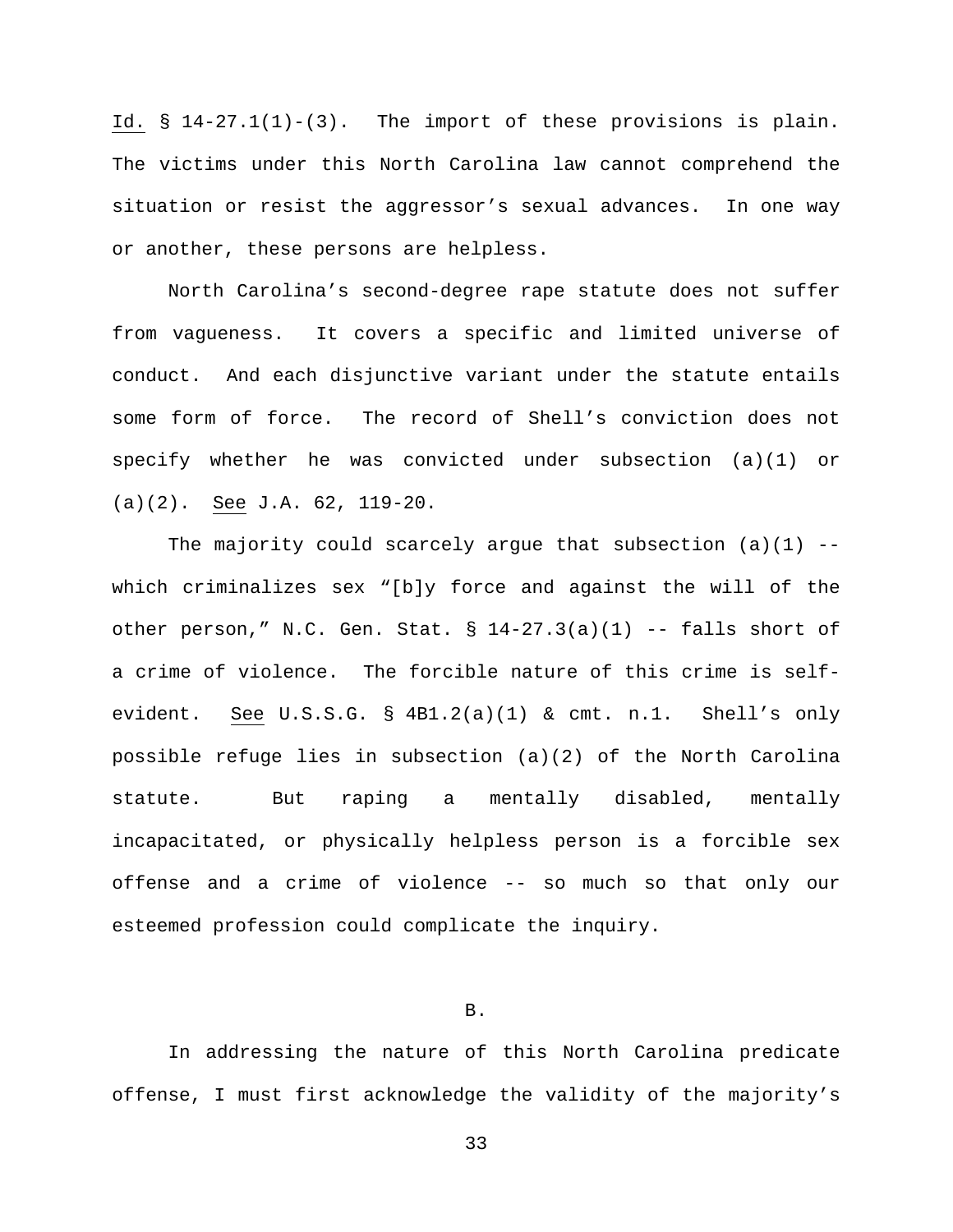Id. § 14-27.1(1)-(3). The import of these provisions is plain. The victims under this North Carolina law cannot comprehend the situation or resist the aggressor's sexual advances. In one way or another, these persons are helpless.

North Carolina's second-degree rape statute does not suffer from vagueness. It covers a specific and limited universe of conduct. And each disjunctive variant under the statute entails some form of force. The record of Shell's conviction does not specify whether he was convicted under subsection (a)(1) or (a)(2). See J.A. 62, 119-20.

The majority could scarcely argue that subsection (a)(1) -- which criminalizes sex "[b]y force and against the will of the other person," N.C. Gen. Stat. § 14-27.3(a)(1) -- falls short of a crime of violence. The forcible nature of this crime is self-evident. See U.S.S.G. § 4B1.2(a)(1) & cmt. n.1. Shell's only possible refuge lies in subsection (a)(2) of the North Carolina statute. But raping a mentally disabled, mentally incapacitated, or physically helpless person is a forcible sex offense and a crime of violence -- so much so that only our esteemed profession could complicate the inquiry.

## B.

In addressing the nature of this North Carolina predicate offense, I must first acknowledge the validity of the majority's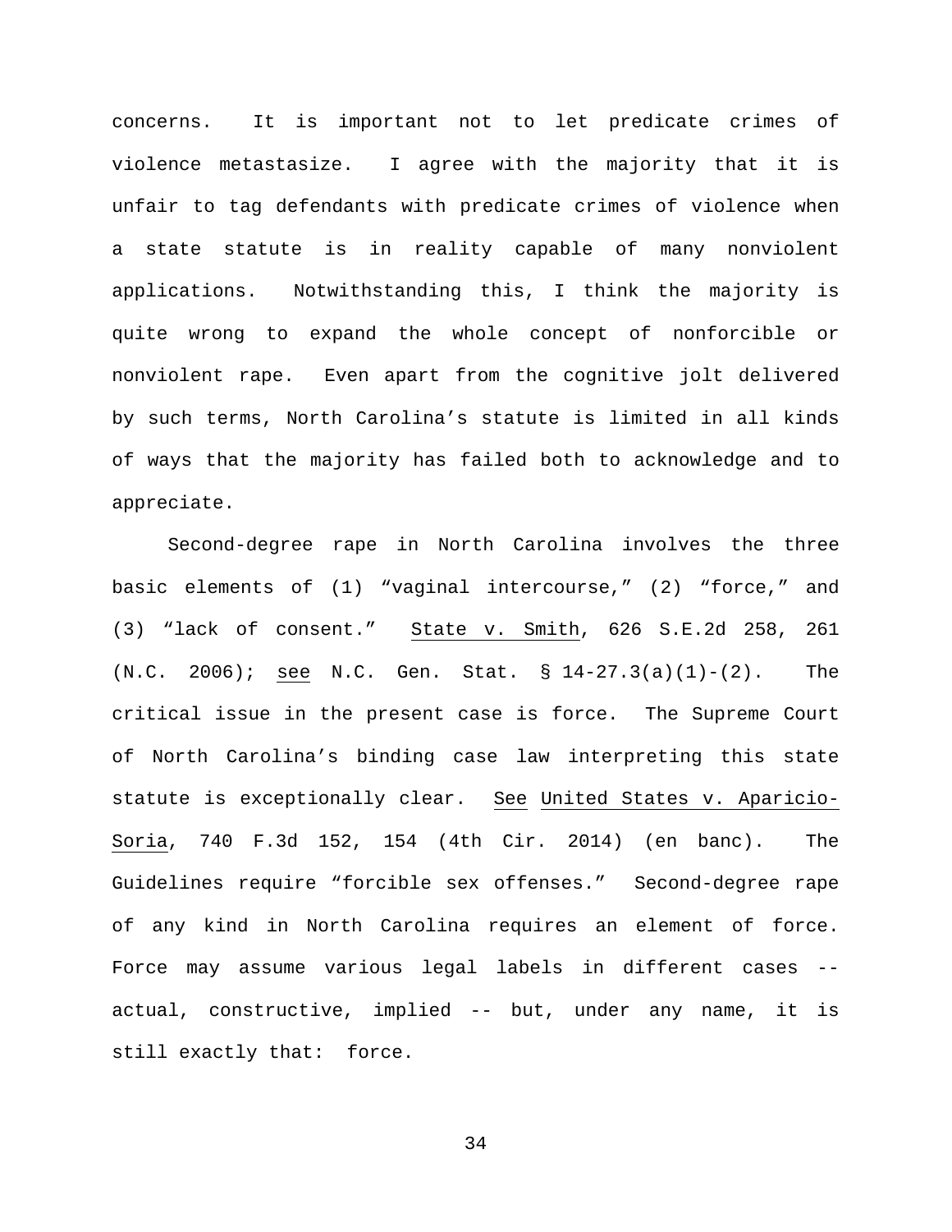concerns. It is important not to let predicate crimes of violence metastasize. I agree with the majority that it is unfair to tag defendants with predicate crimes of violence when a state statute is in reality capable of many nonviolent applications. Notwithstanding this, I think the majority is quite wrong to expand the whole concept of nonforcible or nonviolent rape. Even apart from the cognitive jolt delivered by such terms, North Carolina's statute is limited in all kinds of ways that the majority has failed both to acknowledge and to appreciate.

Second-degree rape in North Carolina involves the three basic elements of (1) "vaginal intercourse," (2) "force," and (3) "lack of consent." State v. Smith, 626 S.E.2d 258, 261 (N.C. 2006); see N.C. Gen. Stat. § 14-27.3(a)(1)-(2). The critical issue in the present case is force. The Supreme Court of North Carolina's binding case law interpreting this state statute is exceptionally clear. See United States v. Aparicio-Soria, 740 F.3d 152, 154 (4th Cir. 2014) (en banc). The Guidelines require "forcible sex offenses." Second-degree rape of any kind in North Carolina requires an element of force. Force may assume various legal labels in different cases -- actual, constructive, implied -- but, under any name, it is still exactly that: force.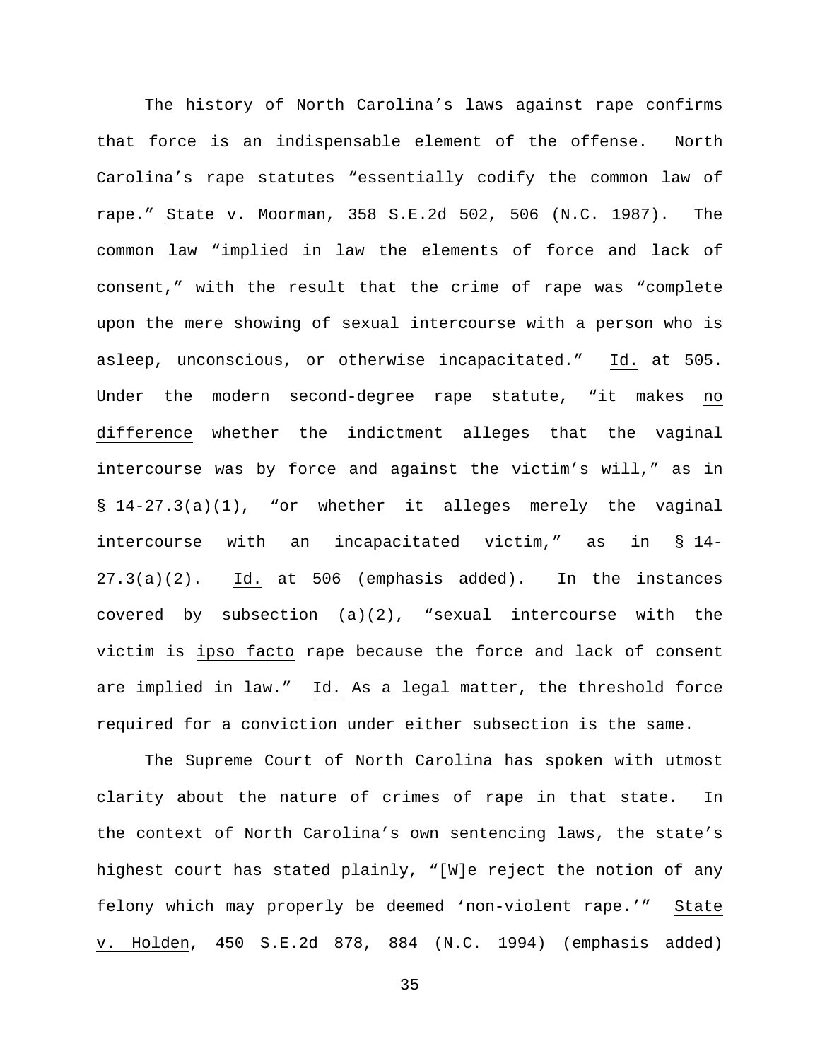The history of North Carolina's laws against rape confirms that force is an indispensable element of the offense. North Carolina's rape statutes "essentially codify the common law of rape." State v. Moorman, 358 S.E.2d 502, 506 (N.C. 1987). The common law "implied in law the elements of force and lack of consent," with the result that the crime of rape was "complete upon the mere showing of sexual intercourse with a person who is asleep, unconscious, or otherwise incapacitated." Id. at 505. Under the modern second-degree rape statute, "it makes no difference whether the indictment alleges that the vaginal intercourse was by force and against the victim's will," as in § 14-27.3(a)(1), "or whether it alleges merely the vaginal intercourse with an incapacitated victim," as in § 14-27.3(a)(2). Id. at 506 (emphasis added). In the instances covered by subsection (a)(2), "sexual intercourse with the victim is ipso facto rape because the force and lack of consent are implied in law." Id. As a legal matter, the threshold force required for a conviction under either subsection is the same.

The Supreme Court of North Carolina has spoken with utmost clarity about the nature of crimes of rape in that state. In the context of North Carolina's own sentencing laws, the state's highest court has stated plainly, "[W]e reject the notion of any felony which may properly be deemed 'non-violent rape.'" State v. Holden, 450 S.E.2d 878, 884 (N.C. 1994) (emphasis added)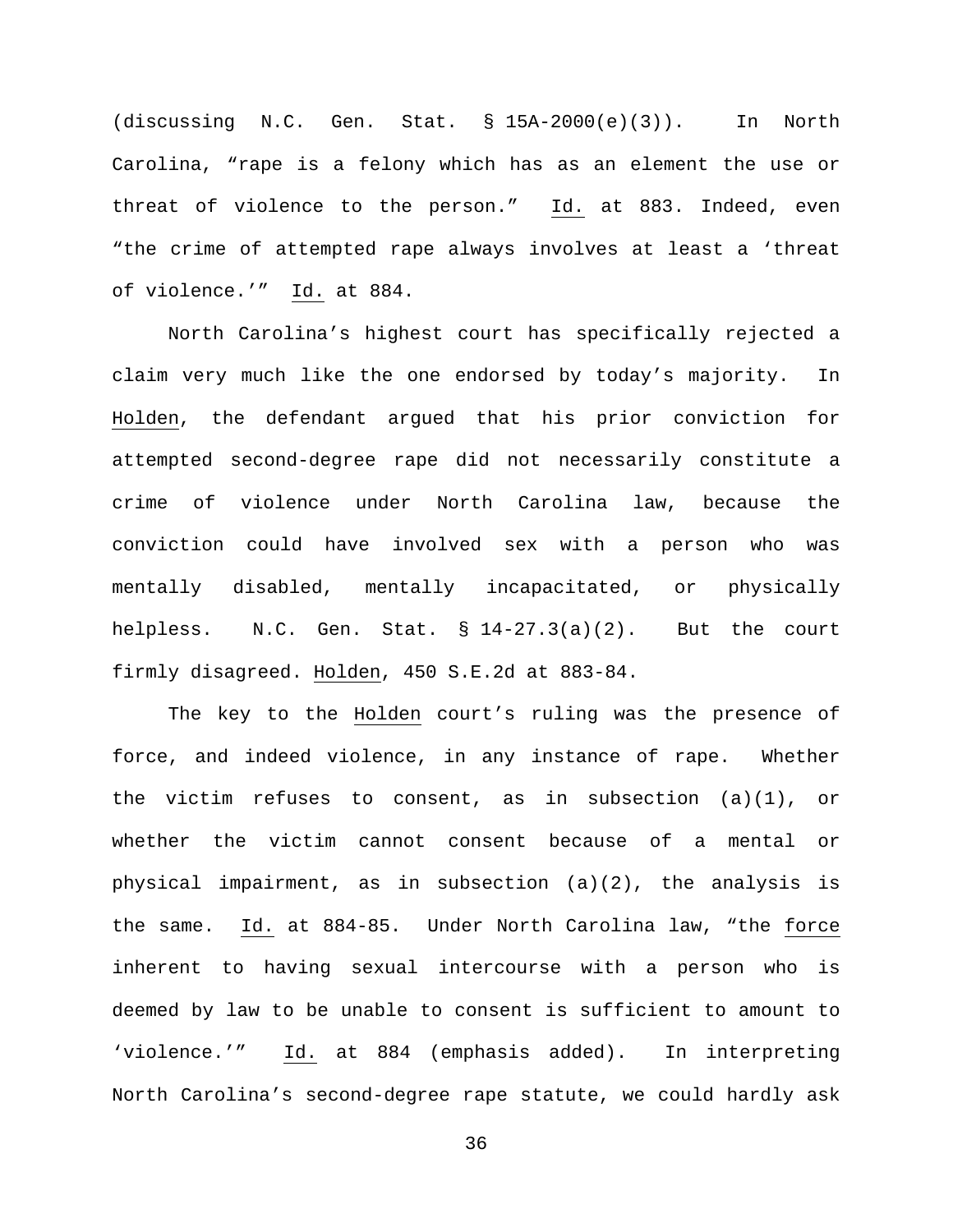(discussing N.C. Gen. Stat. § 15A-2000(e)(3)). In North Carolina, "rape is a felony which has as an element the use or threat of violence to the person." Id. at 883. Indeed, even "the crime of attempted rape always involves at least a 'threat of violence.'" Id. at 884.

North Carolina's highest court has specifically rejected a claim very much like the one endorsed by today's majority. In Holden, the defendant argued that his prior conviction for attempted second-degree rape did not necessarily constitute a crime of violence under North Carolina law, because the conviction could have involved sex with a person who was mentally disabled, mentally incapacitated, or physically helpless. N.C. Gen. Stat. § 14-27.3(a)(2). But the court firmly disagreed. Holden, 450 S.E.2d at 883-84.

The key to the Holden court's ruling was the presence of force, and indeed violence, in any instance of rape. Whether the victim refuses to consent, as in subsection (a)(1), or whether the victim cannot consent because of a mental or physical impairment, as in subsection (a)(2), the analysis is the same. Id. at 884-85. Under North Carolina law, "the force inherent to having sexual intercourse with a person who is deemed by law to be unable to consent is sufficient to amount to 'violence.'" Id. at 884 (emphasis added). In interpreting North Carolina's second-degree rape statute, we could hardly ask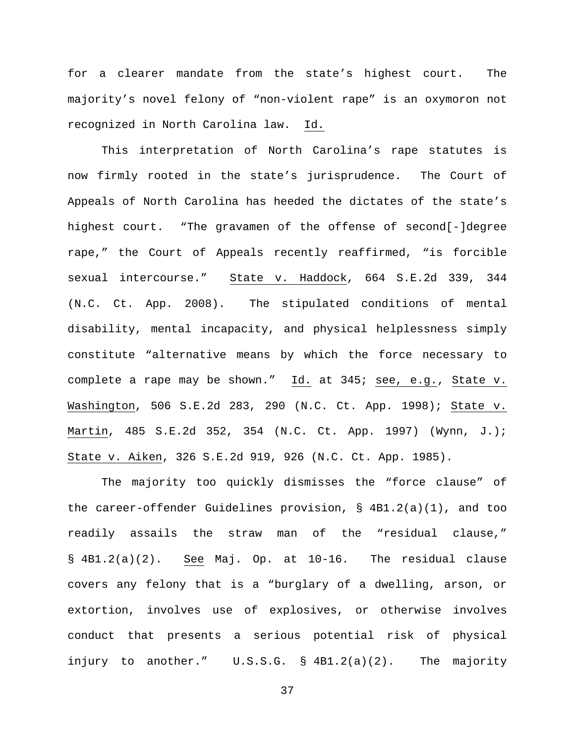for a clearer mandate from the state's highest court. The majority's novel felony of "non-violent rape" is an oxymoron not recognized in North Carolina law. Id.

This interpretation of North Carolina's rape statutes is now firmly rooted in the state's jurisprudence. The Court of Appeals of North Carolina has heeded the dictates of the state's highest court. "The gravamen of the offense of second[-]degree rape," the Court of Appeals recently reaffirmed, "is forcible sexual intercourse." State v. Haddock, 664 S.E.2d 339, 344 (N.C. Ct. App. 2008). The stipulated conditions of mental disability, mental incapacity, and physical helplessness simply constitute "alternative means by which the force necessary to complete a rape may be shown." Id. at 345; see, e.g., State v. Washington, 506 S.E.2d 283, 290 (N.C. Ct. App. 1998); State v. Martin, 485 S.E.2d 352, 354 (N.C. Ct. App. 1997) (Wynn, J.); State v. Aiken, 326 S.E.2d 919, 926 (N.C. Ct. App. 1985).

The majority too quickly dismisses the "force clause" of the career-offender Guidelines provision, § 4B1.2(a)(1), and too readily assails the straw man of the "residual clause," § 4B1.2(a)(2). See Maj. Op. at 10-16. The residual clause covers any felony that is a "burglary of a dwelling, arson, or extortion, involves use of explosives, or otherwise involves conduct that presents a serious potential risk of physical injury to another." U.S.S.G. § 4B1.2(a)(2). The majority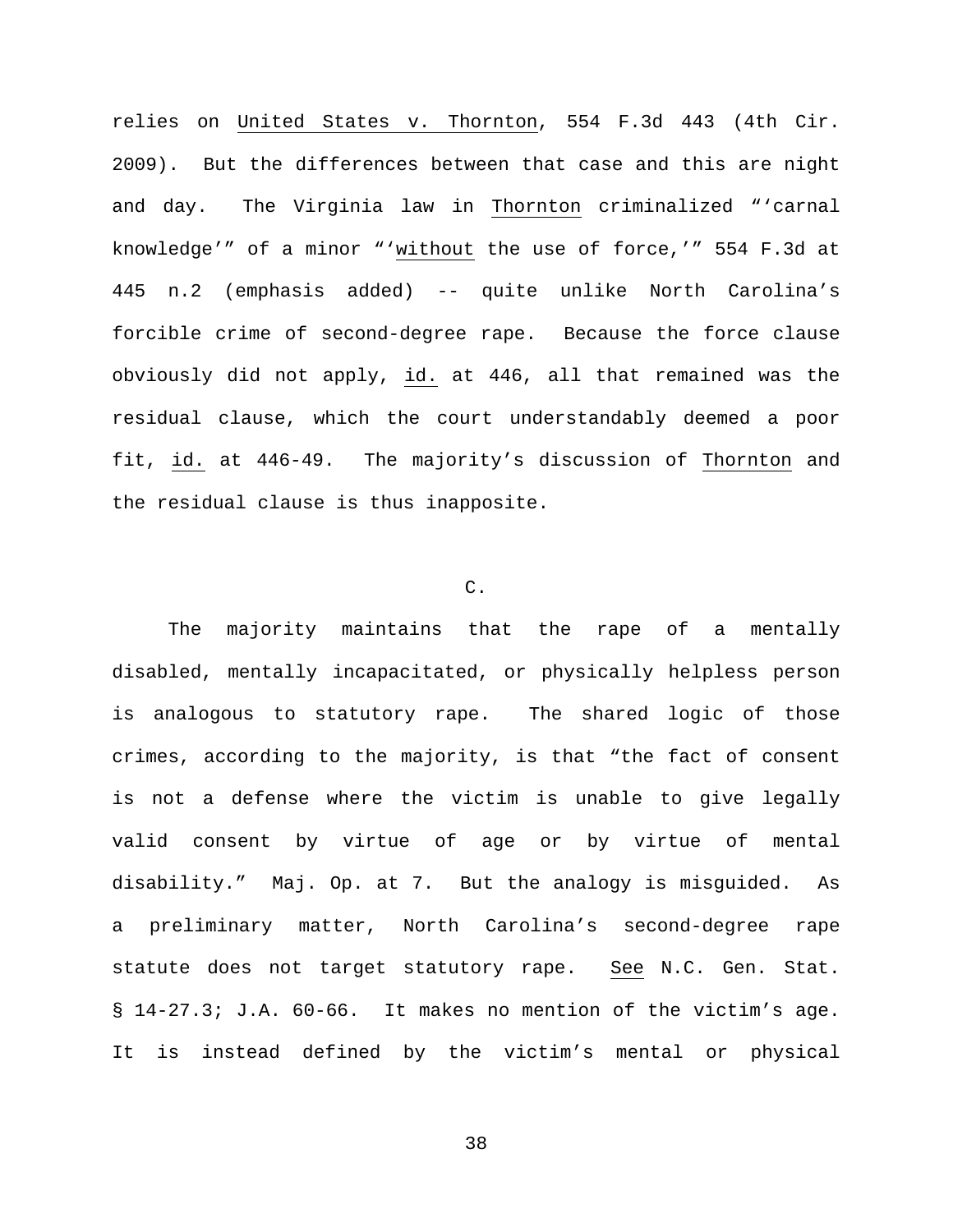relies on United States v. Thornton, 554 F.3d 443 (4th Cir. 2009). But the differences between that case and this are night and day. The Virginia law in Thornton criminalized "'carnal knowledge'" of a minor "'*without* the use of force,'" 554 F.3d at 445 n.2 (emphasis added) -- quite unlike North Carolina's forcible crime of second-degree rape. Because the force clause obviously did not apply, id. at 446, all that remained was the residual clause, which the court understandably deemed a poor fit, id. at 446-49. The majority's discussion of Thornton and the residual clause is thus inapposite.

C.

The majority maintains that the rape of a mentally disabled, mentally incapacitated, or physically helpless person is analogous to statutory rape. The shared logic of those crimes, according to the majority, is that "the fact of consent is not a defense where the victim is unable to give legally valid consent by virtue of age or by virtue of mental disability." Maj. Op. at 7. But the analogy is misguided. As a preliminary matter, North Carolina's second-degree rape statute does not target statutory rape. See N.C. Gen. Stat. § 14-27.3; J.A. 60-66. It makes no mention of the victim's age. It is instead defined by the victim's mental or physical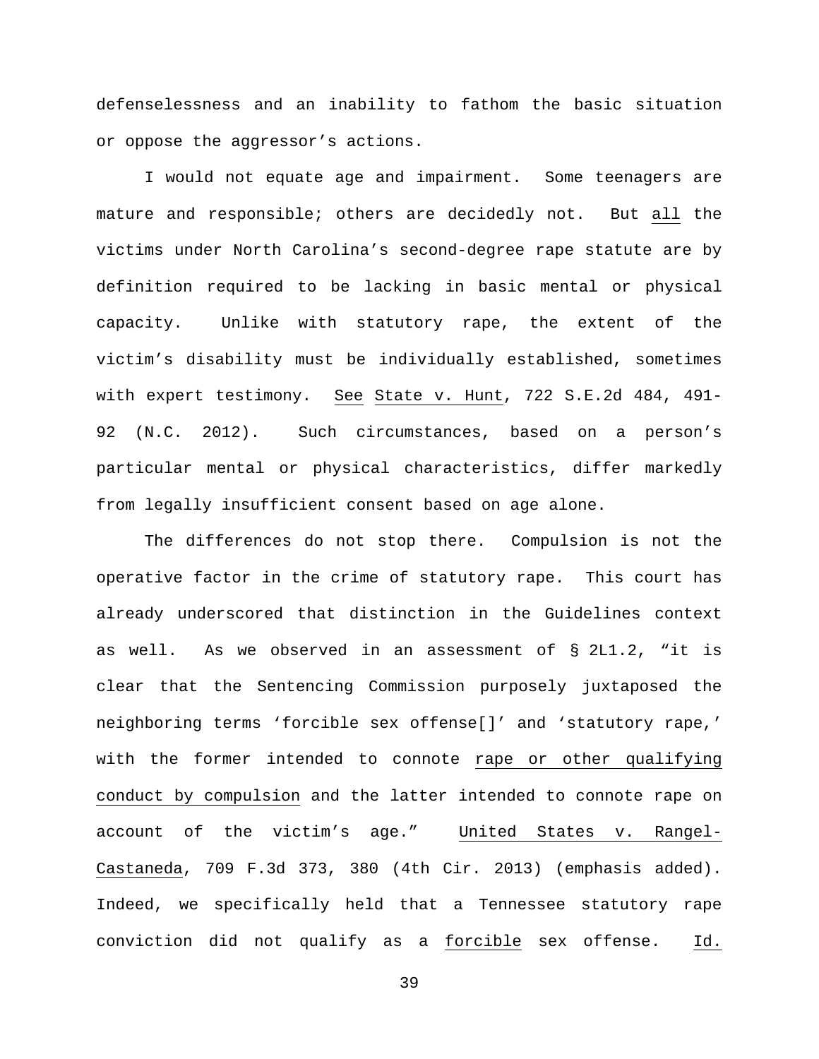defenselessness and an inability to fathom the basic situation or oppose the aggressor's actions.

I would not equate age and impairment. Some teenagers are mature and responsible; others are decidedly not. But all the victims under North Carolina's second-degree rape statute are by definition required to be lacking in basic mental or physical capacity. Unlike with statutory rape, the extent of the victim's disability must be individually established, sometimes with expert testimony. See State v. Hunt, 722 S.E.2d 484, 491-92 (N.C. 2012). Such circumstances, based on a person's particular mental or physical characteristics, differ markedly from legally insufficient consent based on age alone.

The differences do not stop there. Compulsion is not the operative factor in the crime of statutory rape. This court has already underscored that distinction in the Guidelines context as well. As we observed in an assessment of § 2L1.2, "it is clear that the Sentencing Commission purposely juxtaposed the neighboring terms 'forcible sex offense[]' and 'statutory rape,' with the former intended to connote rape or other qualifying conduct by compulsion and the latter intended to connote rape on account of the victim's age." United States v. Rangel-Castaneda, 709 F.3d 373, 380 (4th Cir. 2013) (emphasis added). Indeed, we specifically held that a Tennessee statutory rape conviction did not qualify as a forcible sex offense. Id.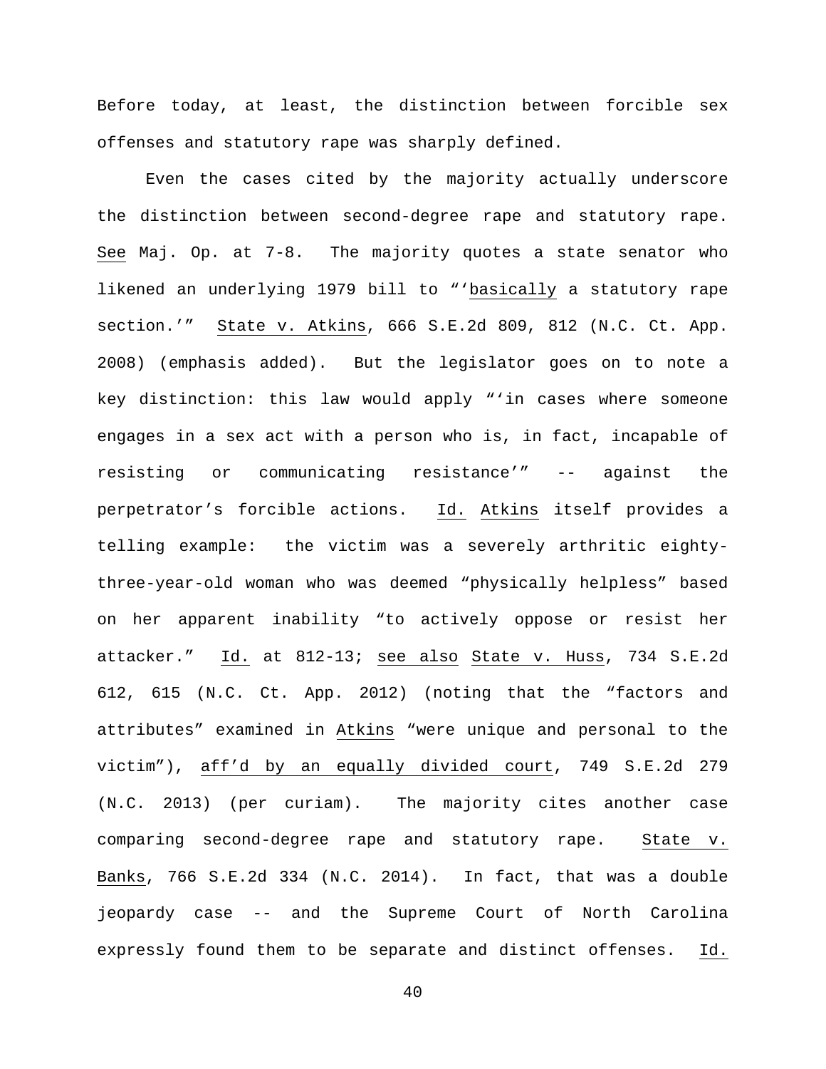Before today, at least, the distinction between forcible sex offenses and statutory rape was sharply defined.

Even the cases cited by the majority actually underscore the distinction between second-degree rape and statutory rape. See Maj. Op. at 7-8. The majority quotes a state senator who likened an underlying 1979 bill to "'basically a statutory rape section.'" State v. Atkins, 666 S.E.2d 809, 812 (N.C. Ct. App. 2008) (emphasis added). But the legislator goes on to note a key distinction: this law would apply "'in cases where someone engages in a sex act with a person who is, in fact, incapable of resisting or communicating resistance'" -- against the perpetrator's forcible actions. Id. Atkins itself provides a telling example: the victim was a severely arthritic eighty-three-year-old woman who was deemed "physically helpless" based on her apparent inability "to actively oppose or resist her attacker." Id. at 812-13; see also State v. Huss, 734 S.E.2d 612, 615 (N.C. Ct. App. 2012) (noting that the "factors and attributes" examined in Atkins "were unique and personal to the victim"), aff'd by an equally divided court, 749 S.E.2d 279 (N.C. 2013) (per curiam). The majority cites another case comparing second-degree rape and statutory rape. State v. Banks, 766 S.E.2d 334 (N.C. 2014). In fact, that was a double jeopardy case -- and the Supreme Court of North Carolina expressly found them to be separate and distinct offenses. Id.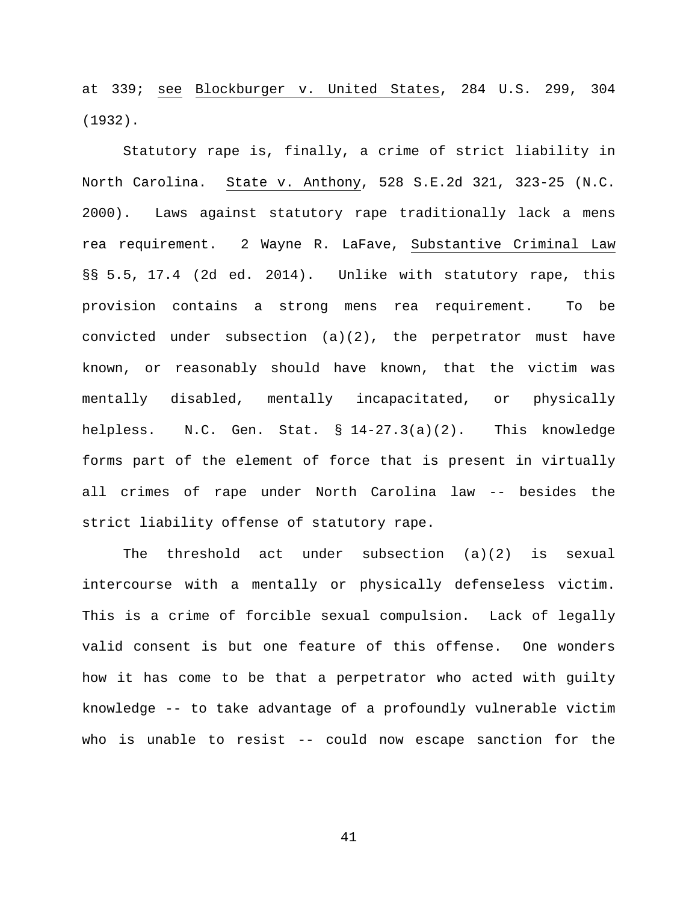at 339; *see* *Blockburger v. United States*, 284 U.S. 299, 304 (1932).

Statutory rape is, finally, a crime of strict liability in North Carolina. *State v. Anthony*, 528 S.E.2d 321, 323-25 (N.C. 2000). Laws against statutory rape traditionally lack a mens rea requirement. 2 Wayne R. LaFave, *Substantive Criminal Law* §§ 5.5, 17.4 (2d ed. 2014). Unlike with statutory rape, this provision contains a strong mens rea requirement. To be convicted under subsection (a)(2), the perpetrator must have known, or reasonably should have known, that the victim was mentally disabled, mentally incapacitated, or physically helpless. N.C. Gen. Stat. § 14-27.3(a)(2). This knowledge forms part of the element of force that is present in virtually all crimes of rape under North Carolina law -- besides the strict liability offense of statutory rape.

The threshold act under subsection (a)(2) is sexual intercourse with a mentally or physically defenseless victim. This is a crime of forcible sexual compulsion. Lack of legally valid consent is but one feature of this offense. One wonders how it has come to be that a perpetrator who acted with guilty knowledge -- to take advantage of a profoundly vulnerable victim who is unable to resist -- could now escape sanction for the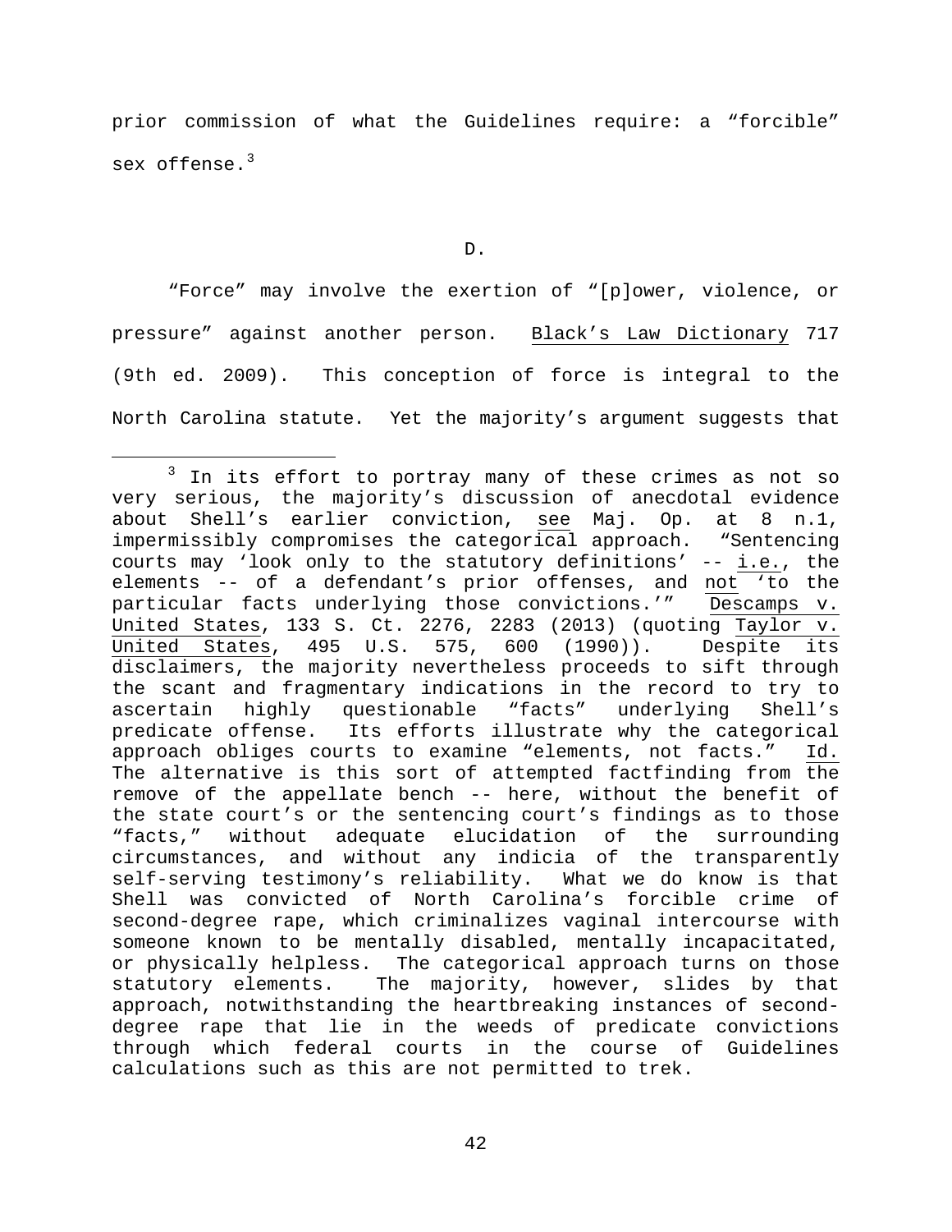prior commission of what the Guidelines require: a "forcible" sex offense.[3]

D.

"Force" may involve the exertion of "[p]ower, violence, or pressure" against another person. Black's Law Dictionary 717 (9th ed. 2009). This conception of force is integral to the North Carolina statute. Yet the majority's argument suggests that

---

[3] In its effort to portray many of these crimes as not so very serious, the majority's discussion of anecdotal evidence about Shell's earlier conviction, see Maj. Op. at 8 n.1, impermissibly compromises the categorical approach. "Sentencing courts may 'look only to the statutory definitions' -- i.e., the elements -- of a defendant's prior offenses, and not 'to the particular facts underlying those convictions.'" Descamps v. United States, 133 S. Ct. 2276, 2283 (2013) (quoting Taylor v. United States, 495 U.S. 575, 600 (1990)). Despite its disclaimers, the majority nevertheless proceeds to sift through the scant and fragmentary indications in the record to try to ascertain highly questionable "facts" underlying Shell's predicate offense. Its efforts illustrate why the categorical approach obliges courts to examine "elements, not facts." Id. The alternative is this sort of attempted factfinding from the remove of the appellate bench -- here, without the benefit of the state court's or the sentencing court's findings as to those "facts," without adequate elucidation of the surrounding circumstances, and without any indicia of the transparently self-serving testimony's reliability. What we do know is that Shell was convicted of North Carolina's forcible crime of second-degree rape, which criminalizes vaginal intercourse with someone known to be mentally disabled, mentally incapacitated, or physically helpless. The categorical approach turns on those statutory elements. The majority, however, slides by that approach, notwithstanding the heartbreaking instances of second-degree rape that lie in the weeds of predicate convictions through which federal courts in the course of Guidelines calculations such as this are not permitted to trek.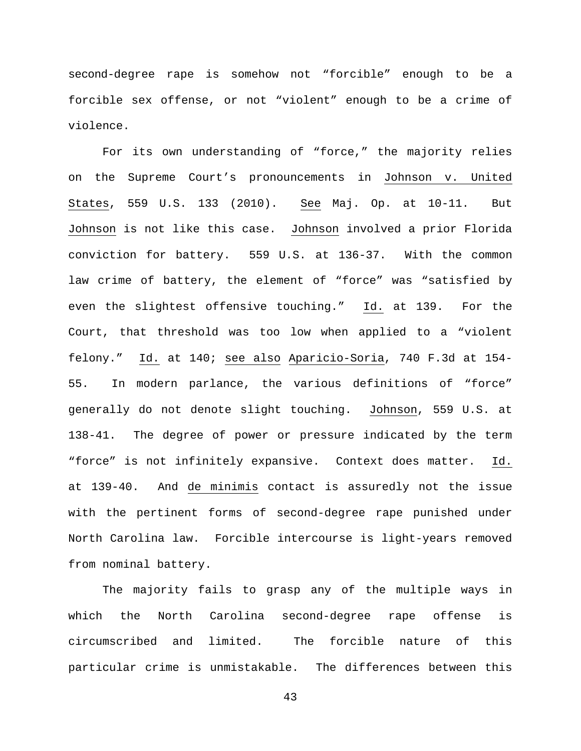second-degree rape is somehow not "forcible" enough to be a forcible sex offense, or not "violent" enough to be a crime of violence.

For its own understanding of "force," the majority relies on the Supreme Court's pronouncements in Johnson v. United States, 559 U.S. 133 (2010). See Maj. Op. at 10-11. But Johnson is not like this case. Johnson involved a prior Florida conviction for battery. 559 U.S. at 136-37. With the common law crime of battery, the element of "force" was "satisfied by even the slightest offensive touching." Id. at 139. For the Court, that threshold was too low when applied to a "violent felony." Id. at 140; see also Aparicio-Soria, 740 F.3d at 154-55. In modern parlance, the various definitions of "force" generally do not denote slight touching. Johnson, 559 U.S. at 138-41. The degree of power or pressure indicated by the term "force" is not infinitely expansive. Context does matter. Id. at 139-40. And de minimis contact is assuredly not the issue with the pertinent forms of second-degree rape punished under North Carolina law. Forcible intercourse is light-years removed from nominal battery.

The majority fails to grasp any of the multiple ways in which the North Carolina second-degree rape offense is circumscribed and limited. The forcible nature of this particular crime is unmistakable. The differences between this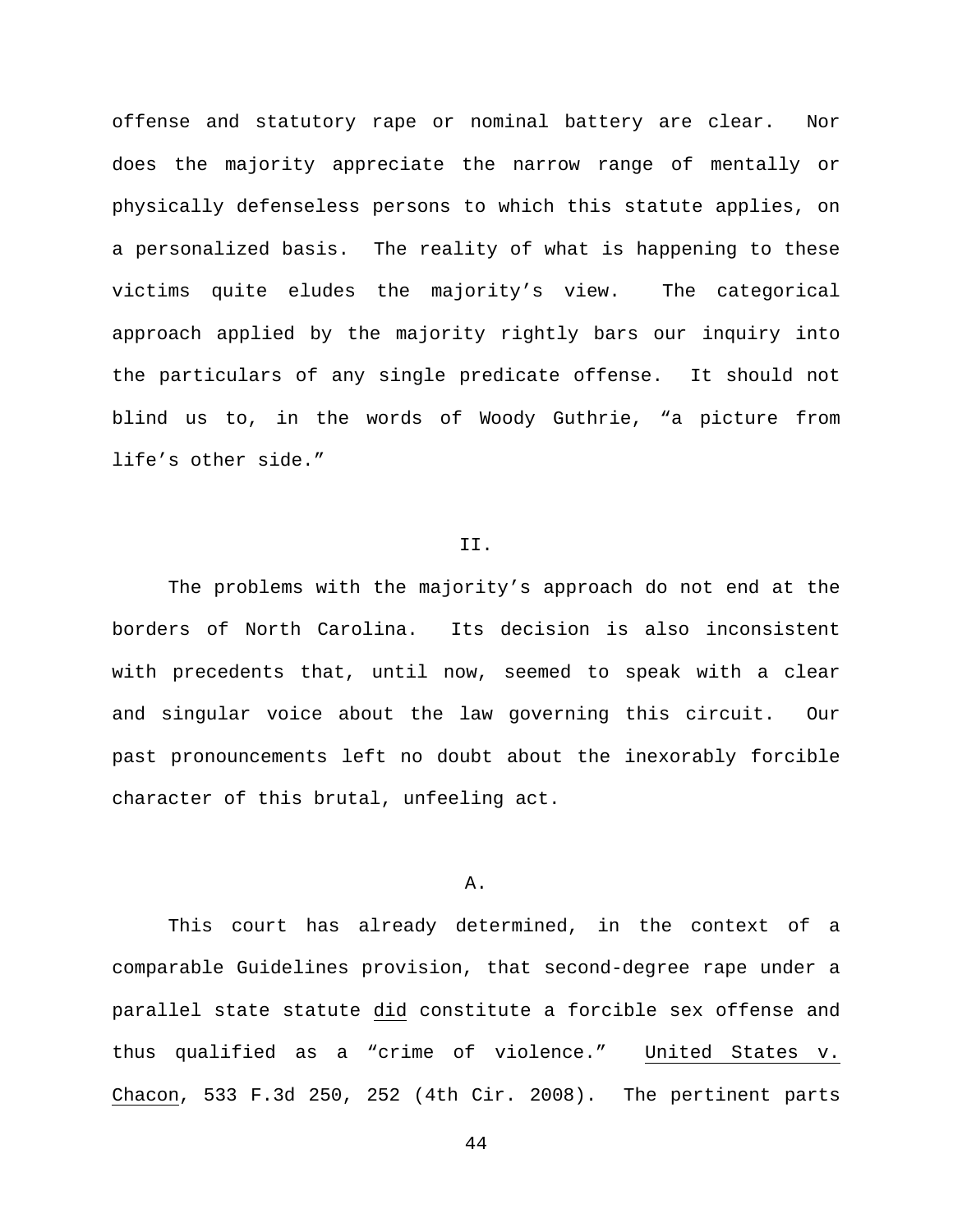offense and statutory rape or nominal battery are clear. Nor does the majority appreciate the narrow range of mentally or physically defenseless persons to which this statute applies, on a personalized basis. The reality of what is happening to these victims quite eludes the majority's view. The categorical approach applied by the majority rightly bars our inquiry into the particulars of any single predicate offense. It should not blind us to, in the words of Woody Guthrie, "a picture from life's other side."

## II.

The problems with the majority's approach do not end at the borders of North Carolina. Its decision is also inconsistent with precedents that, until now, seemed to speak with a clear and singular voice about the law governing this circuit. Our past pronouncements left no doubt about the inexorably forcible character of this brutal, unfeeling act.

### A.

This court has already determined, in the context of a comparable Guidelines provision, that second-degree rape under a parallel state statute did constitute a forcible sex offense and thus qualified as a "crime of violence." United States v. Chacon, 533 F.3d 250, 252 (4th Cir. 2008). The pertinent parts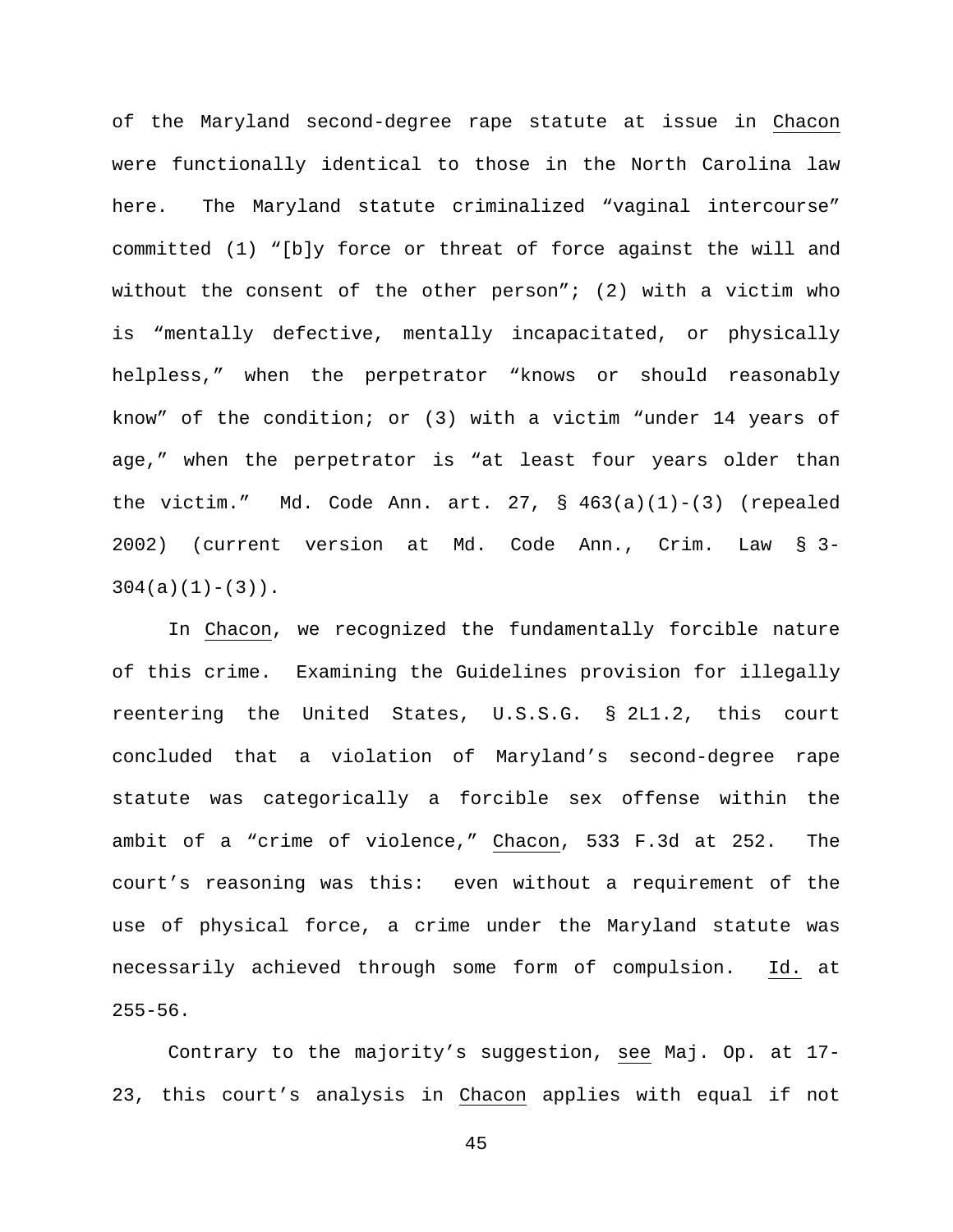of the Maryland second-degree rape statute at issue in Chacon were functionally identical to those in the North Carolina law here. The Maryland statute criminalized "vaginal intercourse" committed (1) "[b]y force or threat of force against the will and without the consent of the other person"; (2) with a victim who is "mentally defective, mentally incapacitated, or physically helpless," when the perpetrator "knows or should reasonably know" of the condition; or (3) with a victim "under 14 years of age," when the perpetrator is "at least four years older than the victim." Md. Code Ann. art. 27, § 463(a)(1)-(3) (repealed 2002) (current version at Md. Code Ann., Crim. Law § 3-304(a)(1)-(3)).

In Chacon, we recognized the fundamentally forcible nature of this crime. Examining the Guidelines provision for illegally reentering the United States, U.S.S.G. § 2L1.2, this court concluded that a violation of Maryland's second-degree rape statute was categorically a forcible sex offense within the ambit of a "crime of violence," Chacon, 533 F.3d at 252. The court's reasoning was this: even without a requirement of the use of physical force, a crime under the Maryland statute was necessarily achieved through some form of compulsion. Id. at 255-56.

Contrary to the majority's suggestion, see Maj. Op. at 17-23, this court's analysis in Chacon applies with equal if not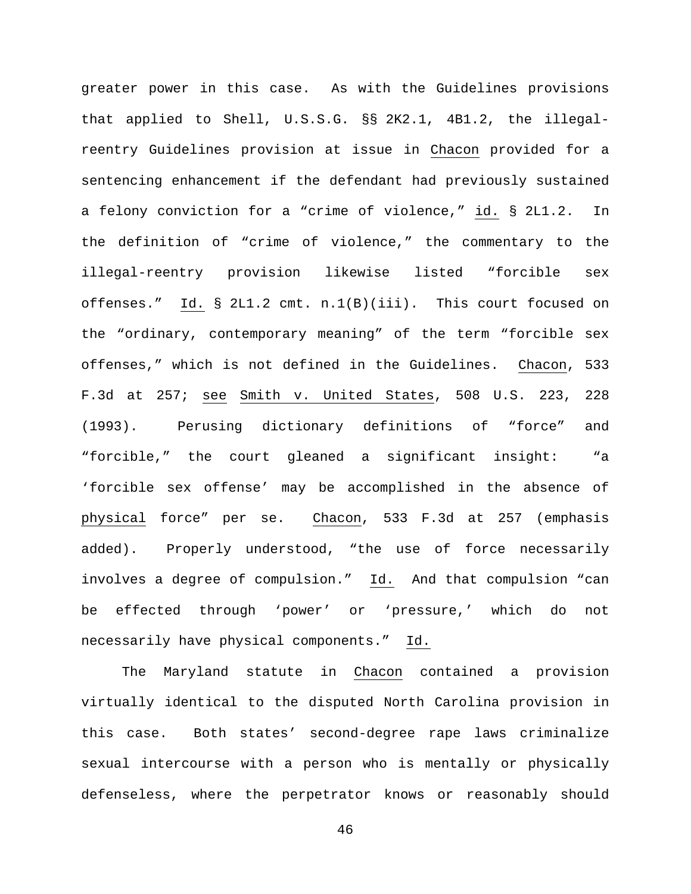greater power in this case. As with the Guidelines provisions that applied to Shell, U.S.S.G. §§ 2K2.1, 4B1.2, the illegal-reentry Guidelines provision at issue in Chacon provided for a sentencing enhancement if the defendant had previously sustained a felony conviction for a "crime of violence," id. § 2L1.2. In the definition of "crime of violence," the commentary to the illegal-reentry provision likewise listed "forcible sex offenses." Id. § 2L1.2 cmt. n.1(B)(iii). This court focused on the "ordinary, contemporary meaning" of the term "forcible sex offenses," which is not defined in the Guidelines. Chacon, 533 F.3d at 257; see Smith v. United States, 508 U.S. 223, 228 (1993). Perusing dictionary definitions of "force" and "forcible," the court gleaned a significant insight: "a 'forcible sex offense' may be accomplished in the absence of physical force" per se. Chacon, 533 F.3d at 257 (emphasis added). Properly understood, "the use of force necessarily involves a degree of compulsion." Id. And that compulsion "can be effected through 'power' or 'pressure,' which do not necessarily have physical components." Id.

The Maryland statute in Chacon contained a provision virtually identical to the disputed North Carolina provision in this case. Both states' second-degree rape laws criminalize sexual intercourse with a person who is mentally or physically defenseless, where the perpetrator knows or reasonably should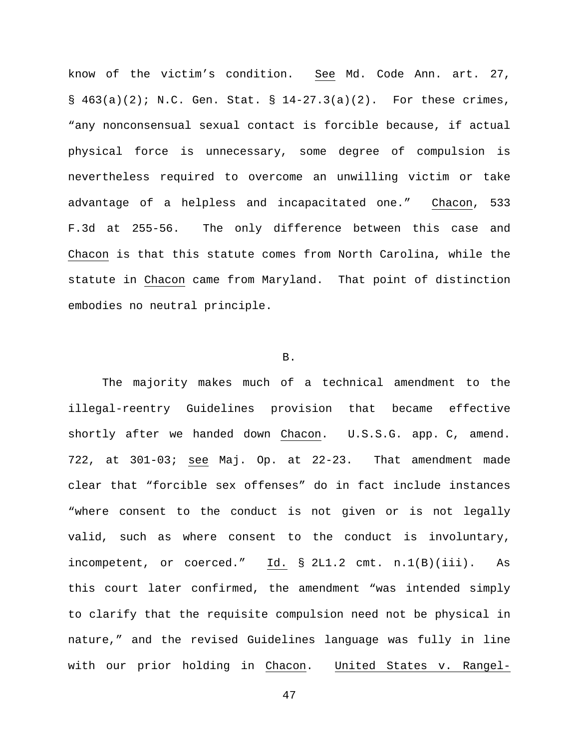know of the victim's condition. See Md. Code Ann. art. 27, § 463(a)(2); N.C. Gen. Stat. § 14-27.3(a)(2). For these crimes, "any nonconsensual sexual contact is forcible because, if actual physical force is unnecessary, some degree of compulsion is nevertheless required to overcome an unwilling victim or take advantage of a helpless and incapacitated one." Chacon, 533 F.3d at 255-56. The only difference between this case and Chacon is that this statute comes from North Carolina, while the statute in Chacon came from Maryland. That point of distinction embodies no neutral principle.

B.

The majority makes much of a technical amendment to the illegal-reentry Guidelines provision that became effective shortly after we handed down Chacon. U.S.S.G. app. C, amend. 722, at 301-03; see Maj. Op. at 22-23. That amendment made clear that "forcible sex offenses" do in fact include instances "where consent to the conduct is not given or is not legally valid, such as where consent to the conduct is involuntary, incompetent, or coerced." Id. § 2L1.2 cmt. n.1(B)(iii). As this court later confirmed, the amendment "was intended simply to clarify that the requisite compulsion need not be physical in nature," and the revised Guidelines language was fully in line with our prior holding in Chacon. United States v. Rangel-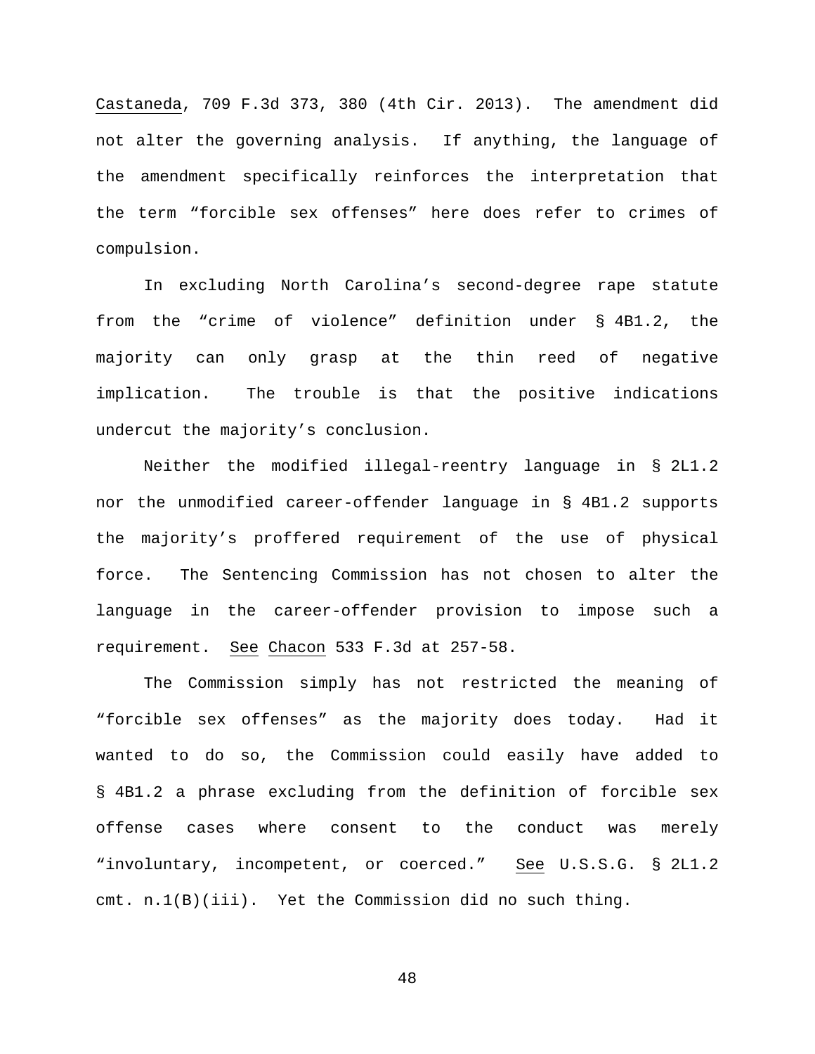Castaneda, 709 F.3d 373, 380 (4th Cir. 2013). The amendment did not alter the governing analysis. If anything, the language of the amendment specifically reinforces the interpretation that the term "forcible sex offenses" here does refer to crimes of compulsion.

In excluding North Carolina's second-degree rape statute from the "crime of violence" definition under § 4B1.2, the majority can only grasp at the thin reed of negative implication. The trouble is that the positive indications undercut the majority's conclusion.

Neither the modified illegal-reentry language in § 2L1.2 nor the unmodified career-offender language in § 4B1.2 supports the majority's proffered requirement of the use of physical force. The Sentencing Commission has not chosen to alter the language in the career-offender provision to impose such a requirement. See Chacon 533 F.3d at 257-58.

The Commission simply has not restricted the meaning of "forcible sex offenses" as the majority does today. Had it wanted to do so, the Commission could easily have added to § 4B1.2 a phrase excluding from the definition of forcible sex offense cases where consent to the conduct was merely "involuntary, incompetent, or coerced." See U.S.S.G. § 2L1.2 cmt. n.1(B)(iii). Yet the Commission did no such thing.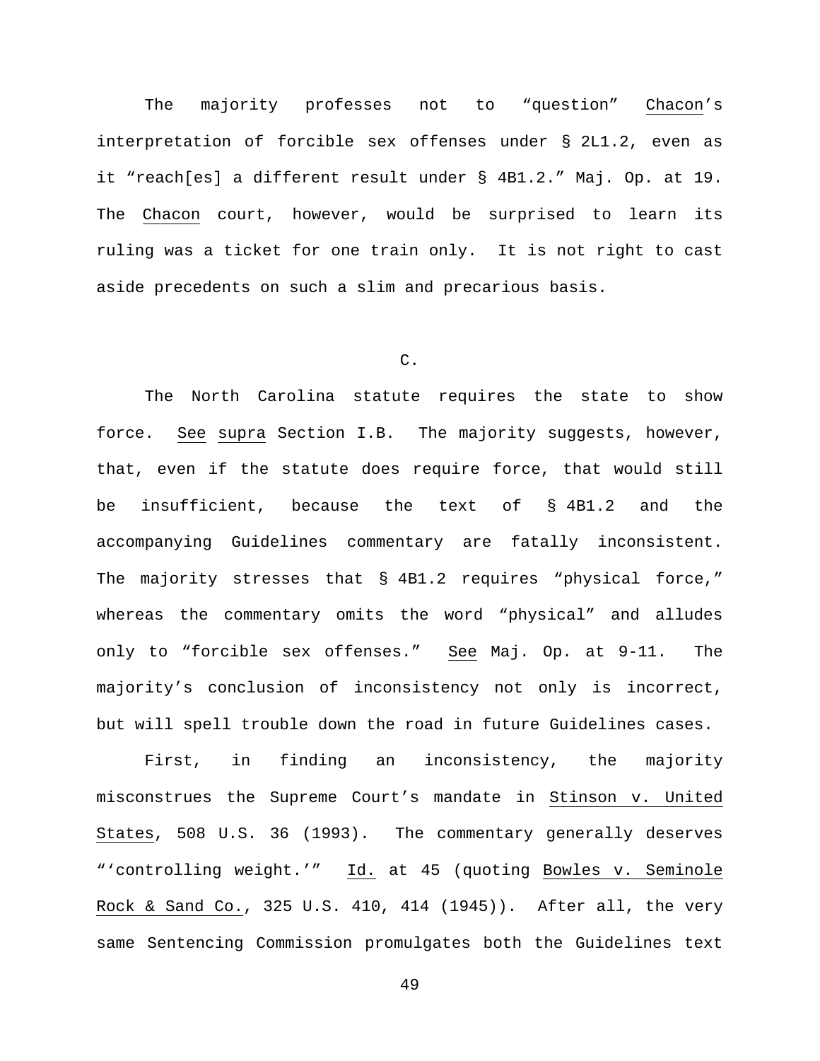The majority professes not to "question" Chacon's interpretation of forcible sex offenses under § 2L1.2, even as it "reach[es] a different result under § 4B1.2." Maj. Op. at 19. The Chacon court, however, would be surprised to learn its ruling was a ticket for one train only. It is not right to cast aside precedents on such a slim and precarious basis.

C.

The North Carolina statute requires the state to show force. See supra Section I.B. The majority suggests, however, that, even if the statute does require force, that would still be insufficient, because the text of § 4B1.2 and the accompanying Guidelines commentary are fatally inconsistent. The majority stresses that § 4B1.2 requires "physical force," whereas the commentary omits the word "physical" and alludes only to "forcible sex offenses." See Maj. Op. at 9-11. The majority's conclusion of inconsistency not only is incorrect, but will spell trouble down the road in future Guidelines cases.

First, in finding an inconsistency, the majority misconstrues the Supreme Court's mandate in Stinson v. United States, 508 U.S. 36 (1993). The commentary generally deserves "'controlling weight.'" Id. at 45 (quoting Bowles v. Seminole Rock & Sand Co., 325 U.S. 410, 414 (1945)). After all, the very same Sentencing Commission promulgates both the Guidelines text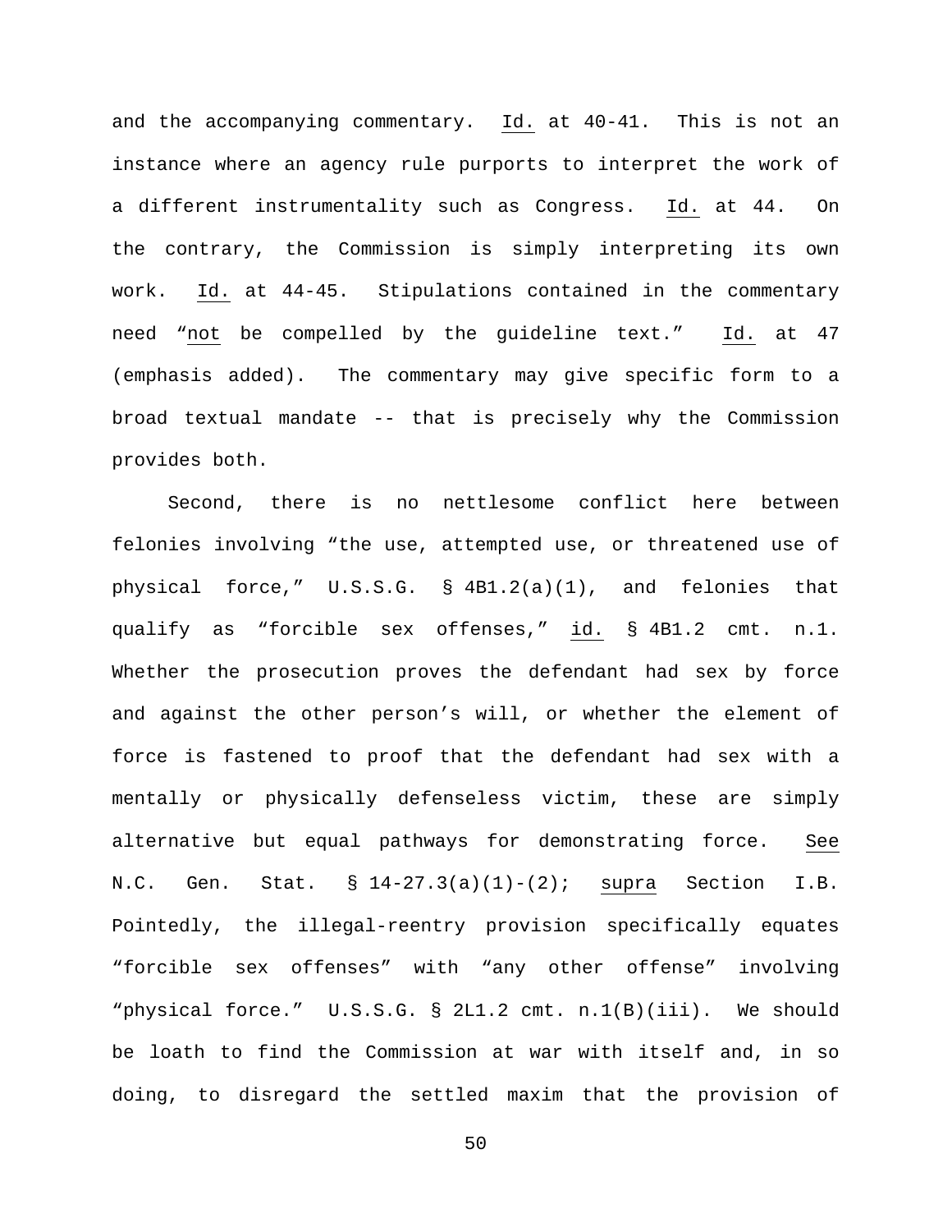and the accompanying commentary. Id. at 40-41. This is not an instance where an agency rule purports to interpret the work of a different instrumentality such as Congress. Id. at 44. On the contrary, the Commission is simply interpreting its own work. Id. at 44-45. Stipulations contained in the commentary need "not be compelled by the guideline text." Id. at 47 (emphasis added). The commentary may give specific form to a broad textual mandate -- that is precisely why the Commission provides both.

Second, there is no nettlesome conflict here between felonies involving "the use, attempted use, or threatened use of physical force," U.S.S.G. § 4B1.2(a)(1), and felonies that qualify as "forcible sex offenses," id. § 4B1.2 cmt. n.1. Whether the prosecution proves the defendant had sex by force and against the other person's will, or whether the element of force is fastened to proof that the defendant had sex with a mentally or physically defenseless victim, these are simply alternative but equal pathways for demonstrating force. See N.C. Gen. Stat. § 14-27.3(a)(1)-(2); supra Section I.B. Pointedly, the illegal-reentry provision specifically equates "forcible sex offenses" with "any other offense" involving "physical force." U.S.S.G. § 2L1.2 cmt. n.1(B)(iii). We should be loath to find the Commission at war with itself and, in so doing, to disregard the settled maxim that the provision of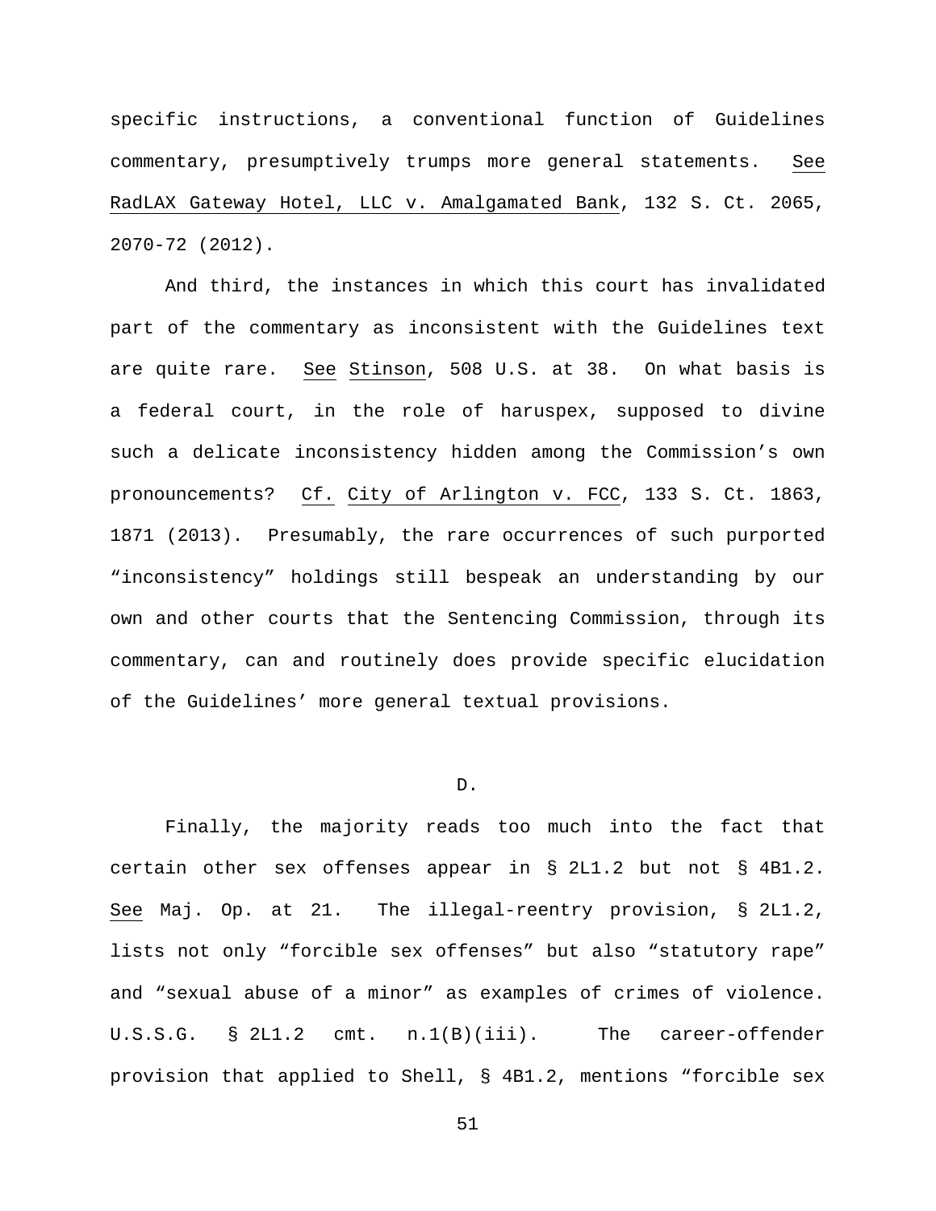specific instructions, a conventional function of Guidelines commentary, presumptively trumps more general statements. See RadLAX Gateway Hotel, LLC v. Amalgamated Bank, 132 S. Ct. 2065, 2070-72 (2012).

And third, the instances in which this court has invalidated part of the commentary as inconsistent with the Guidelines text are quite rare. See Stinson, 508 U.S. at 38. On what basis is a federal court, in the role of haruspex, supposed to divine such a delicate inconsistency hidden among the Commission's own pronouncements? Cf. City of Arlington v. FCC, 133 S. Ct. 1863, 1871 (2013). Presumably, the rare occurrences of such purported "inconsistency" holdings still bespeak an understanding by our own and other courts that the Sentencing Commission, through its commentary, can and routinely does provide specific elucidation of the Guidelines' more general textual provisions.

D.

Finally, the majority reads too much into the fact that certain other sex offenses appear in § 2L1.2 but not § 4B1.2. See Maj. Op. at 21. The illegal-reentry provision, § 2L1.2, lists not only "forcible sex offenses" but also "statutory rape" and "sexual abuse of a minor" as examples of crimes of violence. U.S.S.G. § 2L1.2 cmt. n.1(B)(iii). The career-offender provision that applied to Shell, § 4B1.2, mentions "forcible sex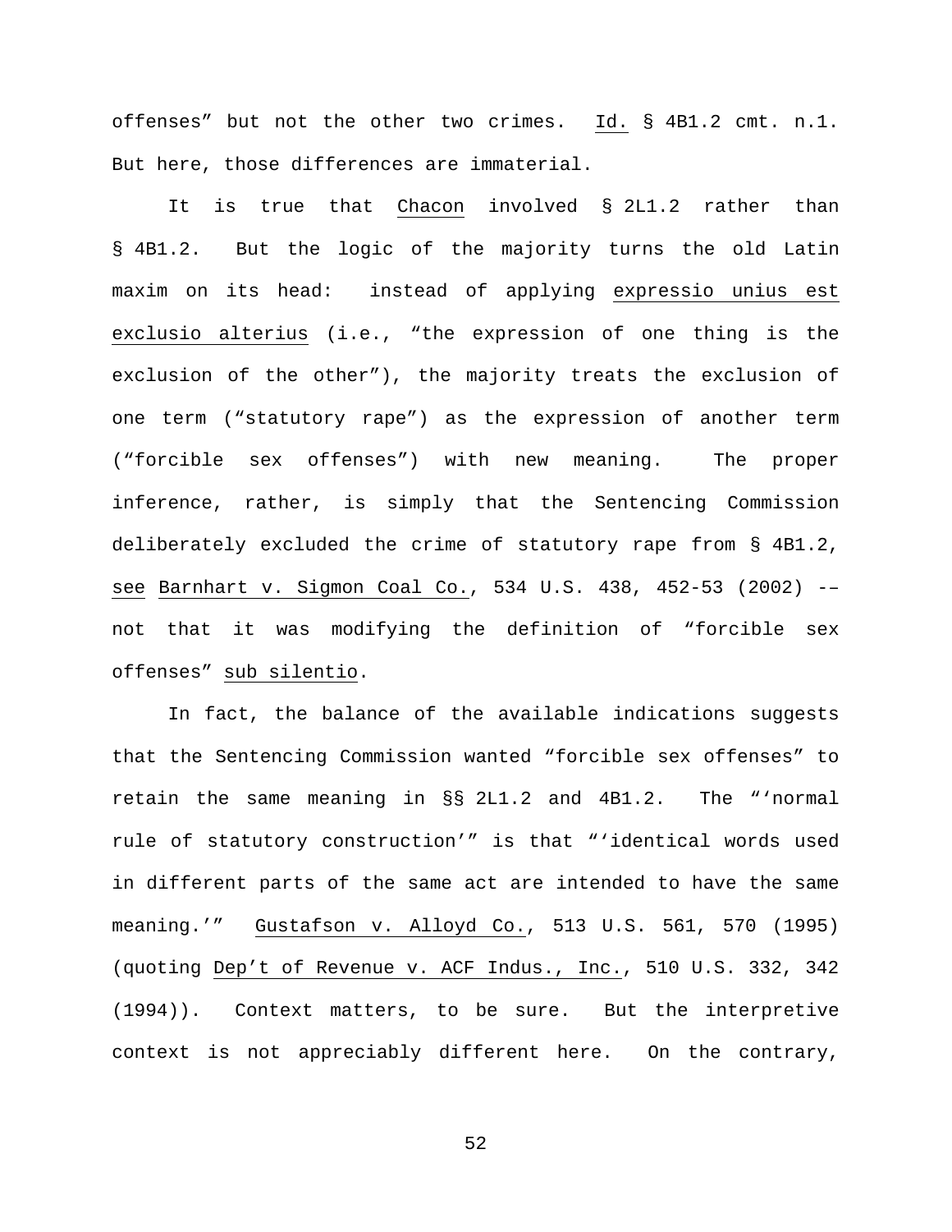offenses" but not the other two crimes. _Id._ § 4B1.2 cmt. n.1. But here, those differences are immaterial.

It is true that _Chacon_ involved § 2L1.2 rather than § 4B1.2. But the logic of the majority turns the old Latin maxim on its head: instead of applying _expressio unius est exclusio alterius_ (i.e., "the expression of one thing is the exclusion of the other"), the majority treats the exclusion of one term ("statutory rape") as the expression of another term ("forcible sex offenses") with new meaning. The proper inference, rather, is simply that the Sentencing Commission deliberately excluded the crime of statutory rape from § 4B1.2, _see_ _Barnhart v. Sigmon Coal Co._, 534 U.S. 438, 452-53 (2002) –– not that it was modifying the definition of "forcible sex offenses" _sub silentio_.

In fact, the balance of the available indications suggests that the Sentencing Commission wanted "forcible sex offenses" to retain the same meaning in §§ 2L1.2 and 4B1.2. The "'normal rule of statutory construction'" is that "'identical words used in different parts of the same act are intended to have the same meaning.'" _Gustafson v. Alloyd Co._, 513 U.S. 561, 570 (1995) (quoting _Dep't of Revenue v. ACF Indus., Inc._, 510 U.S. 332, 342 (1994)). Context matters, to be sure. But the interpretive context is not appreciably different here. On the contrary,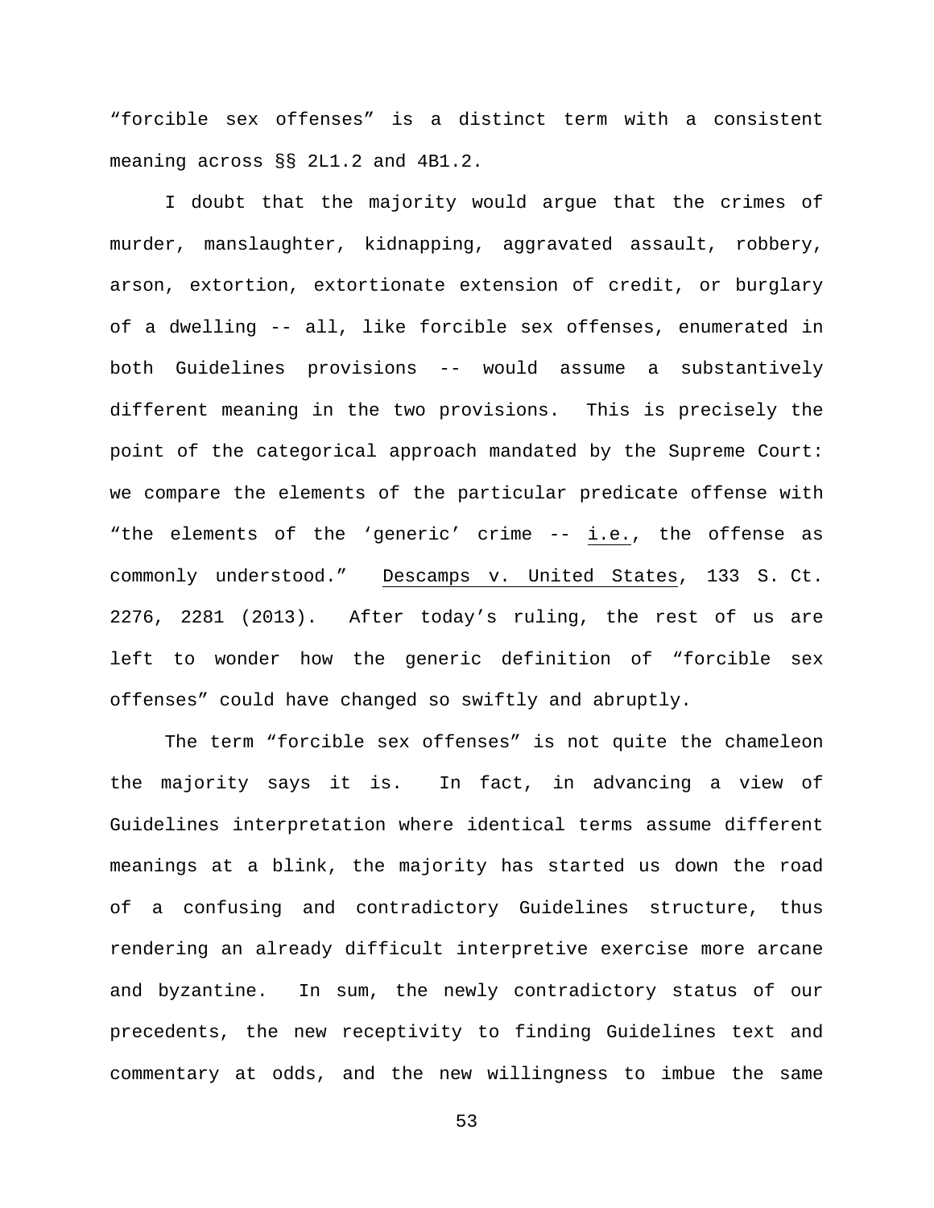"forcible sex offenses" is a distinct term with a consistent meaning across §§ 2L1.2 and 4B1.2.

I doubt that the majority would argue that the crimes of murder, manslaughter, kidnapping, aggravated assault, robbery, arson, extortion, extortionate extension of credit, or burglary of a dwelling -- all, like forcible sex offenses, enumerated in both Guidelines provisions -- would assume a substantively different meaning in the two provisions. This is precisely the point of the categorical approach mandated by the Supreme Court: we compare the elements of the particular predicate offense with "the elements of the 'generic' crime -- i.e., the offense as commonly understood." Descamps v. United States, 133 S. Ct. 2276, 2281 (2013). After today's ruling, the rest of us are left to wonder how the generic definition of "forcible sex offenses" could have changed so swiftly and abruptly.

The term "forcible sex offenses" is not quite the chameleon the majority says it is. In fact, in advancing a view of Guidelines interpretation where identical terms assume different meanings at a blink, the majority has started us down the road of a confusing and contradictory Guidelines structure, thus rendering an already difficult interpretive exercise more arcane and byzantine. In sum, the newly contradictory status of our precedents, the new receptivity to finding Guidelines text and commentary at odds, and the new willingness to imbue the same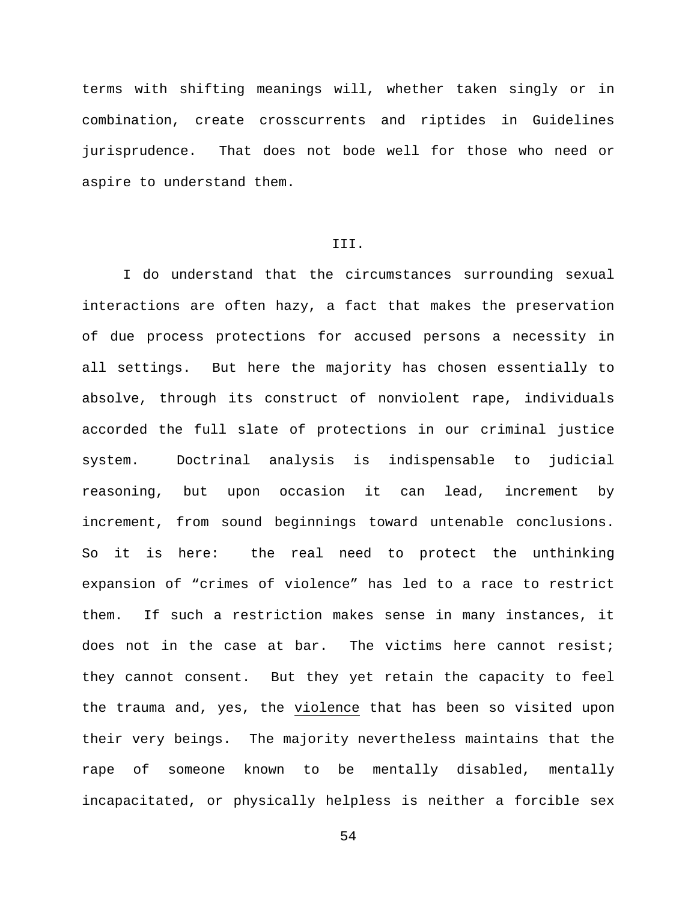terms with shifting meanings will, whether taken singly or in combination, create crosscurrents and riptides in Guidelines jurisprudence. That does not bode well for those who need or aspire to understand them.

III.

I do understand that the circumstances surrounding sexual interactions are often hazy, a fact that makes the preservation of due process protections for accused persons a necessity in all settings. But here the majority has chosen essentially to absolve, through its construct of nonviolent rape, individuals accorded the full slate of protections in our criminal justice system. Doctrinal analysis is indispensable to judicial reasoning, but upon occasion it can lead, increment by increment, from sound beginnings toward untenable conclusions. So it is here: the real need to protect the unthinking expansion of "crimes of violence" has led to a race to restrict them. If such a restriction makes sense in many instances, it does not in the case at bar. The victims here cannot resist; they cannot consent. But they yet retain the capacity to feel the trauma and, yes, the violence that has been so visited upon their very beings. The majority nevertheless maintains that the rape of someone known to be mentally disabled, mentally incapacitated, or physically helpless is neither a forcible sex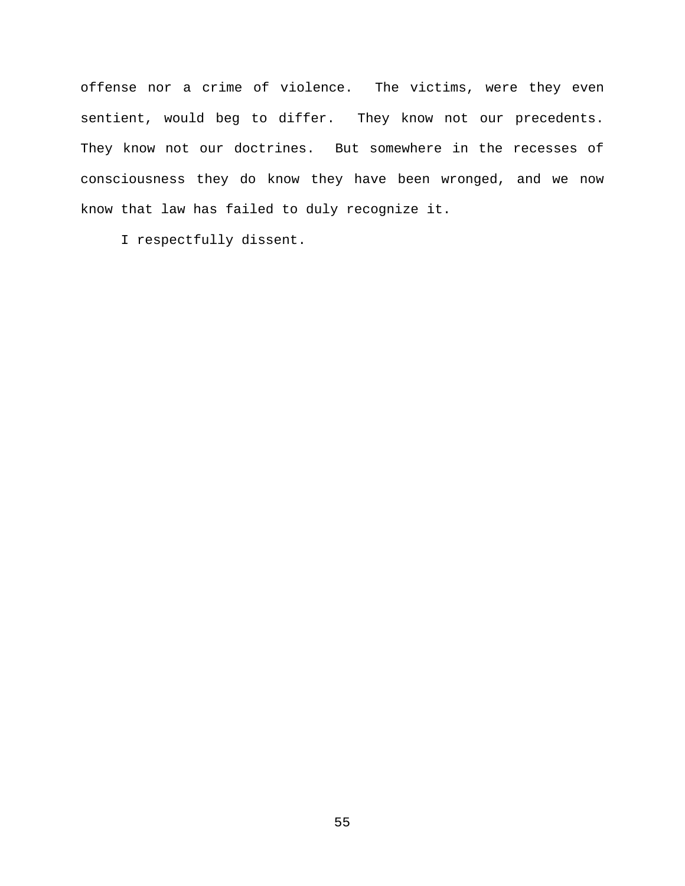offense nor a crime of violence. The victims, were they even sentient, would beg to differ. They know not our precedents. They know not our doctrines. But somewhere in the recesses of consciousness they do know they have been wronged, and we now know that law has failed to duly recognize it.

I respectfully dissent.